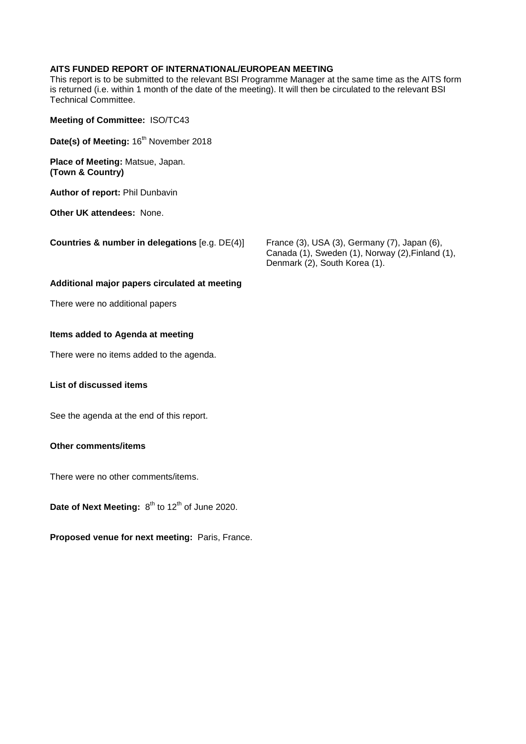**AITS FUNDED REPORT OF INTERNATIONAL/EUROPEAN MEETING**
This report is to be submitted to the relevant BSI Programme Manager at the same time as the AITS form is returned (i.e. within 1 month of the date of the meeting). It will then be circulated to the relevant BSI Technical Committee.

**Meeting of Committee:** ISO/TC43

**Date(s) of Meeting:** 16th November 2018

**Place of Meeting:** Matsue, Japan.
**(Town & Country)**

**Author of report:** Phil Dunbavin

**Other UK attendees:** None.

**Countries & number in delegations** [e.g. DE(4)] France (3), USA (3), Germany (7), Japan (6), Canada (1), Sweden (1), Norway (2),Finland (1), Denmark (2), South Korea (1).

**Additional major papers circulated at meeting**

There were no additional papers

**Items added to Agenda at meeting**

There were no items added to the agenda.

**List of discussed items**

See the agenda at the end of this report.

**Other comments/items**

There were no other comments/items.

**Date of Next Meeting:** 8th to 12th of June 2020.

**Proposed venue for next meeting:** Paris, France.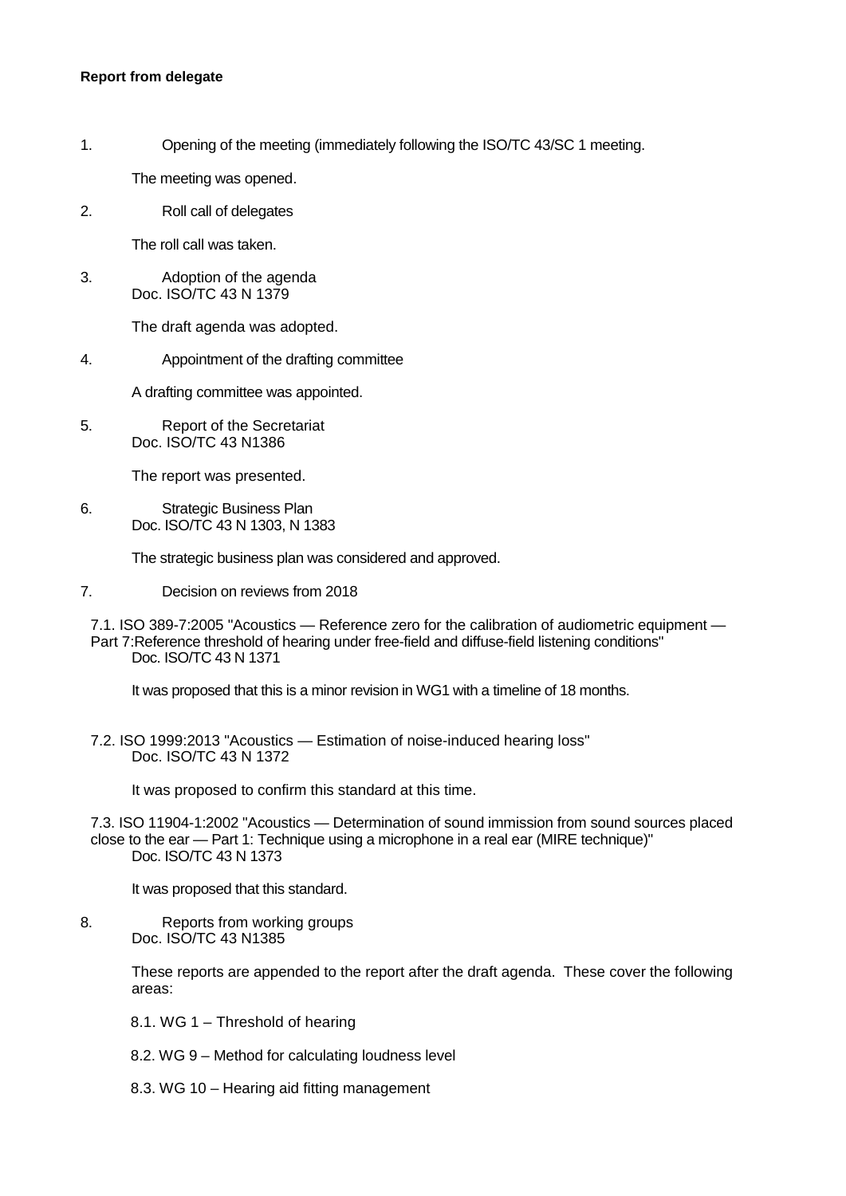**Report from delegate**

1. Opening of the meeting (immediately following the ISO/TC 43/SC 1 meeting.

   The meeting was opened.

2. Roll call of delegates

   The roll call was taken.

3. Adoption of the agenda
   Doc. ISO/TC 43 N 1379

   The draft agenda was adopted.

4. Appointment of the drafting committee

   A drafting committee was appointed.

5. Report of the Secretariat
   Doc. ISO/TC 43 N1386

   The report was presented.

6. Strategic Business Plan
   Doc. ISO/TC 43 N 1303, N 1383

   The strategic business plan was considered and approved.

7. Decision on reviews from 2018

   7.1. ISO 389-7:2005 "Acoustics — Reference zero for the calibration of audiometric equipment — Part 7:Reference threshold of hearing under free-field and diffuse-field listening conditions"
   Doc. ISO/TC 43 N 1371

   It was proposed that this is a minor revision in WG1 with a timeline of 18 months.

   7.2. ISO 1999:2013 "Acoustics — Estimation of noise-induced hearing loss"
   Doc. ISO/TC 43 N 1372

   It was proposed to confirm this standard at this time.

   7.3. ISO 11904-1:2002 "Acoustics — Determination of sound immission from sound sources placed close to the ear — Part 1: Technique using a microphone in a real ear (MIRE technique)"
   Doc. ISO/TC 43 N 1373

   It was proposed that this standard.

8. Reports from working groups
   Doc. ISO/TC 43 N1385

   These reports are appended to the report after the draft agenda. These cover the following areas:

   8.1. WG 1 – Threshold of hearing

   8.2. WG 9 – Method for calculating loudness level

   8.3. WG 10 – Hearing aid fitting management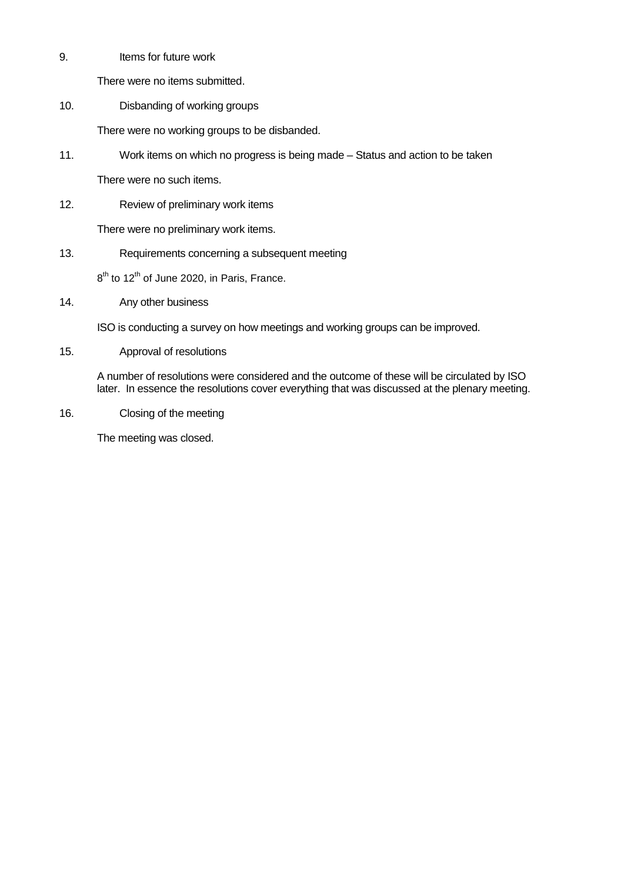9. Items for future work

There were no items submitted.

10. Disbanding of working groups

There were no working groups to be disbanded.

11. Work items on which no progress is being made – Status and action to be taken

There were no such items.

12. Review of preliminary work items

There were no preliminary work items.

13. Requirements concerning a subsequent meeting

8th to 12th of June 2020, in Paris, France.

14. Any other business

ISO is conducting a survey on how meetings and working groups can be improved.

15. Approval of resolutions

A number of resolutions were considered and the outcome of these will be circulated by ISO later. In essence the resolutions cover everything that was discussed at the plenary meeting.

16. Closing of the meeting

The meeting was closed.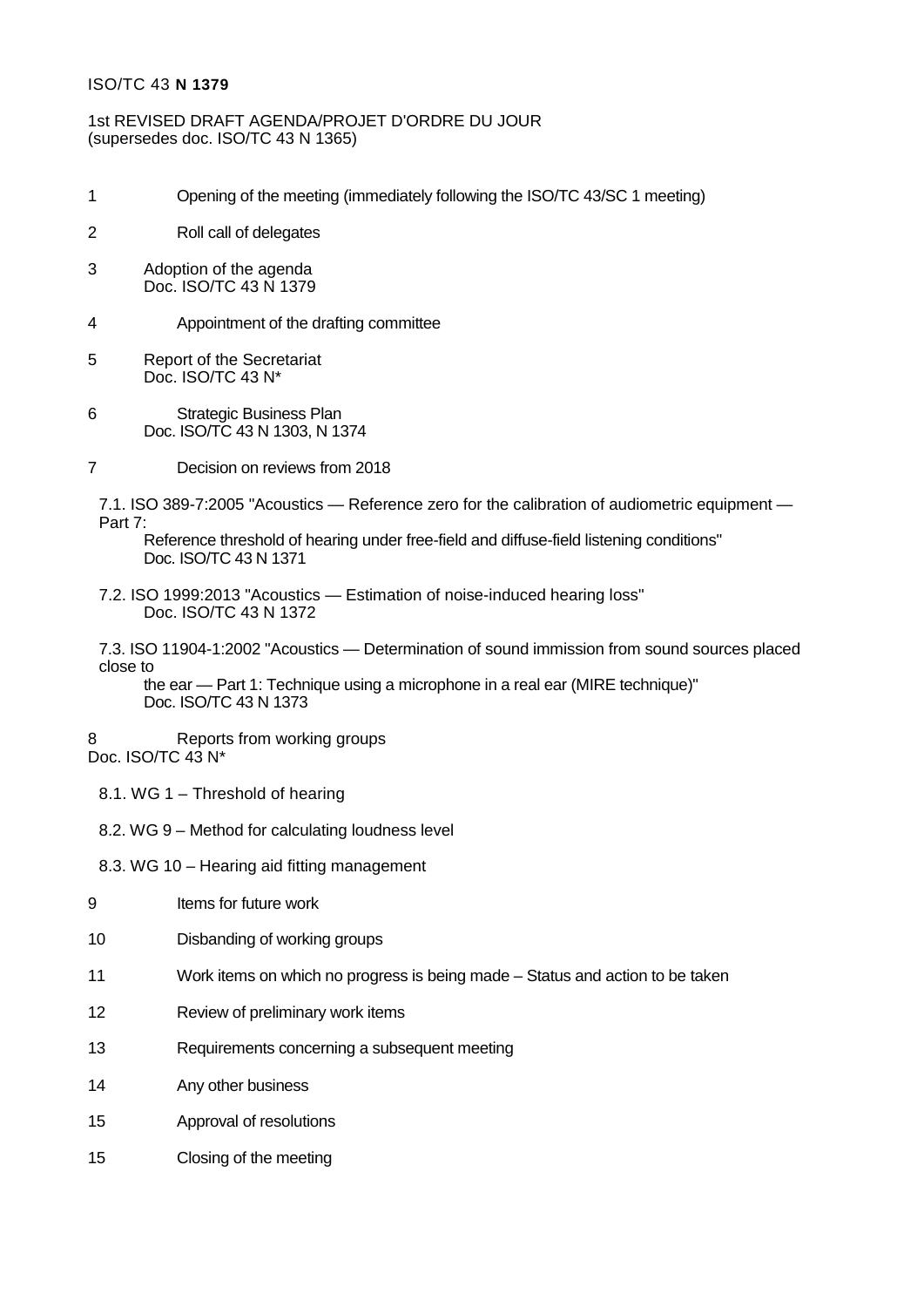ISO/TC 43 **N 1379**

1st REVISED DRAFT AGENDA/PROJET D'ORDRE DU JOUR
(supersedes doc. ISO/TC 43 N 1365)

1 Opening of the meeting (immediately following the ISO/TC 43/SC 1 meeting)

2 Roll call of delegates

3 Adoption of the agenda
Doc. ISO/TC 43 N 1379

4 Appointment of the drafting committee

5 Report of the Secretariat
Doc. ISO/TC 43 N*

6 Strategic Business Plan
Doc. ISO/TC 43 N 1303, N 1374

7 Decision on reviews from 2018

7.1. ISO 389-7:2005 "Acoustics — Reference zero for the calibration of audiometric equipment — Part 7:
Reference threshold of hearing under free-field and diffuse-field listening conditions"
Doc. ISO/TC 43 N 1371

7.2. ISO 1999:2013 "Acoustics — Estimation of noise-induced hearing loss"
Doc. ISO/TC 43 N 1372

7.3. ISO 11904-1:2002 "Acoustics — Determination of sound immission from sound sources placed close to
the ear — Part 1: Technique using a microphone in a real ear (MIRE technique)"
Doc. ISO/TC 43 N 1373

8 Reports from working groups
Doc. ISO/TC 43 N*

8.1. WG 1 – Threshold of hearing

8.2. WG 9 – Method for calculating loudness level

8.3. WG 10 – Hearing aid fitting management

9 Items for future work

10 Disbanding of working groups

11 Work items on which no progress is being made – Status and action to be taken

12 Review of preliminary work items

13 Requirements concerning a subsequent meeting

14 Any other business

15 Approval of resolutions

15 Closing of the meeting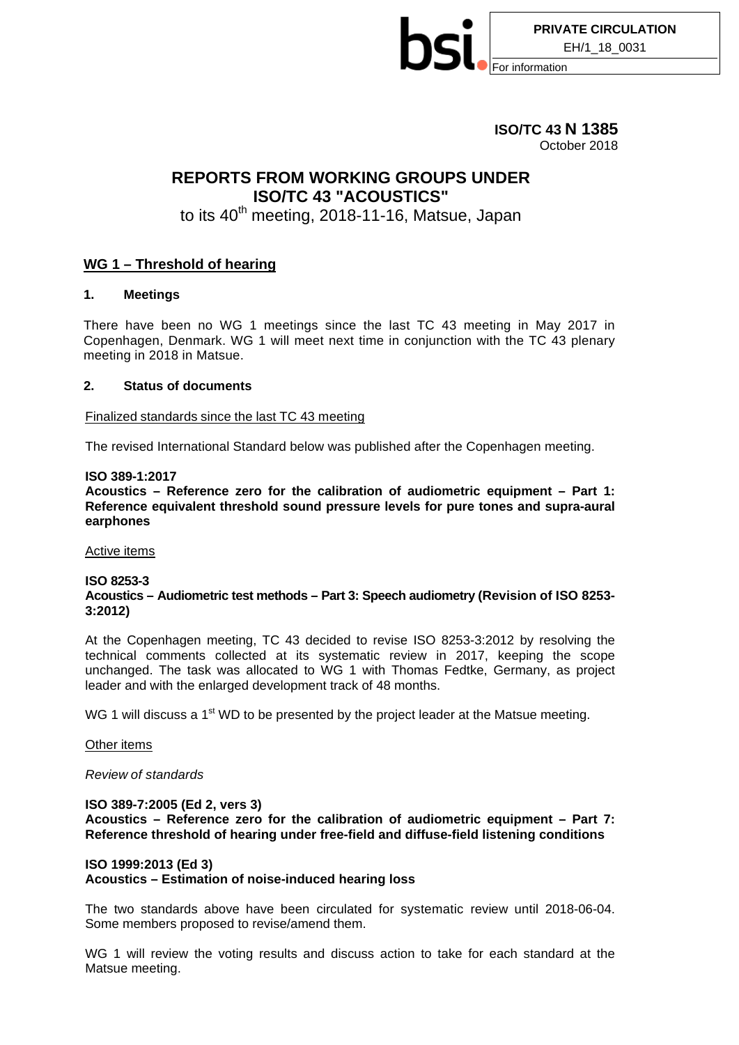PRIVATE CIRCULATION
EH/1_18_0031
For information

**ISO/TC 43 N 1385**
October 2018

# REPORTS FROM WORKING GROUPS UNDER ISO/TC 43 "ACOUSTICS"

to its 40th meeting, 2018-11-16, Matsue, Japan

## WG 1 – Threshold of hearing

### 1. Meetings

There have been no WG 1 meetings since the last TC 43 meeting in May 2017 in Copenhagen, Denmark. WG 1 will meet next time in conjunction with the TC 43 plenary meeting in 2018 in Matsue.

### 2. Status of documents

Finalized standards since the last TC 43 meeting

The revised International Standard below was published after the Copenhagen meeting.

**ISO 389-1:2017**
**Acoustics – Reference zero for the calibration of audiometric equipment – Part 1: Reference equivalent threshold sound pressure levels for pure tones and supra-aural earphones**

Active items

**ISO 8253-3**
**Acoustics – Audiometric test methods – Part 3: Speech audiometry (Revision of ISO 8253-3:2012)**

At the Copenhagen meeting, TC 43 decided to revise ISO 8253-3:2012 by resolving the technical comments collected at its systematic review in 2017, keeping the scope unchanged. The task was allocated to WG 1 with Thomas Fedtke, Germany, as project leader and with the enlarged development track of 48 months.

WG 1 will discuss a 1st WD to be presented by the project leader at the Matsue meeting.

Other items

*Review of standards*

**ISO 389-7:2005 (Ed 2, vers 3)**
**Acoustics – Reference zero for the calibration of audiometric equipment – Part 7: Reference threshold of hearing under free-field and diffuse-field listening conditions**

**ISO 1999:2013 (Ed 3)**
**Acoustics – Estimation of noise-induced hearing loss**

The two standards above have been circulated for systematic review until 2018-06-04. Some members proposed to revise/amend them.

WG 1 will review the voting results and discuss action to take for each standard at the Matsue meeting.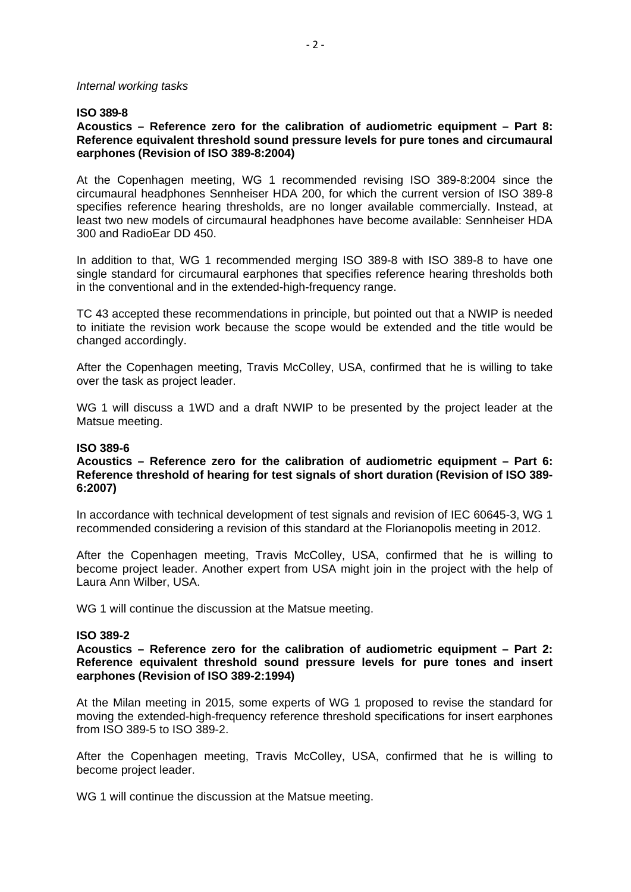*Internal working tasks*

**ISO 389-8**

**Acoustics – Reference zero for the calibration of audiometric equipment – Part 8: Reference equivalent threshold sound pressure levels for pure tones and circumaural earphones (Revision of ISO 389-8:2004)**

At the Copenhagen meeting, WG 1 recommended revising ISO 389-8:2004 since the circumaural headphones Sennheiser HDA 200, for which the current version of ISO 389-8 specifies reference hearing thresholds, are no longer available commercially. Instead, at least two new models of circumaural headphones have become available: Sennheiser HDA 300 and RadioEar DD 450.

In addition to that, WG 1 recommended merging ISO 389-8 with ISO 389-8 to have one single standard for circumaural earphones that specifies reference hearing thresholds both in the conventional and in the extended-high-frequency range.

TC 43 accepted these recommendations in principle, but pointed out that a NWIP is needed to initiate the revision work because the scope would be extended and the title would be changed accordingly.

After the Copenhagen meeting, Travis McColley, USA, confirmed that he is willing to take over the task as project leader.

WG 1 will discuss a 1WD and a draft NWIP to be presented by the project leader at the Matsue meeting.

**ISO 389-6**

**Acoustics – Reference zero for the calibration of audiometric equipment – Part 6: Reference threshold of hearing for test signals of short duration (Revision of ISO 389-6:2007)**

In accordance with technical development of test signals and revision of IEC 60645-3, WG 1 recommended considering a revision of this standard at the Florianopolis meeting in 2012.

After the Copenhagen meeting, Travis McColley, USA, confirmed that he is willing to become project leader. Another expert from USA might join in the project with the help of Laura Ann Wilber, USA.

WG 1 will continue the discussion at the Matsue meeting.

**ISO 389-2**

**Acoustics – Reference zero for the calibration of audiometric equipment – Part 2: Reference equivalent threshold sound pressure levels for pure tones and insert earphones (Revision of ISO 389-2:1994)**

At the Milan meeting in 2015, some experts of WG 1 proposed to revise the standard for moving the extended-high-frequency reference threshold specifications for insert earphones from ISO 389-5 to ISO 389-2.

After the Copenhagen meeting, Travis McColley, USA, confirmed that he is willing to become project leader.

WG 1 will continue the discussion at the Matsue meeting.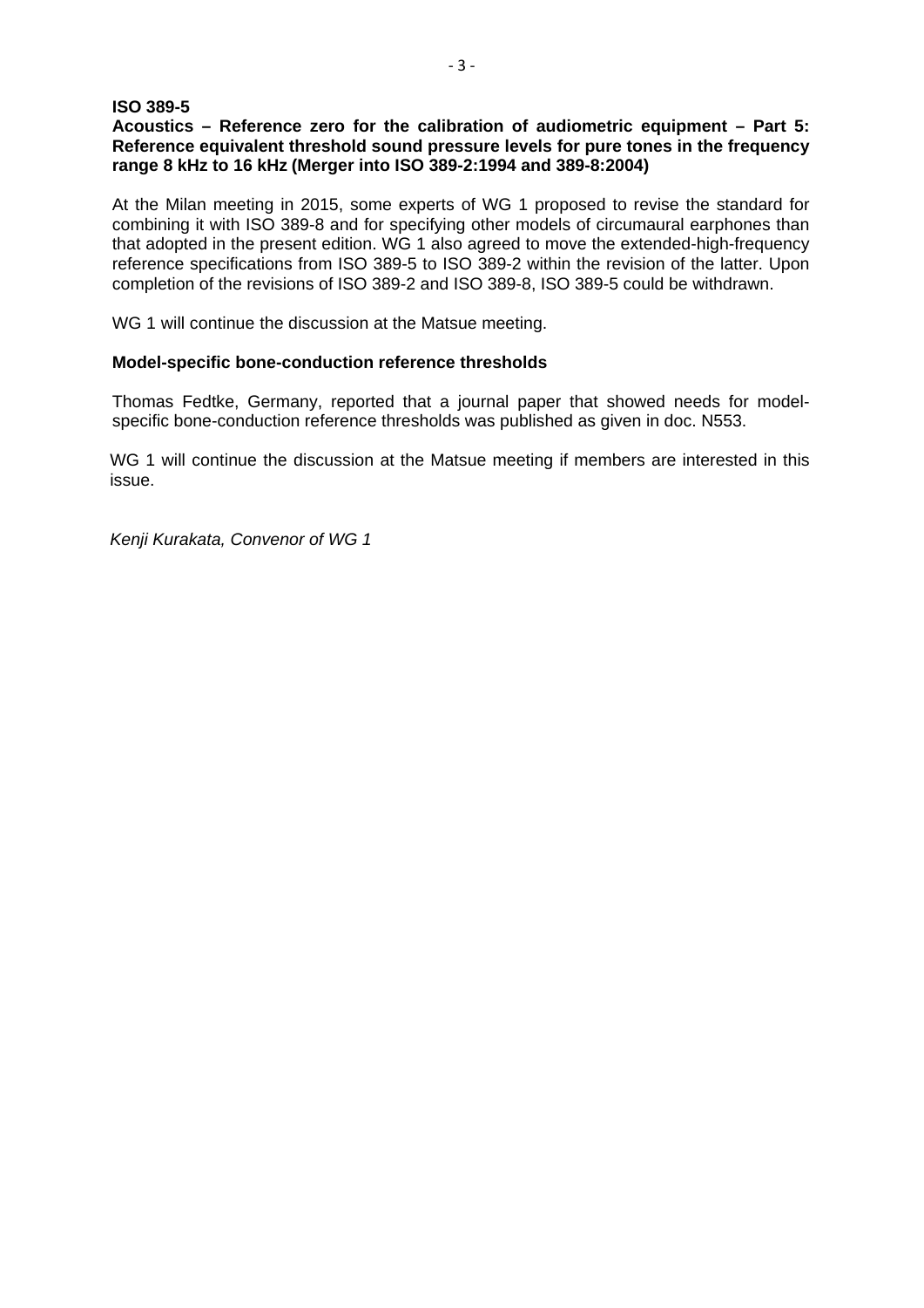**ISO 389-5**

**Acoustics – Reference zero for the calibration of audiometric equipment – Part 5: Reference equivalent threshold sound pressure levels for pure tones in the frequency range 8 kHz to 16 kHz (Merger into ISO 389-2:1994 and 389-8:2004)**

At the Milan meeting in 2015, some experts of WG 1 proposed to revise the standard for combining it with ISO 389-8 and for specifying other models of circumaural earphones than that adopted in the present edition. WG 1 also agreed to move the extended-high-frequency reference specifications from ISO 389-5 to ISO 389-2 within the revision of the latter. Upon completion of the revisions of ISO 389-2 and ISO 389-8, ISO 389-5 could be withdrawn.

WG 1 will continue the discussion at the Matsue meeting.

**Model-specific bone-conduction reference thresholds**

Thomas Fedtke, Germany, reported that a journal paper that showed needs for model-specific bone-conduction reference thresholds was published as given in doc. N553.

WG 1 will continue the discussion at the Matsue meeting if members are interested in this issue.

*Kenji Kurakata, Convenor of WG 1*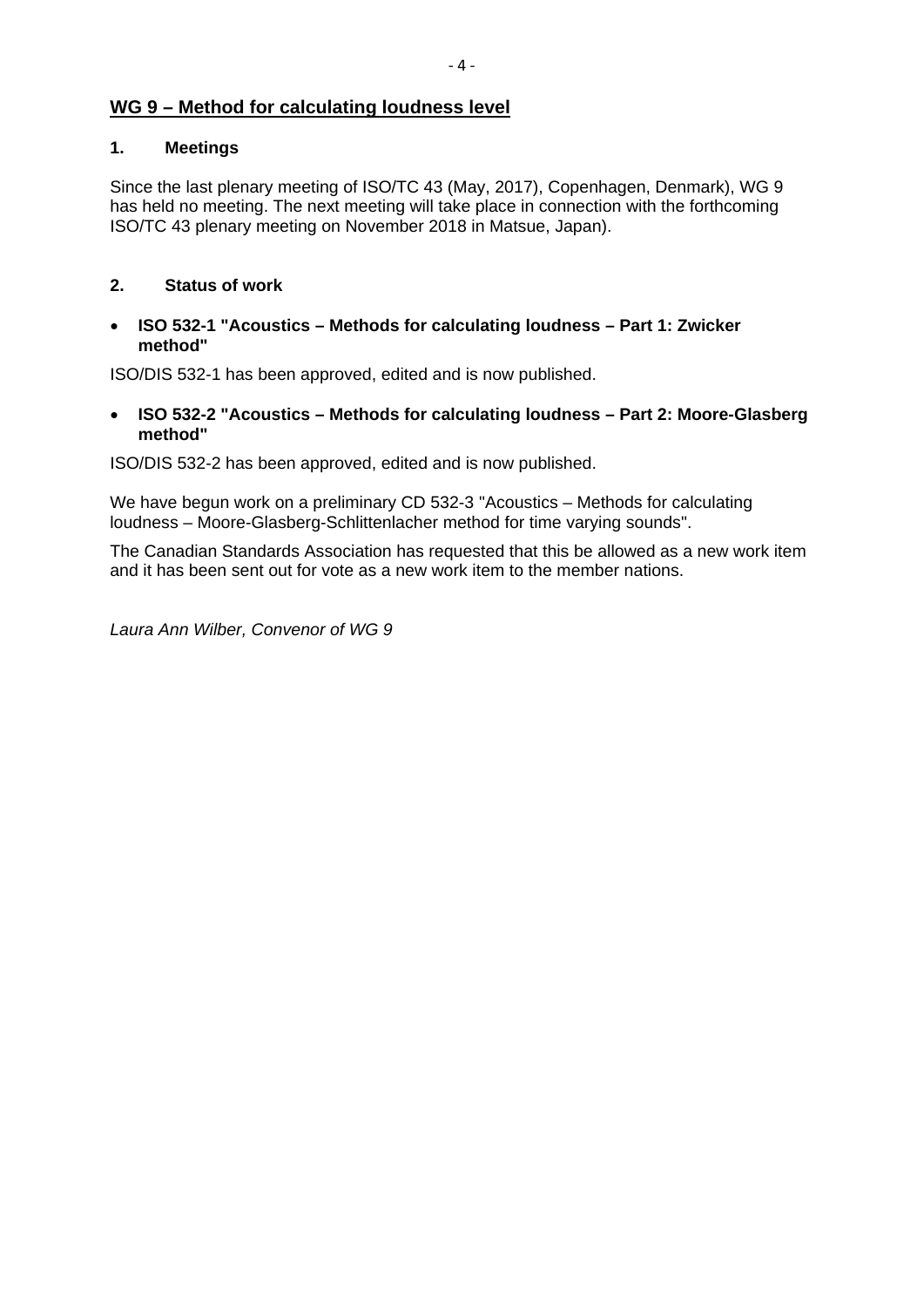## WG 9 – Method for calculating loudness level

### 1. Meetings

Since the last plenary meeting of ISO/TC 43 (May, 2017), Copenhagen, Denmark), WG 9 has held no meeting. The next meeting will take place in connection with the forthcoming ISO/TC 43 plenary meeting on November 2018 in Matsue, Japan).

### 2. Status of work

- **ISO 532-1 "Acoustics – Methods for calculating loudness – Part 1: Zwicker method"**

ISO/DIS 532-1 has been approved, edited and is now published.

- **ISO 532-2 "Acoustics – Methods for calculating loudness – Part 2: Moore-Glasberg method"**

ISO/DIS 532-2 has been approved, edited and is now published.

We have begun work on a preliminary CD 532-3 "Acoustics – Methods for calculating loudness – Moore-Glasberg-Schlittenlacher method for time varying sounds".

The Canadian Standards Association has requested that this be allowed as a new work item and it has been sent out for vote as a new work item to the member nations.

*Laura Ann Wilber, Convenor of WG 9*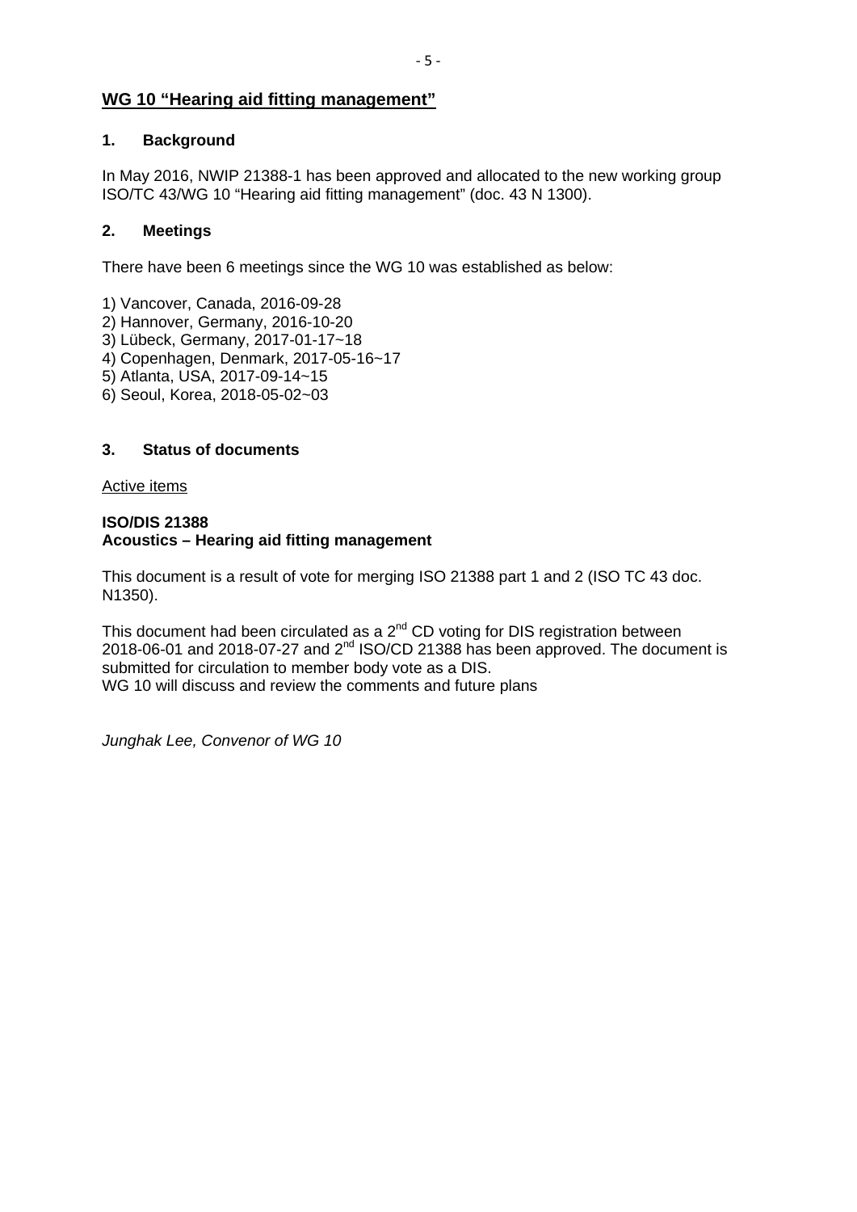## WG 10 "Hearing aid fitting management"

### 1. Background

In May 2016, NWIP 21388-1 has been approved and allocated to the new working group ISO/TC 43/WG 10 "Hearing aid fitting management" (doc. 43 N 1300).

### 2. Meetings

There have been 6 meetings since the WG 10 was established as below:

1) Vancover, Canada, 2016-09-28
2) Hannover, Germany, 2016-10-20
3) Lübeck, Germany, 2017-01-17~18
4) Copenhagen, Denmark, 2017-05-16~17
5) Atlanta, USA, 2017-09-14~15
6) Seoul, Korea, 2018-05-02~03

### 3. Status of documents

Active items

**ISO/DIS 21388**
**Acoustics – Hearing aid fitting management**

This document is a result of vote for merging ISO 21388 part 1 and 2 (ISO TC 43 doc. N1350).

This document had been circulated as a 2nd CD voting for DIS registration between 2018-06-01 and 2018-07-27 and 2nd ISO/CD 21388 has been approved. The document is submitted for circulation to member body vote as a DIS.
WG 10 will discuss and review the comments and future plans

*Junghak Lee, Convenor of WG 10*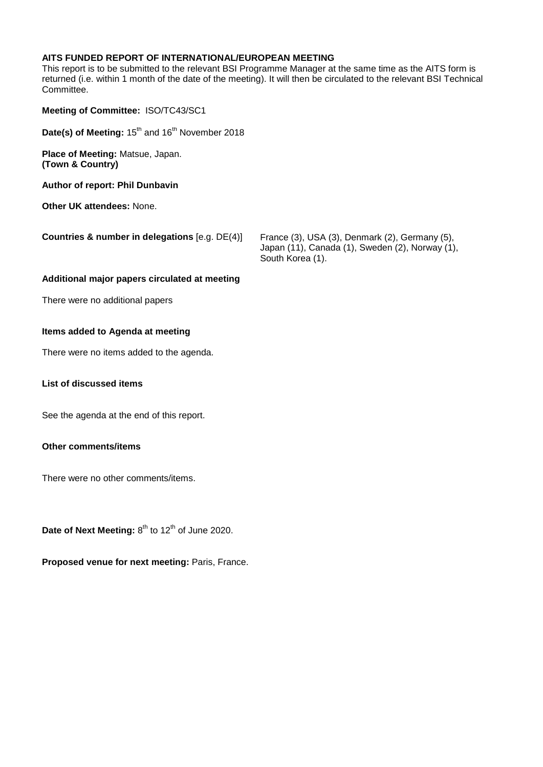**AITS FUNDED REPORT OF INTERNATIONAL/EUROPEAN MEETING**

This report is to be submitted to the relevant BSI Programme Manager at the same time as the AITS form is returned (i.e. within 1 month of the date of the meeting). It will then be circulated to the relevant BSI Technical Committee.

**Meeting of Committee:** ISO/TC43/SC1

**Date(s) of Meeting:** 15th and 16th November 2018

**Place of Meeting:** Matsue, Japan.
**(Town & Country)**

**Author of report: Phil Dunbavin**

**Other UK attendees:** None.

**Countries & number in delegations** [e.g. DE(4)] France (3), USA (3), Denmark (2), Germany (5), Japan (11), Canada (1), Sweden (2), Norway (1), South Korea (1).

**Additional major papers circulated at meeting**

There were no additional papers

**Items added to Agenda at meeting**

There were no items added to the agenda.

**List of discussed items**

See the agenda at the end of this report.

**Other comments/items**

There were no other comments/items.

**Date of Next Meeting:** 8th to 12th of June 2020.

**Proposed venue for next meeting:** Paris, France.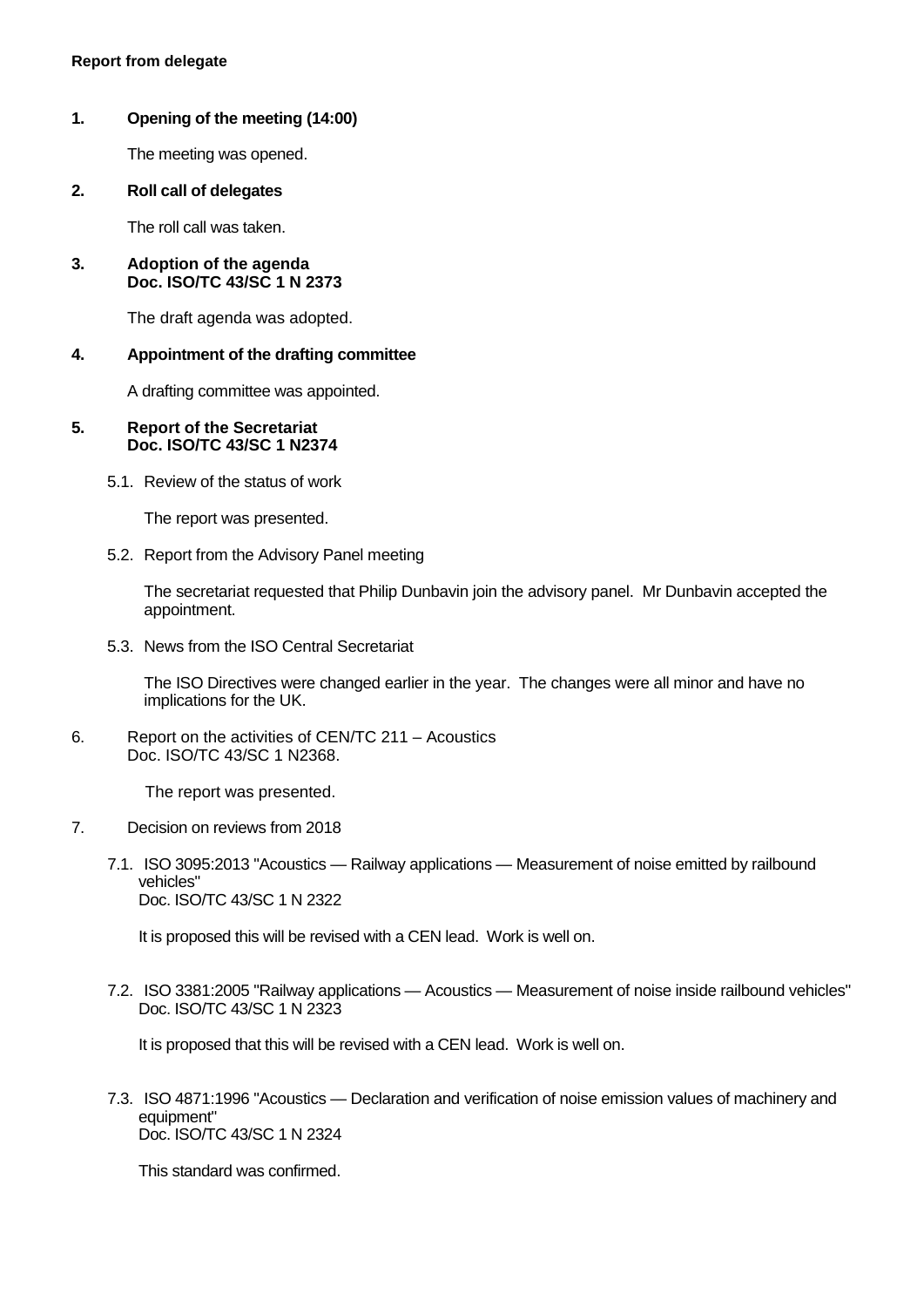**Report from delegate**

**1. Opening of the meeting (14:00)**

The meeting was opened.

**2. Roll call of delegates**

The roll call was taken.

**3. Adoption of the agenda**
**Doc. ISO/TC 43/SC 1 N 2373**

The draft agenda was adopted.

**4. Appointment of the drafting committee**

A drafting committee was appointed.

**5. Report of the Secretariat**
**Doc. ISO/TC 43/SC 1 N2374**

5.1. Review of the status of work

The report was presented.

5.2. Report from the Advisory Panel meeting

The secretariat requested that Philip Dunbavin join the advisory panel. Mr Dunbavin accepted the appointment.

5.3. News from the ISO Central Secretariat

The ISO Directives were changed earlier in the year. The changes were all minor and have no implications for the UK.

6. Report on the activities of CEN/TC 211 – Acoustics
Doc. ISO/TC 43/SC 1 N2368.

The report was presented.

7. Decision on reviews from 2018

7.1. ISO 3095:2013 "Acoustics — Railway applications — Measurement of noise emitted by railbound vehicles"
Doc. ISO/TC 43/SC 1 N 2322

It is proposed this will be revised with a CEN lead. Work is well on.

7.2. ISO 3381:2005 "Railway applications — Acoustics — Measurement of noise inside railbound vehicles"
Doc. ISO/TC 43/SC 1 N 2323

It is proposed that this will be revised with a CEN lead. Work is well on.

7.3. ISO 4871:1996 "Acoustics — Declaration and verification of noise emission values of machinery and equipment"
Doc. ISO/TC 43/SC 1 N 2324

This standard was confirmed.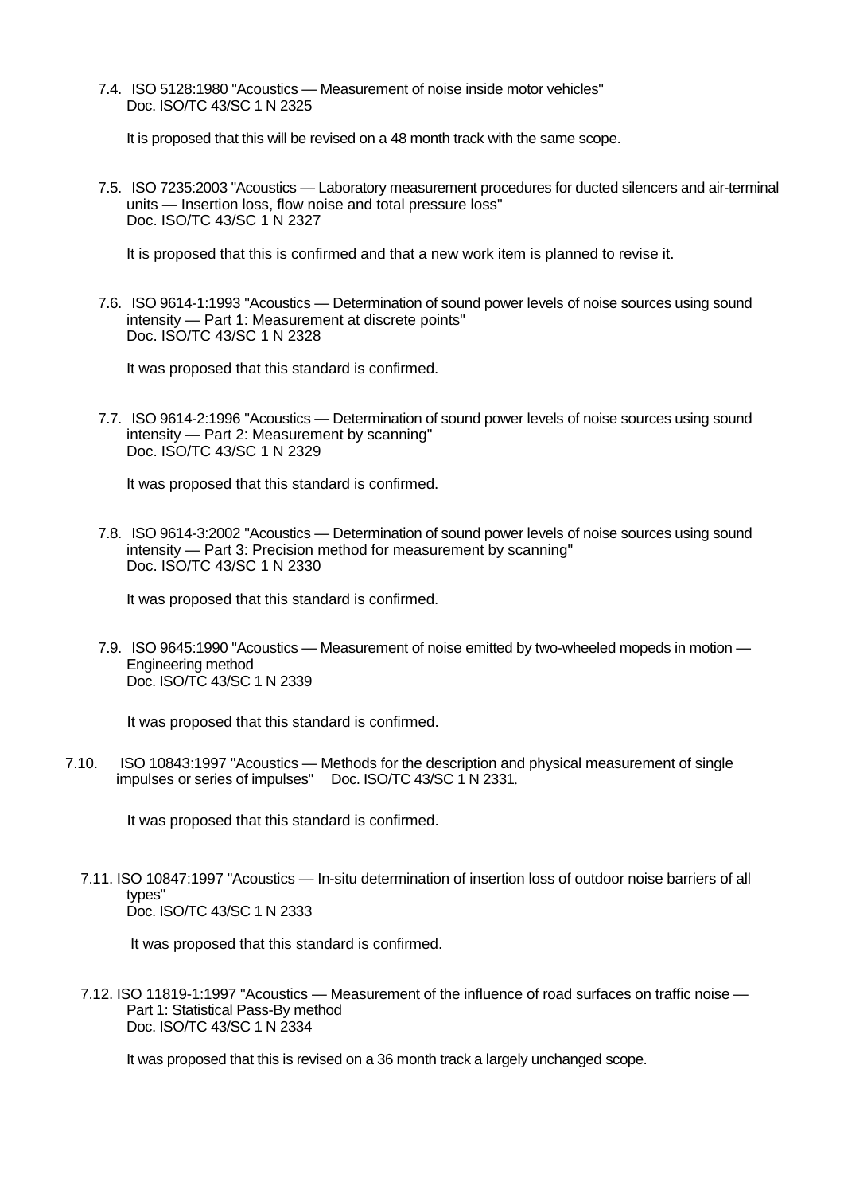7.4. ISO 5128:1980 "Acoustics — Measurement of noise inside motor vehicles"
Doc. ISO/TC 43/SC 1 N 2325

It is proposed that this will be revised on a 48 month track with the same scope.

7.5. ISO 7235:2003 "Acoustics — Laboratory measurement procedures for ducted silencers and air-terminal units — Insertion loss, flow noise and total pressure loss"
Doc. ISO/TC 43/SC 1 N 2327

It is proposed that this is confirmed and that a new work item is planned to revise it.

7.6. ISO 9614-1:1993 "Acoustics — Determination of sound power levels of noise sources using sound intensity — Part 1: Measurement at discrete points"
Doc. ISO/TC 43/SC 1 N 2328

It was proposed that this standard is confirmed.

7.7. ISO 9614-2:1996 "Acoustics — Determination of sound power levels of noise sources using sound intensity — Part 2: Measurement by scanning"
Doc. ISO/TC 43/SC 1 N 2329

It was proposed that this standard is confirmed.

7.8. ISO 9614-3:2002 "Acoustics — Determination of sound power levels of noise sources using sound intensity — Part 3: Precision method for measurement by scanning"
Doc. ISO/TC 43/SC 1 N 2330

It was proposed that this standard is confirmed.

7.9. ISO 9645:1990 "Acoustics — Measurement of noise emitted by two-wheeled mopeds in motion — Engineering method
Doc. ISO/TC 43/SC 1 N 2339

It was proposed that this standard is confirmed.

7.10. ISO 10843:1997 "Acoustics — Methods for the description and physical measurement of single impulses or series of impulses" Doc. ISO/TC 43/SC 1 N 2331.

It was proposed that this standard is confirmed.

7.11. ISO 10847:1997 "Acoustics — In-situ determination of insertion loss of outdoor noise barriers of all types"
Doc. ISO/TC 43/SC 1 N 2333

It was proposed that this standard is confirmed.

7.12. ISO 11819-1:1997 "Acoustics — Measurement of the influence of road surfaces on traffic noise — Part 1: Statistical Pass-By method
Doc. ISO/TC 43/SC 1 N 2334

It was proposed that this is revised on a 36 month track a largely unchanged scope.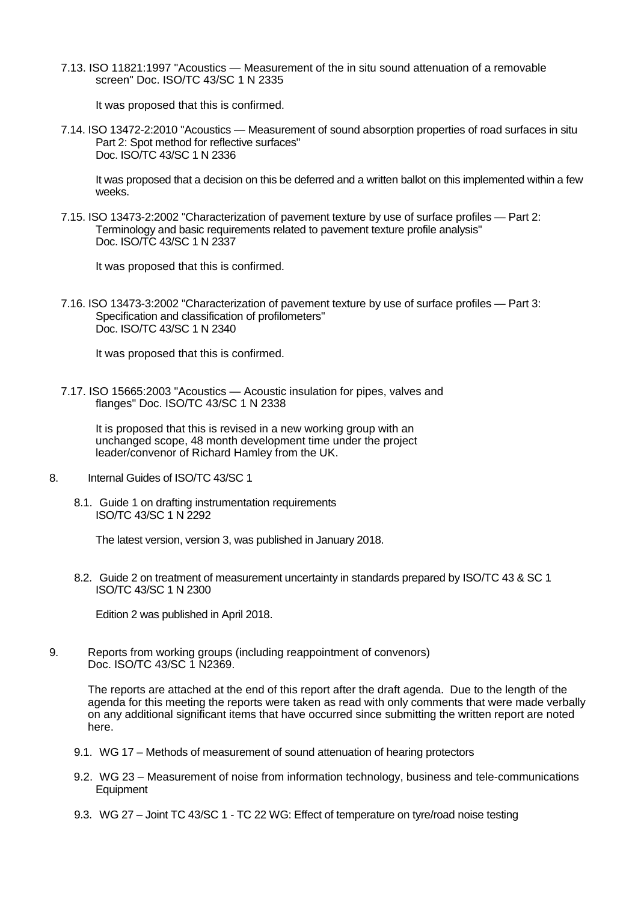7.13. ISO 11821:1997 "Acoustics — Measurement of the in situ sound attenuation of a removable screen" Doc. ISO/TC 43/SC 1 N 2335

It was proposed that this is confirmed.

7.14. ISO 13472-2:2010 "Acoustics — Measurement of sound absorption properties of road surfaces in situ Part 2: Spot method for reflective surfaces" Doc. ISO/TC 43/SC 1 N 2336

It was proposed that a decision on this be deferred and a written ballot on this implemented within a few weeks.

7.15. ISO 13473-2:2002 "Characterization of pavement texture by use of surface profiles — Part 2: Terminology and basic requirements related to pavement texture profile analysis" Doc. ISO/TC 43/SC 1 N 2337

It was proposed that this is confirmed.

7.16. ISO 13473-3:2002 "Characterization of pavement texture by use of surface profiles — Part 3: Specification and classification of profilometers" Doc. ISO/TC 43/SC 1 N 2340

It was proposed that this is confirmed.

7.17. ISO 15665:2003 "Acoustics — Acoustic insulation for pipes, valves and flanges" Doc. ISO/TC 43/SC 1 N 2338

It is proposed that this is revised in a new working group with an unchanged scope, 48 month development time under the project leader/convenor of Richard Hamley from the UK.

8. Internal Guides of ISO/TC 43/SC 1

8.1. Guide 1 on drafting instrumentation requirements ISO/TC 43/SC 1 N 2292

The latest version, version 3, was published in January 2018.

8.2. Guide 2 on treatment of measurement uncertainty in standards prepared by ISO/TC 43 & SC 1 ISO/TC 43/SC 1 N 2300

Edition 2 was published in April 2018.

9. Reports from working groups (including reappointment of convenors) Doc. ISO/TC 43/SC 1 N2369.

The reports are attached at the end of this report after the draft agenda. Due to the length of the agenda for this meeting the reports were taken as read with only comments that were made verbally on any additional significant items that have occurred since submitting the written report are noted here.

9.1. WG 17 – Methods of measurement of sound attenuation of hearing protectors

9.2. WG 23 – Measurement of noise from information technology, business and tele-communications Equipment

9.3. WG 27 – Joint TC 43/SC 1 - TC 22 WG: Effect of temperature on tyre/road noise testing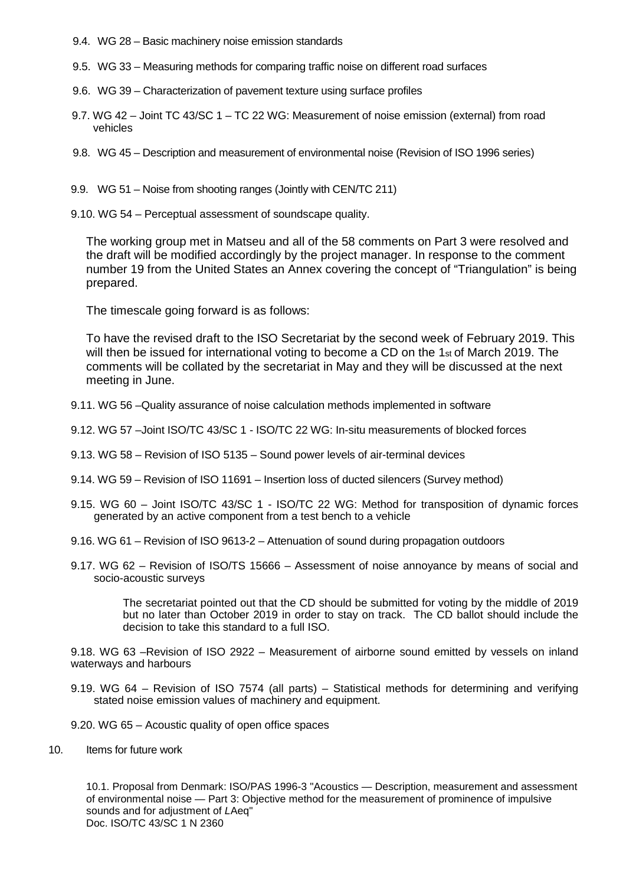9.4. WG 28 – Basic machinery noise emission standards

9.5. WG 33 – Measuring methods for comparing traffic noise on different road surfaces

9.6. WG 39 – Characterization of pavement texture using surface profiles

9.7. WG 42 – Joint TC 43/SC 1 – TC 22 WG: Measurement of noise emission (external) from road vehicles

9.8. WG 45 – Description and measurement of environmental noise (Revision of ISO 1996 series)

9.9. WG 51 – Noise from shooting ranges (Jointly with CEN/TC 211)

9.10. WG 54 – Perceptual assessment of soundscape quality.

The working group met in Matseu and all of the 58 comments on Part 3 were resolved and the draft will be modified accordingly by the project manager. In response to the comment number 19 from the United States an Annex covering the concept of "Triangulation" is being prepared.

The timescale going forward is as follows:

To have the revised draft to the ISO Secretariat by the second week of February 2019. This will then be issued for international voting to become a CD on the 1st of March 2019. The comments will be collated by the secretariat in May and they will be discussed at the next meeting in June.

9.11. WG 56 –Quality assurance of noise calculation methods implemented in software

9.12. WG 57 –Joint ISO/TC 43/SC 1 - ISO/TC 22 WG: In-situ measurements of blocked forces

9.13. WG 58 – Revision of ISO 5135 – Sound power levels of air-terminal devices

9.14. WG 59 – Revision of ISO 11691 – Insertion loss of ducted silencers (Survey method)

9.15. WG 60 – Joint ISO/TC 43/SC 1 - ISO/TC 22 WG: Method for transposition of dynamic forces generated by an active component from a test bench to a vehicle

9.16. WG 61 – Revision of ISO 9613-2 – Attenuation of sound during propagation outdoors

9.17. WG 62 – Revision of ISO/TS 15666 – Assessment of noise annoyance by means of social and socio-acoustic surveys

The secretariat pointed out that the CD should be submitted for voting by the middle of 2019 but no later than October 2019 in order to stay on track. The CD ballot should include the decision to take this standard to a full ISO.

9.18. WG 63 –Revision of ISO 2922 – Measurement of airborne sound emitted by vessels on inland waterways and harbours

9.19. WG 64 – Revision of ISO 7574 (all parts) – Statistical methods for determining and verifying stated noise emission values of machinery and equipment.

9.20. WG 65 – Acoustic quality of open office spaces

10. Items for future work

10.1. Proposal from Denmark: ISO/PAS 1996-3 "Acoustics — Description, measurement and assessment of environmental noise — Part 3: Objective method for the measurement of prominence of impulsive sounds and for adjustment of *L*Aeq"
Doc. ISO/TC 43/SC 1 N 2360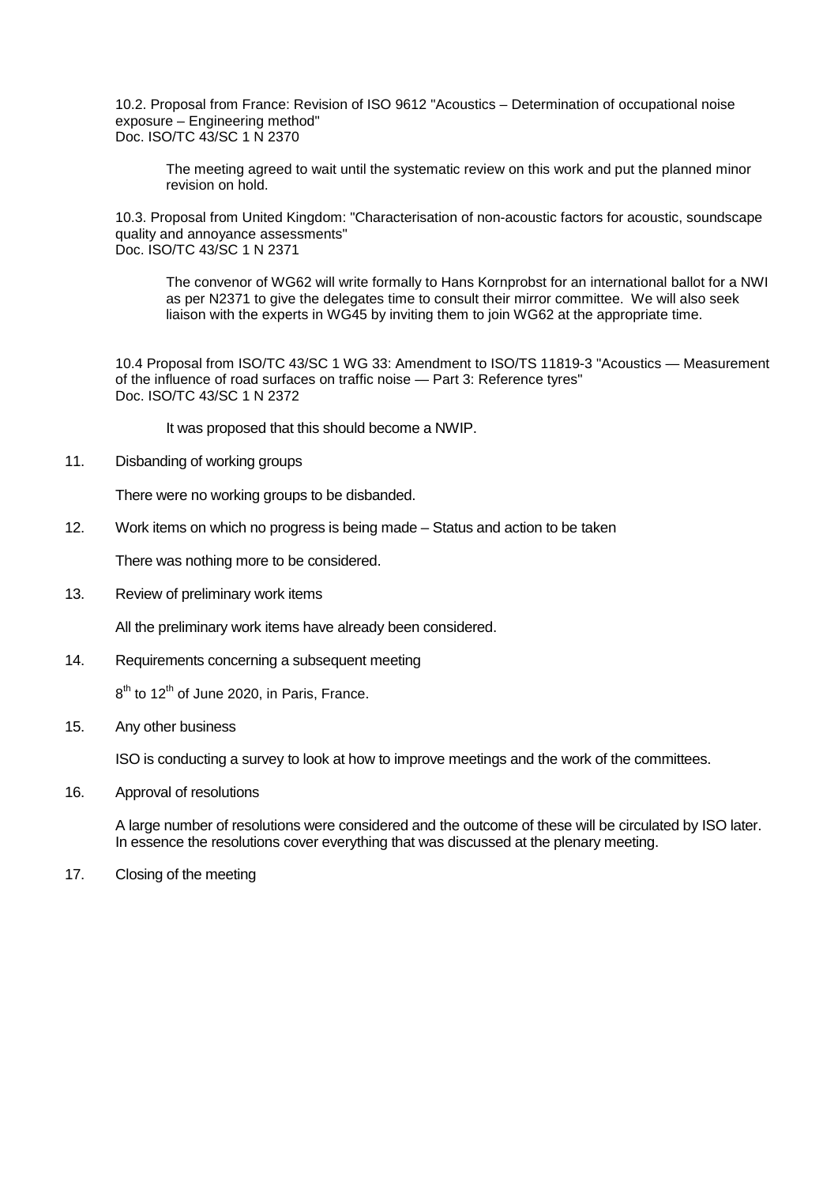10.2. Proposal from France: Revision of ISO 9612 "Acoustics – Determination of occupational noise exposure – Engineering method"
Doc. ISO/TC 43/SC 1 N 2370

The meeting agreed to wait until the systematic review on this work and put the planned minor revision on hold.

10.3. Proposal from United Kingdom: "Characterisation of non-acoustic factors for acoustic, soundscape quality and annoyance assessments"
Doc. ISO/TC 43/SC 1 N 2371

The convenor of WG62 will write formally to Hans Kornprobst for an international ballot for a NWI as per N2371 to give the delegates time to consult their mirror committee. We will also seek liaison with the experts in WG45 by inviting them to join WG62 at the appropriate time.

10.4 Proposal from ISO/TC 43/SC 1 WG 33: Amendment to ISO/TS 11819-3 "Acoustics — Measurement of the influence of road surfaces on traffic noise — Part 3: Reference tyres"
Doc. ISO/TC 43/SC 1 N 2372

It was proposed that this should become a NWIP.

11. Disbanding of working groups

There were no working groups to be disbanded.

12. Work items on which no progress is being made – Status and action to be taken

There was nothing more to be considered.

13. Review of preliminary work items

All the preliminary work items have already been considered.

14. Requirements concerning a subsequent meeting

8th to 12th of June 2020, in Paris, France.

15. Any other business

ISO is conducting a survey to look at how to improve meetings and the work of the committees.

16. Approval of resolutions

A large number of resolutions were considered and the outcome of these will be circulated by ISO later. In essence the resolutions cover everything that was discussed at the plenary meeting.

17. Closing of the meeting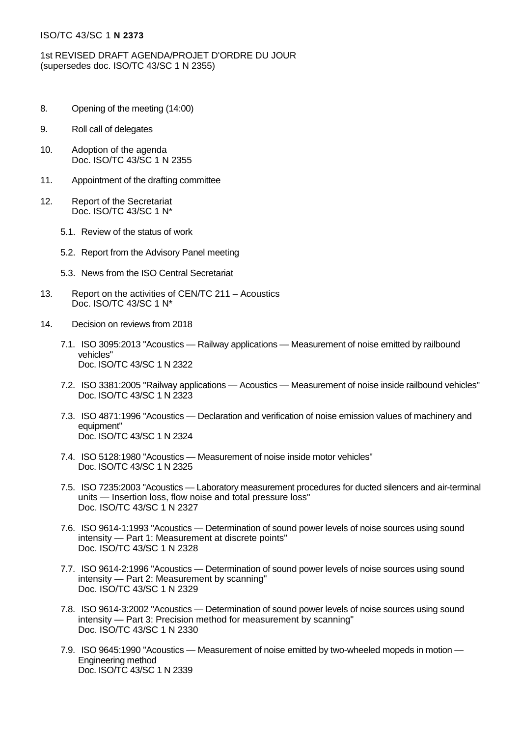ISO/TC 43/SC 1 **N 2373**

1st REVISED DRAFT AGENDA/PROJET D'ORDRE DU JOUR
(supersedes doc. ISO/TC 43/SC 1 N 2355)

8. Opening of the meeting (14:00)

9. Roll call of delegates

10. Adoption of the agenda
    Doc. ISO/TC 43/SC 1 N 2355

11. Appointment of the drafting committee

12. Report of the Secretariat
    Doc. ISO/TC 43/SC 1 N*

    5.1. Review of the status of work

    5.2. Report from the Advisory Panel meeting

    5.3. News from the ISO Central Secretariat

13. Report on the activities of CEN/TC 211 – Acoustics
    Doc. ISO/TC 43/SC 1 N*

14. Decision on reviews from 2018

    7.1. ISO 3095:2013 "Acoustics — Railway applications — Measurement of noise emitted by railbound vehicles"
    Doc. ISO/TC 43/SC 1 N 2322

    7.2. ISO 3381:2005 "Railway applications — Acoustics — Measurement of noise inside railbound vehicles"
    Doc. ISO/TC 43/SC 1 N 2323

    7.3. ISO 4871:1996 "Acoustics — Declaration and verification of noise emission values of machinery and equipment"
    Doc. ISO/TC 43/SC 1 N 2324

    7.4. ISO 5128:1980 "Acoustics — Measurement of noise inside motor vehicles"
    Doc. ISO/TC 43/SC 1 N 2325

    7.5. ISO 7235:2003 "Acoustics — Laboratory measurement procedures for ducted silencers and air-terminal units — Insertion loss, flow noise and total pressure loss"
    Doc. ISO/TC 43/SC 1 N 2327

    7.6. ISO 9614-1:1993 "Acoustics — Determination of sound power levels of noise sources using sound intensity — Part 1: Measurement at discrete points"
    Doc. ISO/TC 43/SC 1 N 2328

    7.7. ISO 9614-2:1996 "Acoustics — Determination of sound power levels of noise sources using sound intensity — Part 2: Measurement by scanning"
    Doc. ISO/TC 43/SC 1 N 2329

    7.8. ISO 9614-3:2002 "Acoustics — Determination of sound power levels of noise sources using sound intensity — Part 3: Precision method for measurement by scanning"
    Doc. ISO/TC 43/SC 1 N 2330

    7.9. ISO 9645:1990 "Acoustics — Measurement of noise emitted by two-wheeled mopeds in motion — Engineering method
    Doc. ISO/TC 43/SC 1 N 2339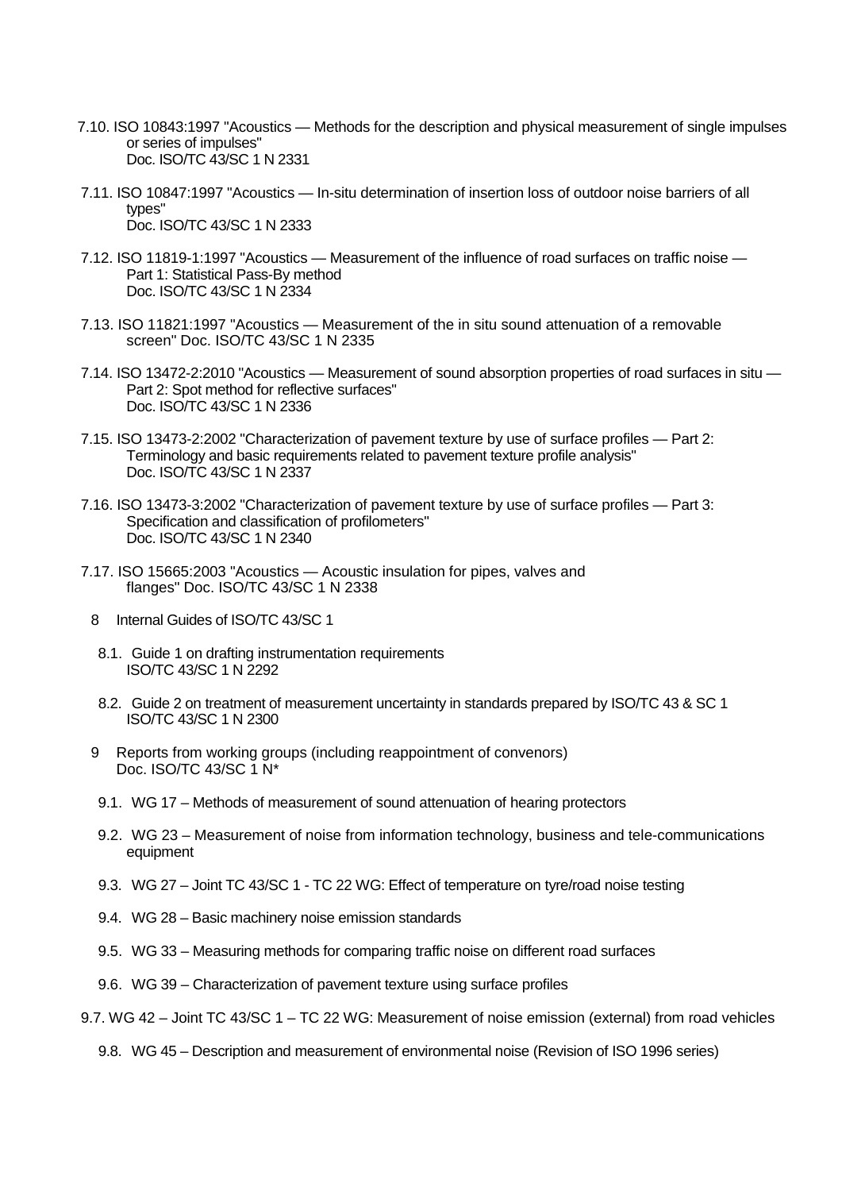7.10. ISO 10843:1997 "Acoustics — Methods for the description and physical measurement of single impulses or series of impulses"
Doc. ISO/TC 43/SC 1 N 2331

7.11. ISO 10847:1997 "Acoustics — In-situ determination of insertion loss of outdoor noise barriers of all types"
Doc. ISO/TC 43/SC 1 N 2333

7.12. ISO 11819-1:1997 "Acoustics — Measurement of the influence of road surfaces on traffic noise — Part 1: Statistical Pass-By method
Doc. ISO/TC 43/SC 1 N 2334

7.13. ISO 11821:1997 "Acoustics — Measurement of the in situ sound attenuation of a removable screen" Doc. ISO/TC 43/SC 1 N 2335

7.14. ISO 13472-2:2010 "Acoustics — Measurement of sound absorption properties of road surfaces in situ — Part 2: Spot method for reflective surfaces"
Doc. ISO/TC 43/SC 1 N 2336

7.15. ISO 13473-2:2002 "Characterization of pavement texture by use of surface profiles — Part 2: Terminology and basic requirements related to pavement texture profile analysis"
Doc. ISO/TC 43/SC 1 N 2337

7.16. ISO 13473-3:2002 "Characterization of pavement texture by use of surface profiles — Part 3: Specification and classification of profilometers"
Doc. ISO/TC 43/SC 1 N 2340

7.17. ISO 15665:2003 "Acoustics — Acoustic insulation for pipes, valves and flanges" Doc. ISO/TC 43/SC 1 N 2338

8 Internal Guides of ISO/TC 43/SC 1

8.1. Guide 1 on drafting instrumentation requirements
ISO/TC 43/SC 1 N 2292

8.2. Guide 2 on treatment of measurement uncertainty in standards prepared by ISO/TC 43 & SC 1
ISO/TC 43/SC 1 N 2300

9 Reports from working groups (including reappointment of convenors)
Doc. ISO/TC 43/SC 1 N*

9.1. WG 17 – Methods of measurement of sound attenuation of hearing protectors

9.2. WG 23 – Measurement of noise from information technology, business and tele-communications equipment

9.3. WG 27 – Joint TC 43/SC 1 - TC 22 WG: Effect of temperature on tyre/road noise testing

9.4. WG 28 – Basic machinery noise emission standards

9.5. WG 33 – Measuring methods for comparing traffic noise on different road surfaces

9.6. WG 39 – Characterization of pavement texture using surface profiles

9.7. WG 42 – Joint TC 43/SC 1 – TC 22 WG: Measurement of noise emission (external) from road vehicles

9.8. WG 45 – Description and measurement of environmental noise (Revision of ISO 1996 series)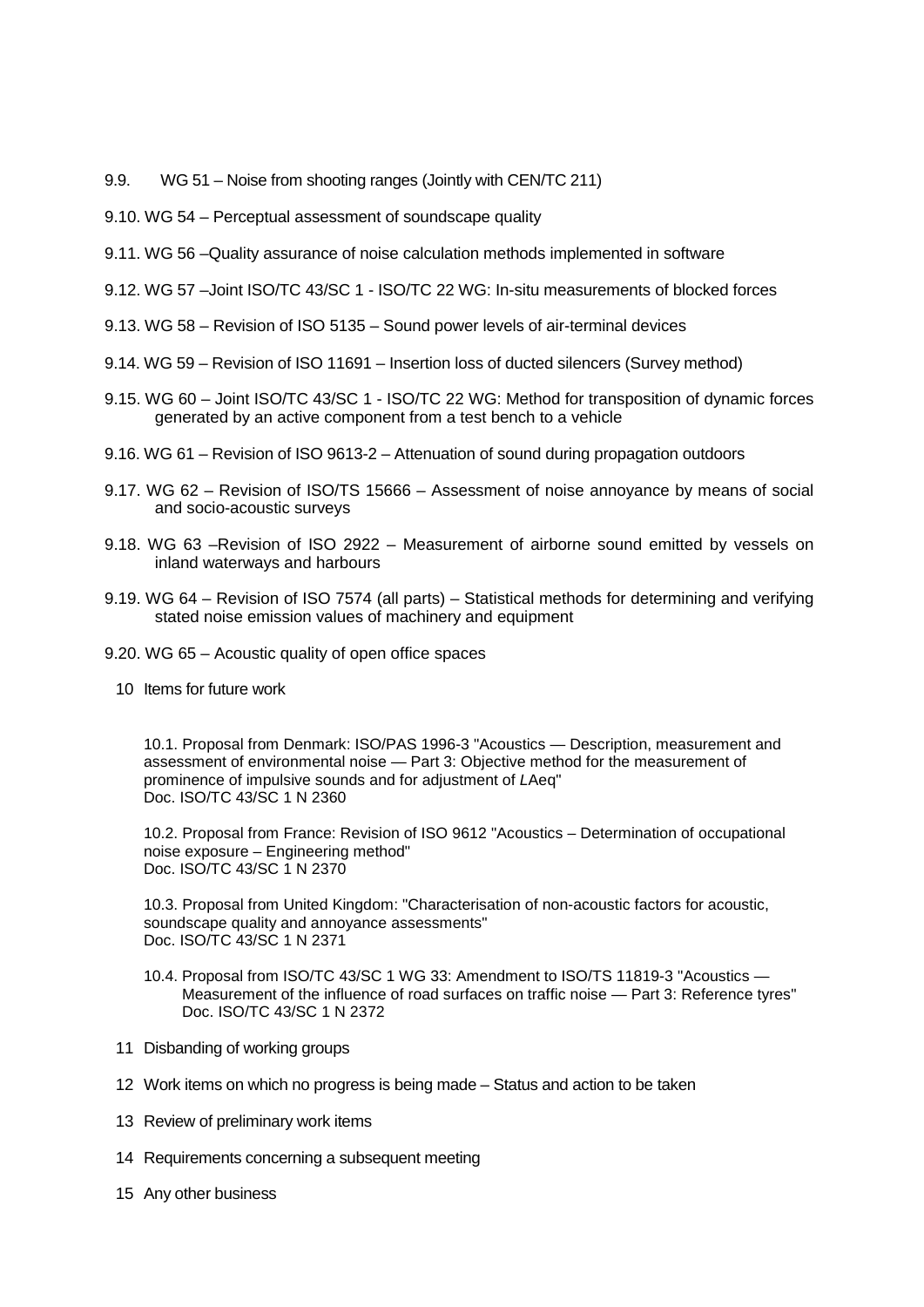9.9. WG 51 – Noise from shooting ranges (Jointly with CEN/TC 211)

9.10. WG 54 – Perceptual assessment of soundscape quality

9.11. WG 56 –Quality assurance of noise calculation methods implemented in software

9.12. WG 57 –Joint ISO/TC 43/SC 1 - ISO/TC 22 WG: In-situ measurements of blocked forces

9.13. WG 58 – Revision of ISO 5135 – Sound power levels of air-terminal devices

9.14. WG 59 – Revision of ISO 11691 – Insertion loss of ducted silencers (Survey method)

9.15. WG 60 – Joint ISO/TC 43/SC 1 - ISO/TC 22 WG: Method for transposition of dynamic forces generated by an active component from a test bench to a vehicle

9.16. WG 61 – Revision of ISO 9613-2 – Attenuation of sound during propagation outdoors

9.17. WG 62 – Revision of ISO/TS 15666 – Assessment of noise annoyance by means of social and socio-acoustic surveys

9.18. WG 63 –Revision of ISO 2922 – Measurement of airborne sound emitted by vessels on inland waterways and harbours

9.19. WG 64 – Revision of ISO 7574 (all parts) – Statistical methods for determining and verifying stated noise emission values of machinery and equipment

9.20. WG 65 – Acoustic quality of open office spaces

## 10 Items for future work

10.1. Proposal from Denmark: ISO/PAS 1996-3 "Acoustics — Description, measurement and assessment of environmental noise — Part 3: Objective method for the measurement of prominence of impulsive sounds and for adjustment of *L*Aeq"
Doc. ISO/TC 43/SC 1 N 2360

10.2. Proposal from France: Revision of ISO 9612 "Acoustics – Determination of occupational noise exposure – Engineering method"
Doc. ISO/TC 43/SC 1 N 2370

10.3. Proposal from United Kingdom: "Characterisation of non-acoustic factors for acoustic, soundscape quality and annoyance assessments"
Doc. ISO/TC 43/SC 1 N 2371

10.4. Proposal from ISO/TC 43/SC 1 WG 33: Amendment to ISO/TS 11819-3 "Acoustics — Measurement of the influence of road surfaces on traffic noise — Part 3: Reference tyres"
Doc. ISO/TC 43/SC 1 N 2372

## 11 Disbanding of working groups

## 12 Work items on which no progress is being made – Status and action to be taken

## 13 Review of preliminary work items

## 14 Requirements concerning a subsequent meeting

## 15 Any other business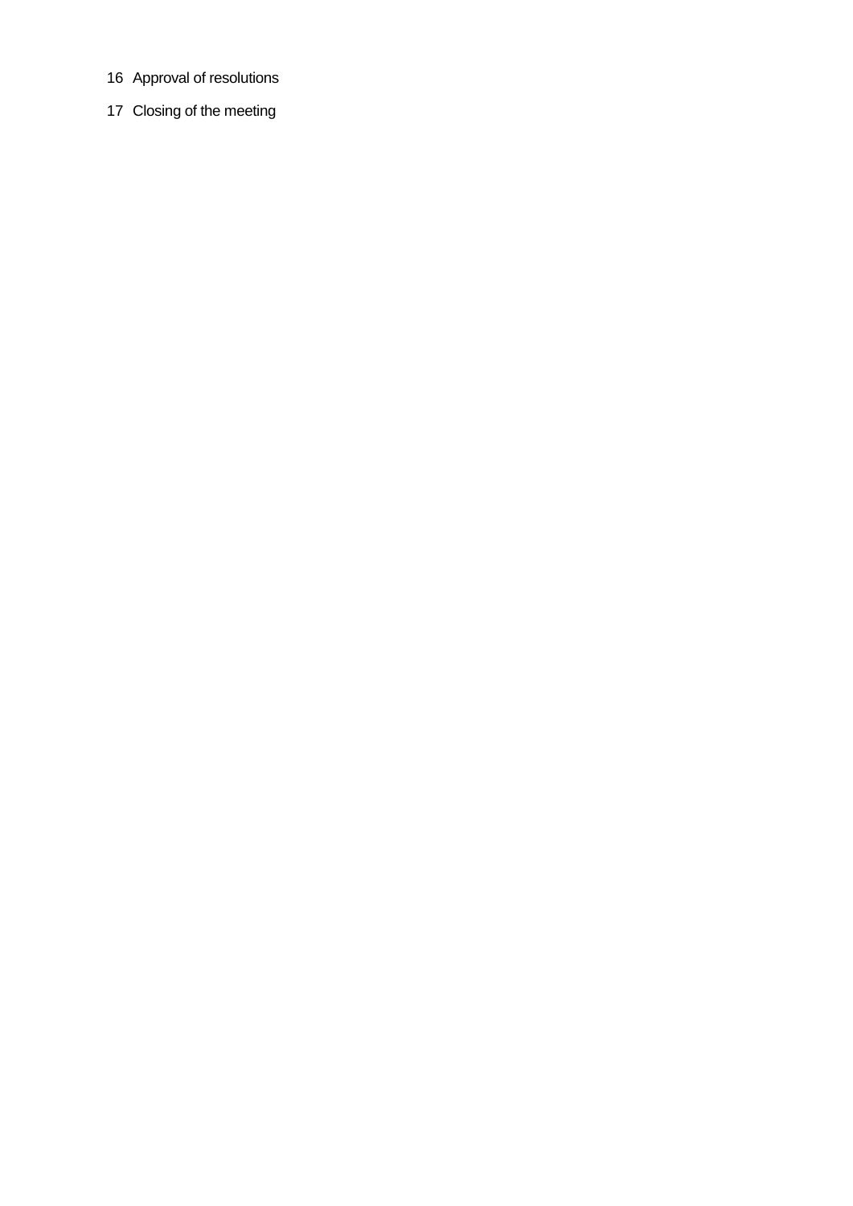16 Approval of resolutions

17 Closing of the meeting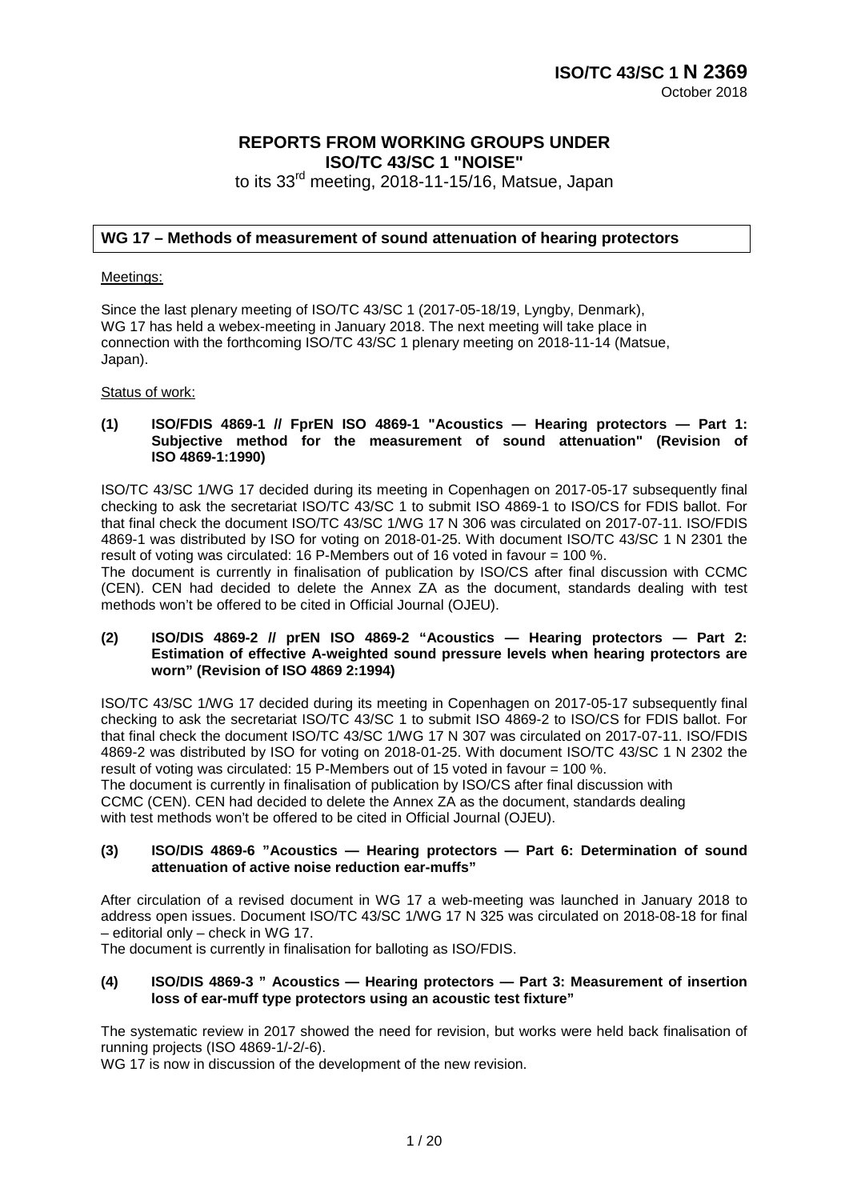# ISO/TC 43/SC 1 N 2369

October 2018

## REPORTS FROM WORKING GROUPS UNDER ISO/TC 43/SC 1 "NOISE"

to its 33rd meeting, 2018-11-15/16, Matsue, Japan

## WG 17 – Methods of measurement of sound attenuation of hearing protectors

Meetings:

Since the last plenary meeting of ISO/TC 43/SC 1 (2017-05-18/19, Lyngby, Denmark), WG 17 has held a webex-meeting in January 2018. The next meeting will take place in connection with the forthcoming ISO/TC 43/SC 1 plenary meeting on 2018-11-14 (Matsue, Japan).

Status of work:

**(1) ISO/FDIS 4869-1 // FprEN ISO 4869-1 "Acoustics — Hearing protectors — Part 1: Subjective method for the measurement of sound attenuation" (Revision of ISO 4869-1:1990)**

ISO/TC 43/SC 1/WG 17 decided during its meeting in Copenhagen on 2017-05-17 subsequently final checking to ask the secretariat ISO/TC 43/SC 1 to submit ISO 4869-1 to ISO/CS for FDIS ballot. For that final check the document ISO/TC 43/SC 1/WG 17 N 306 was circulated on 2017-07-11. ISO/FDIS 4869-1 was distributed by ISO for voting on 2018-01-25. With document ISO/TC 43/SC 1 N 2301 the result of voting was circulated: 16 P-Members out of 16 voted in favour = 100 %.
The document is currently in finalisation of publication by ISO/CS after final discussion with CCMC (CEN). CEN had decided to delete the Annex ZA as the document, standards dealing with test methods won't be offered to be cited in Official Journal (OJEU).

**(2) ISO/DIS 4869-2 // prEN ISO 4869-2 "Acoustics — Hearing protectors — Part 2: Estimation of effective A-weighted sound pressure levels when hearing protectors are worn" (Revision of ISO 4869 2:1994)**

ISO/TC 43/SC 1/WG 17 decided during its meeting in Copenhagen on 2017-05-17 subsequently final checking to ask the secretariat ISO/TC 43/SC 1 to submit ISO 4869-2 to ISO/CS for FDIS ballot. For that final check the document ISO/TC 43/SC 1/WG 17 N 307 was circulated on 2017-07-11. ISO/FDIS 4869-2 was distributed by ISO for voting on 2018-01-25. With document ISO/TC 43/SC 1 N 2302 the result of voting was circulated: 15 P-Members out of 15 voted in favour = 100 %.
The document is currently in finalisation of publication by ISO/CS after final discussion with CCMC (CEN). CEN had decided to delete the Annex ZA as the document, standards dealing with test methods won't be offered to be cited in Official Journal (OJEU).

**(3) ISO/DIS 4869-6 "Acoustics — Hearing protectors — Part 6: Determination of sound attenuation of active noise reduction ear-muffs"**

After circulation of a revised document in WG 17 a web-meeting was launched in January 2018 to address open issues. Document ISO/TC 43/SC 1/WG 17 N 325 was circulated on 2018-08-18 for final – editorial only – check in WG 17.
The document is currently in finalisation for balloting as ISO/FDIS.

**(4) ISO/DIS 4869-3 " Acoustics — Hearing protectors — Part 3: Measurement of insertion loss of ear-muff type protectors using an acoustic test fixture"**

The systematic review in 2017 showed the need for revision, but works were held back finalisation of running projects (ISO 4869-1/-2/-6).
WG 17 is now in discussion of the development of the new revision.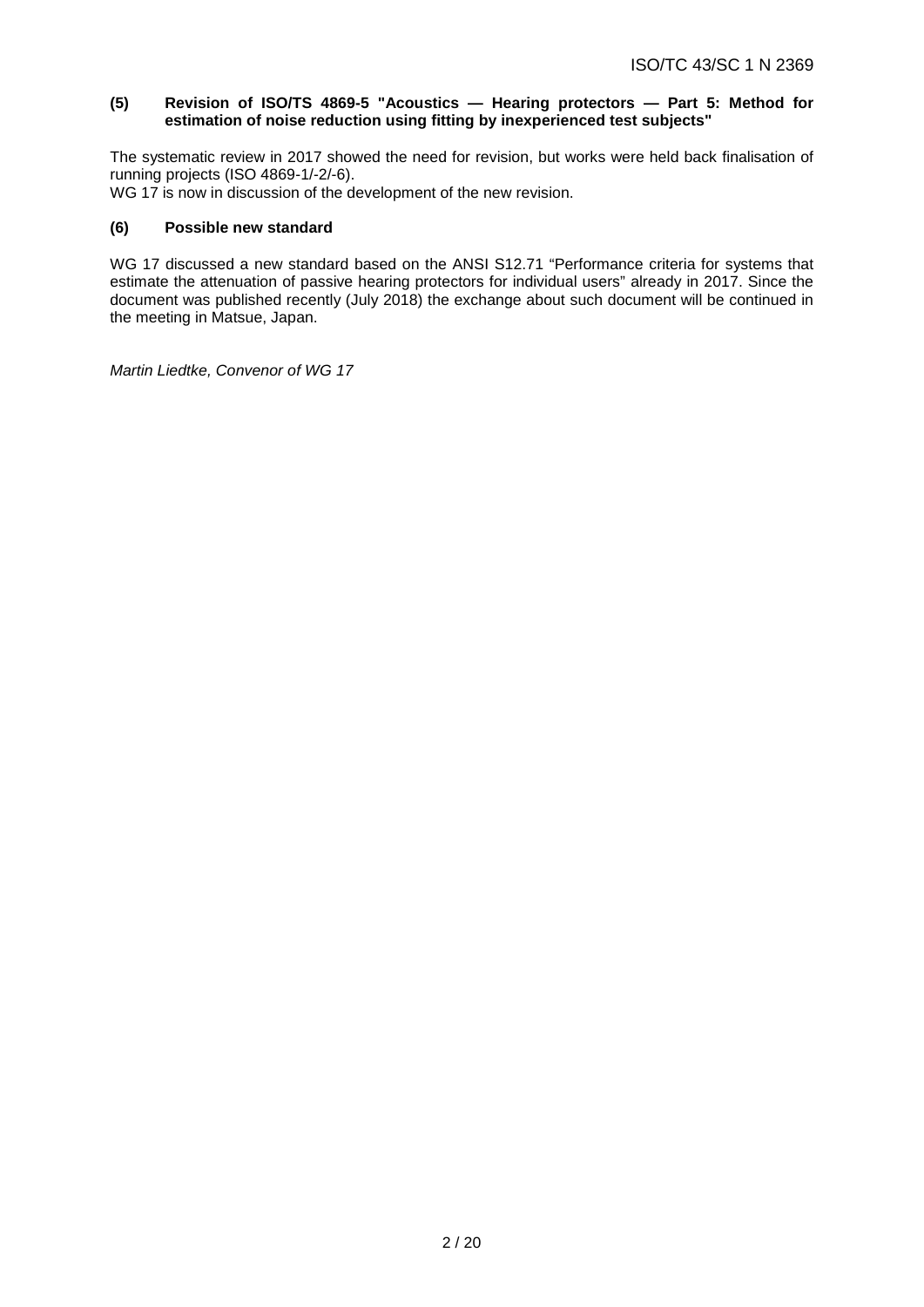**(5) Revision of ISO/TS 4869-5 "Acoustics — Hearing protectors — Part 5: Method for estimation of noise reduction using fitting by inexperienced test subjects"**

The systematic review in 2017 showed the need for revision, but works were held back finalisation of running projects (ISO 4869-1/-2/-6).
WG 17 is now in discussion of the development of the new revision.

**(6) Possible new standard**

WG 17 discussed a new standard based on the ANSI S12.71 "Performance criteria for systems that estimate the attenuation of passive hearing protectors for individual users" already in 2017. Since the document was published recently (July 2018) the exchange about such document will be continued in the meeting in Matsue, Japan.

*Martin Liedtke, Convenor of WG 17*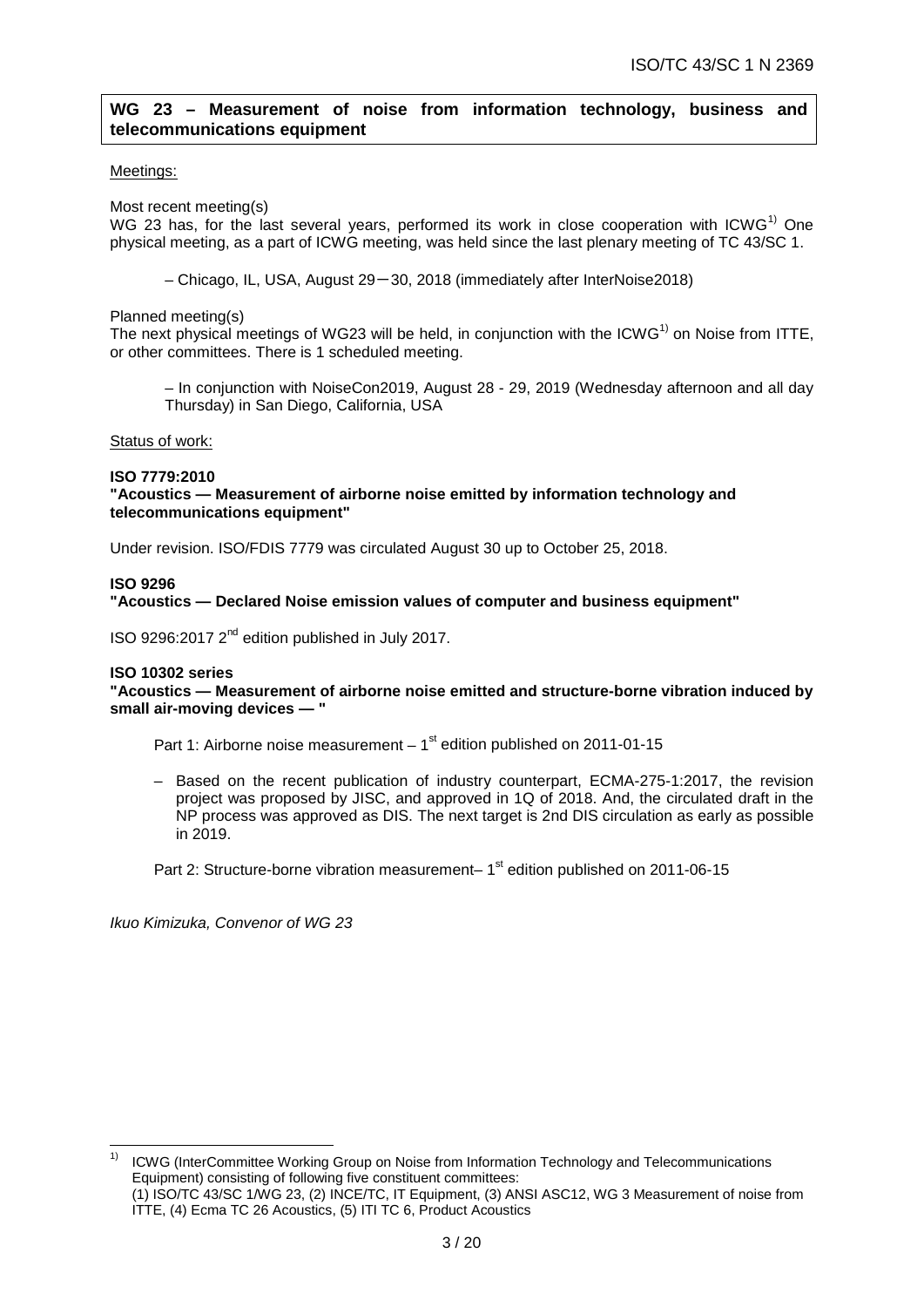**WG 23 – Measurement of noise from information technology, business and telecommunications equipment**

Meetings:

Most recent meeting(s)
WG 23 has, for the last several years, performed its work in close cooperation with ICWG[1) ] One physical meeting, as a part of ICWG meeting, was held since the last plenary meeting of TC 43/SC 1.

– Chicago, IL, USA, August 29－30, 2018 (immediately after InterNoise2018)

Planned meeting(s)
The next physical meetings of WG23 will be held, in conjunction with the ICWG[1)] on Noise from ITTE, or other committees. There is 1 scheduled meeting.

– In conjunction with NoiseCon2019, August 28 - 29, 2019 (Wednesday afternoon and all day Thursday) in San Diego, California, USA

Status of work:

**ISO 7779:2010**
**"Acoustics — Measurement of airborne noise emitted by information technology and telecommunications equipment"**

Under revision. ISO/FDIS 7779 was circulated August 30 up to October 25, 2018.

**ISO 9296**
**"Acoustics — Declared Noise emission values of computer and business equipment"**

ISO 9296:2017 2nd edition published in July 2017.

**ISO 10302 series**
**"Acoustics — Measurement of airborne noise emitted and structure-borne vibration induced by small air-moving devices — "**

Part 1: Airborne noise measurement – 1st edition published on 2011-01-15

– Based on the recent publication of industry counterpart, ECMA-275-1:2017, the revision project was proposed by JISC, and approved in 1Q of 2018. And, the circulated draft in the NP process was approved as DIS. The next target is 2nd DIS circulation as early as possible in 2019.

Part 2: Structure-borne vibration measurement– 1st edition published on 2011-06-15

*Ikuo Kimizuka, Convenor of WG 23*

---

[1)] ICWG (InterCommittee Working Group on Noise from Information Technology and Telecommunications Equipment) consisting of following five constituent committees:
(1) ISO/TC 43/SC 1/WG 23, (2) INCE/TC, IT Equipment, (3) ANSI ASC12, WG 3 Measurement of noise from ITTE, (4) Ecma TC 26 Acoustics, (5) ITI TC 6, Product Acoustics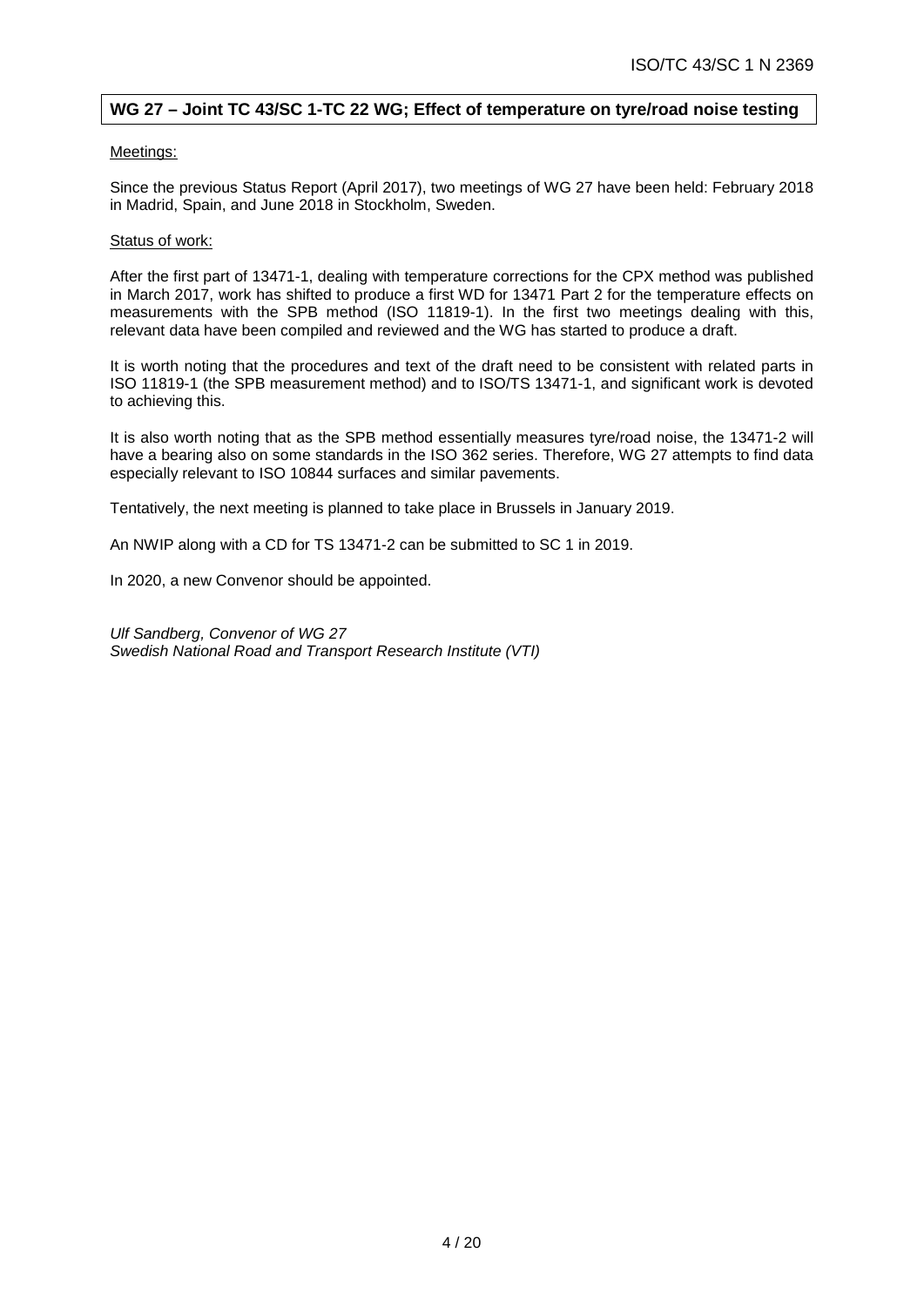## WG 27 – Joint TC 43/SC 1-TC 22 WG; Effect of temperature on tyre/road noise testing

Meetings:

Since the previous Status Report (April 2017), two meetings of WG 27 have been held: February 2018 in Madrid, Spain, and June 2018 in Stockholm, Sweden.

Status of work:

After the first part of 13471-1, dealing with temperature corrections for the CPX method was published in March 2017, work has shifted to produce a first WD for 13471 Part 2 for the temperature effects on measurements with the SPB method (ISO 11819-1). In the first two meetings dealing with this, relevant data have been compiled and reviewed and the WG has started to produce a draft.

It is worth noting that the procedures and text of the draft need to be consistent with related parts in ISO 11819-1 (the SPB measurement method) and to ISO/TS 13471-1, and significant work is devoted to achieving this.

It is also worth noting that as the SPB method essentially measures tyre/road noise, the 13471-2 will have a bearing also on some standards in the ISO 362 series. Therefore, WG 27 attempts to find data especially relevant to ISO 10844 surfaces and similar pavements.

Tentatively, the next meeting is planned to take place in Brussels in January 2019.

An NWIP along with a CD for TS 13471-2 can be submitted to SC 1 in 2019.

In 2020, a new Convenor should be appointed.

*Ulf Sandberg, Convenor of WG 27*
*Swedish National Road and Transport Research Institute (VTI)*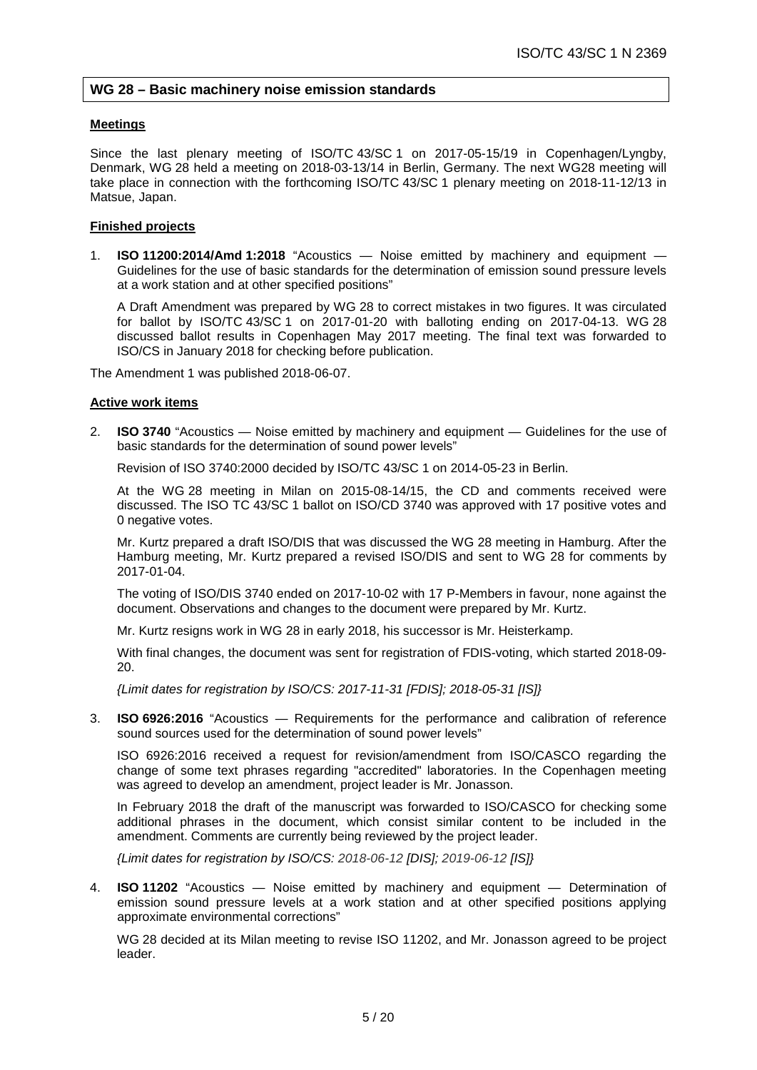## WG 28 – Basic machinery noise emission standards

**Meetings**

Since the last plenary meeting of ISO/TC 43/SC 1 on 2017-05-15/19 in Copenhagen/Lyngby, Denmark, WG 28 held a meeting on 2018-03-13/14 in Berlin, Germany. The next WG28 meeting will take place in connection with the forthcoming ISO/TC 43/SC 1 plenary meeting on 2018-11-12/13 in Matsue, Japan.

**Finished projects**

1. **ISO 11200:2014/Amd 1:2018** "Acoustics — Noise emitted by machinery and equipment — Guidelines for the use of basic standards for the determination of emission sound pressure levels at a work station and at other specified positions"

   A Draft Amendment was prepared by WG 28 to correct mistakes in two figures. It was circulated for ballot by ISO/TC 43/SC 1 on 2017-01-20 with balloting ending on 2017-04-13. WG 28 discussed ballot results in Copenhagen May 2017 meeting. The final text was forwarded to ISO/CS in January 2018 for checking before publication.

The Amendment 1 was published 2018-06-07.

**Active work items**

2. **ISO 3740** "Acoustics — Noise emitted by machinery and equipment — Guidelines for the use of basic standards for the determination of sound power levels"

   Revision of ISO 3740:2000 decided by ISO/TC 43/SC 1 on 2014-05-23 in Berlin.

   At the WG 28 meeting in Milan on 2015-08-14/15, the CD and comments received were discussed. The ISO TC 43/SC 1 ballot on ISO/CD 3740 was approved with 17 positive votes and 0 negative votes.

   Mr. Kurtz prepared a draft ISO/DIS that was discussed the WG 28 meeting in Hamburg. After the Hamburg meeting, Mr. Kurtz prepared a revised ISO/DIS and sent to WG 28 for comments by 2017-01-04.

   The voting of ISO/DIS 3740 ended on 2017-10-02 with 17 P-Members in favour, none against the document. Observations and changes to the document were prepared by Mr. Kurtz.

   Mr. Kurtz resigns work in WG 28 in early 2018, his successor is Mr. Heisterkamp.

   With final changes, the document was sent for registration of FDIS-voting, which started 2018-09-20.

   *{Limit dates for registration by ISO/CS: 2017-11-31 [FDIS]; 2018-05-31 [IS]}*

3. **ISO 6926:2016** "Acoustics — Requirements for the performance and calibration of reference sound sources used for the determination of sound power levels"

   ISO 6926:2016 received a request for revision/amendment from ISO/CASCO regarding the change of some text phrases regarding "accredited" laboratories. In the Copenhagen meeting was agreed to develop an amendment, project leader is Mr. Jonasson.

   In February 2018 the draft of the manuscript was forwarded to ISO/CASCO for checking some additional phrases in the document, which consist similar content to be included in the amendment. Comments are currently being reviewed by the project leader.

   *{Limit dates for registration by ISO/CS: 2018-06-12 [DIS]; 2019-06-12 [IS]}*

4. **ISO 11202** "Acoustics — Noise emitted by machinery and equipment — Determination of emission sound pressure levels at a work station and at other specified positions applying approximate environmental corrections"

   WG 28 decided at its Milan meeting to revise ISO 11202, and Mr. Jonasson agreed to be project leader.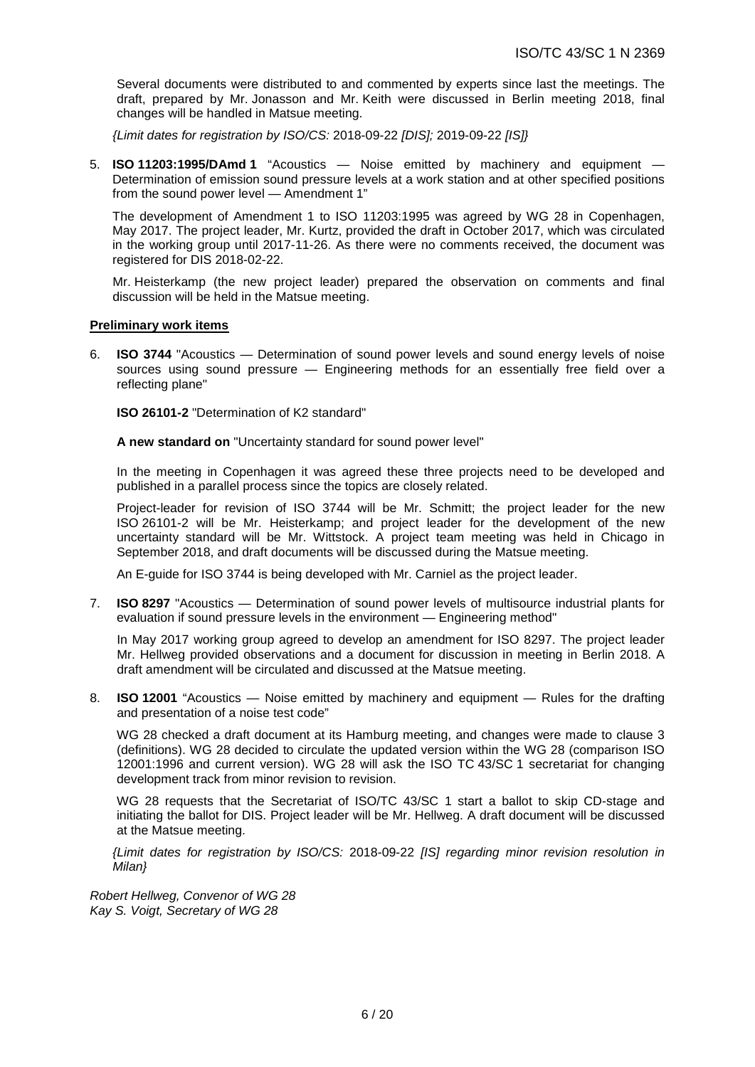Several documents were distributed to and commented by experts since last the meetings. The draft, prepared by Mr. Jonasson and Mr. Keith were discussed in Berlin meeting 2018, final changes will be handled in Matsue meeting.

*{Limit dates for registration by ISO/CS:* 2018-09-22 *[DIS];* 2019-09-22 *[IS]}*

5. **ISO 11203:1995/DAmd 1** "Acoustics — Noise emitted by machinery and equipment — Determination of emission sound pressure levels at a work station and at other specified positions from the sound power level — Amendment 1"

   The development of Amendment 1 to ISO 11203:1995 was agreed by WG 28 in Copenhagen, May 2017. The project leader, Mr. Kurtz, provided the draft in October 2017, which was circulated in the working group until 2017-11-26. As there were no comments received, the document was registered for DIS 2018-02-22.

   Mr. Heisterkamp (the new project leader) prepared the observation on comments and final discussion will be held in the Matsue meeting.

**Preliminary work items**

6. **ISO 3744** "Acoustics — Determination of sound power levels and sound energy levels of noise sources using sound pressure — Engineering methods for an essentially free field over a reflecting plane"

   **ISO 26101-2** "Determination of K2 standard"

   **A new standard on** "Uncertainty standard for sound power level"

   In the meeting in Copenhagen it was agreed these three projects need to be developed and published in a parallel process since the topics are closely related.

   Project-leader for revision of ISO 3744 will be Mr. Schmitt; the project leader for the new ISO 26101-2 will be Mr. Heisterkamp; and project leader for the development of the new uncertainty standard will be Mr. Wittstock. A project team meeting was held in Chicago in September 2018, and draft documents will be discussed during the Matsue meeting.

   An E-guide for ISO 3744 is being developed with Mr. Carniel as the project leader.

7. **ISO 8297** "Acoustics — Determination of sound power levels of multisource industrial plants for evaluation if sound pressure levels in the environment — Engineering method"

   In May 2017 working group agreed to develop an amendment for ISO 8297. The project leader Mr. Hellweg provided observations and a document for discussion in meeting in Berlin 2018. A draft amendment will be circulated and discussed at the Matsue meeting.

8. **ISO 12001** "Acoustics — Noise emitted by machinery and equipment — Rules for the drafting and presentation of a noise test code"

   WG 28 checked a draft document at its Hamburg meeting, and changes were made to clause 3 (definitions). WG 28 decided to circulate the updated version within the WG 28 (comparison ISO 12001:1996 and current version). WG 28 will ask the ISO TC 43/SC 1 secretariat for changing development track from minor revision to revision.

   WG 28 requests that the Secretariat of ISO/TC 43/SC 1 start a ballot to skip CD-stage and initiating the ballot for DIS. Project leader will be Mr. Hellweg. A draft document will be discussed at the Matsue meeting.

   *{Limit dates for registration by ISO/CS:* 2018-09-22 *[IS] regarding minor revision resolution in Milan}*

*Robert Hellweg, Convenor of WG 28*
*Kay S. Voigt, Secretary of WG 28*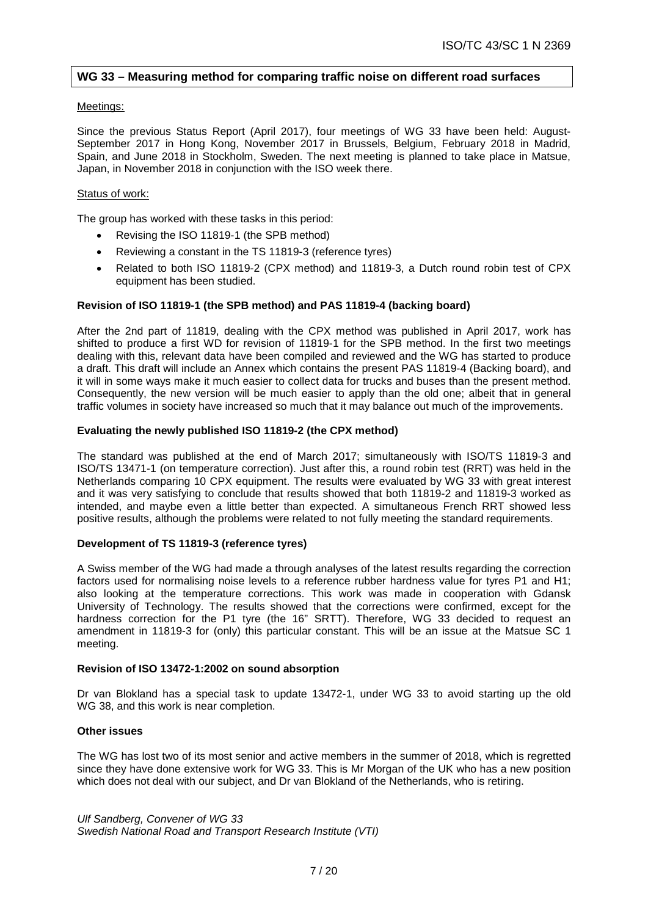## WG 33 – Measuring method for comparing traffic noise on different road surfaces

Meetings:

Since the previous Status Report (April 2017), four meetings of WG 33 have been held: August-September 2017 in Hong Kong, November 2017 in Brussels, Belgium, February 2018 in Madrid, Spain, and June 2018 in Stockholm, Sweden. The next meeting is planned to take place in Matsue, Japan, in November 2018 in conjunction with the ISO week there.

Status of work:

The group has worked with these tasks in this period:

- Revising the ISO 11819-1 (the SPB method)
- Reviewing a constant in the TS 11819-3 (reference tyres)
- Related to both ISO 11819-2 (CPX method) and 11819-3, a Dutch round robin test of CPX equipment has been studied.

**Revision of ISO 11819-1 (the SPB method) and PAS 11819-4 (backing board)**

After the 2nd part of 11819, dealing with the CPX method was published in April 2017, work has shifted to produce a first WD for revision of 11819-1 for the SPB method. In the first two meetings dealing with this, relevant data have been compiled and reviewed and the WG has started to produce a draft. This draft will include an Annex which contains the present PAS 11819-4 (Backing board), and it will in some ways make it much easier to collect data for trucks and buses than the present method. Consequently, the new version will be much easier to apply than the old one; albeit that in general traffic volumes in society have increased so much that it may balance out much of the improvements.

**Evaluating the newly published ISO 11819-2 (the CPX method)**

The standard was published at the end of March 2017; simultaneously with ISO/TS 11819-3 and ISO/TS 13471-1 (on temperature correction). Just after this, a round robin test (RRT) was held in the Netherlands comparing 10 CPX equipment. The results were evaluated by WG 33 with great interest and it was very satisfying to conclude that results showed that both 11819-2 and 11819-3 worked as intended, and maybe even a little better than expected. A simultaneous French RRT showed less positive results, although the problems were related to not fully meeting the standard requirements.

**Development of TS 11819-3 (reference tyres)**

A Swiss member of the WG had made a through analyses of the latest results regarding the correction factors used for normalising noise levels to a reference rubber hardness value for tyres P1 and H1; also looking at the temperature corrections. This work was made in cooperation with Gdansk University of Technology. The results showed that the corrections were confirmed, except for the hardness correction for the P1 tyre (the 16" SRTT). Therefore, WG 33 decided to request an amendment in 11819-3 for (only) this particular constant. This will be an issue at the Matsue SC 1 meeting.

**Revision of ISO 13472-1:2002 on sound absorption**

Dr van Blokland has a special task to update 13472-1, under WG 33 to avoid starting up the old WG 38, and this work is near completion.

**Other issues**

The WG has lost two of its most senior and active members in the summer of 2018, which is regretted since they have done extensive work for WG 33. This is Mr Morgan of the UK who has a new position which does not deal with our subject, and Dr van Blokland of the Netherlands, who is retiring.

*Ulf Sandberg, Convener of WG 33*
*Swedish National Road and Transport Research Institute (VTI)*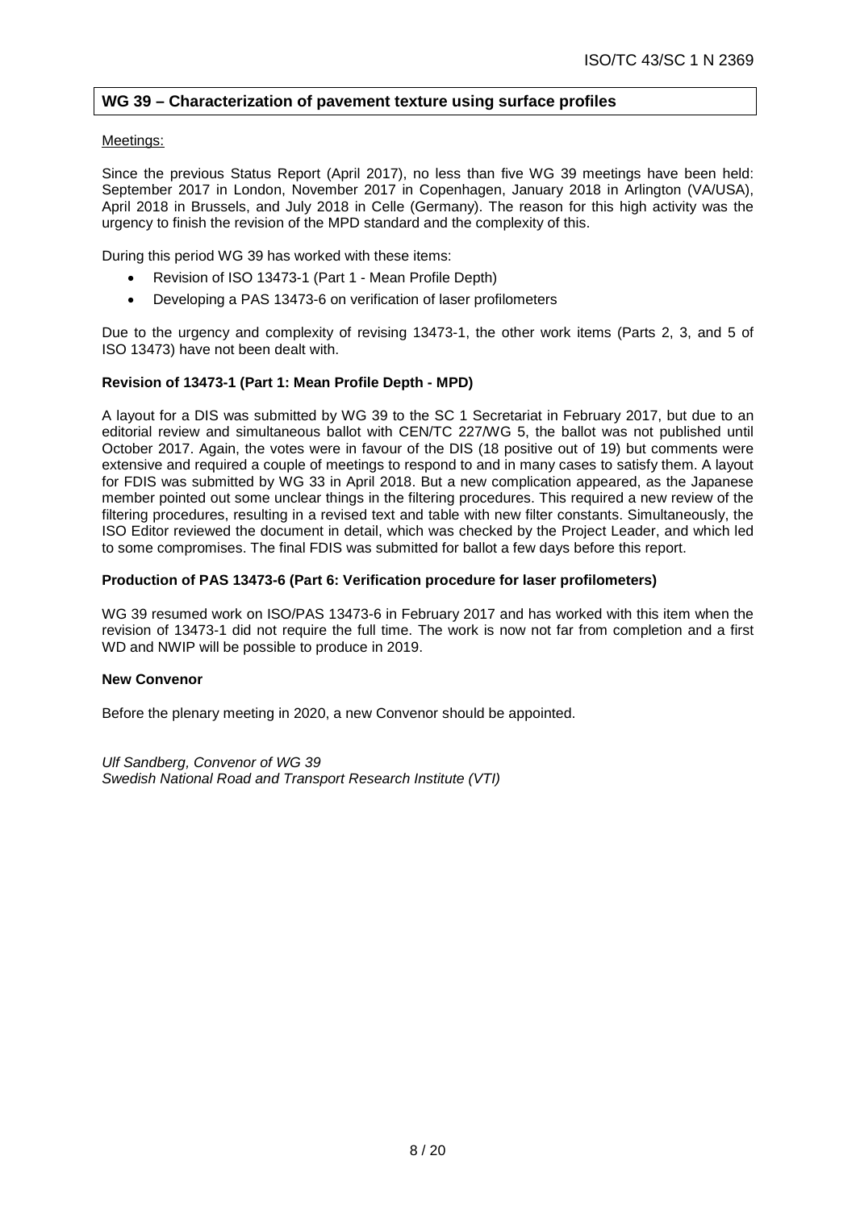## WG 39 – Characterization of pavement texture using surface profiles

Meetings:

Since the previous Status Report (April 2017), no less than five WG 39 meetings have been held: September 2017 in London, November 2017 in Copenhagen, January 2018 in Arlington (VA/USA), April 2018 in Brussels, and July 2018 in Celle (Germany). The reason for this high activity was the urgency to finish the revision of the MPD standard and the complexity of this.

During this period WG 39 has worked with these items:

- Revision of ISO 13473-1 (Part 1 - Mean Profile Depth)
- Developing a PAS 13473-6 on verification of laser profilometers

Due to the urgency and complexity of revising 13473-1, the other work items (Parts 2, 3, and 5 of ISO 13473) have not been dealt with.

**Revision of 13473-1 (Part 1: Mean Profile Depth - MPD)**

A layout for a DIS was submitted by WG 39 to the SC 1 Secretariat in February 2017, but due to an editorial review and simultaneous ballot with CEN/TC 227/WG 5, the ballot was not published until October 2017. Again, the votes were in favour of the DIS (18 positive out of 19) but comments were extensive and required a couple of meetings to respond to and in many cases to satisfy them. A layout for FDIS was submitted by WG 33 in April 2018. But a new complication appeared, as the Japanese member pointed out some unclear things in the filtering procedures. This required a new review of the filtering procedures, resulting in a revised text and table with new filter constants. Simultaneously, the ISO Editor reviewed the document in detail, which was checked by the Project Leader, and which led to some compromises. The final FDIS was submitted for ballot a few days before this report.

**Production of PAS 13473-6 (Part 6: Verification procedure for laser profilometers)**

WG 39 resumed work on ISO/PAS 13473-6 in February 2017 and has worked with this item when the revision of 13473-1 did not require the full time. The work is now not far from completion and a first WD and NWIP will be possible to produce in 2019.

**New Convenor**

Before the plenary meeting in 2020, a new Convenor should be appointed.

*Ulf Sandberg, Convenor of WG 39*
*Swedish National Road and Transport Research Institute (VTI)*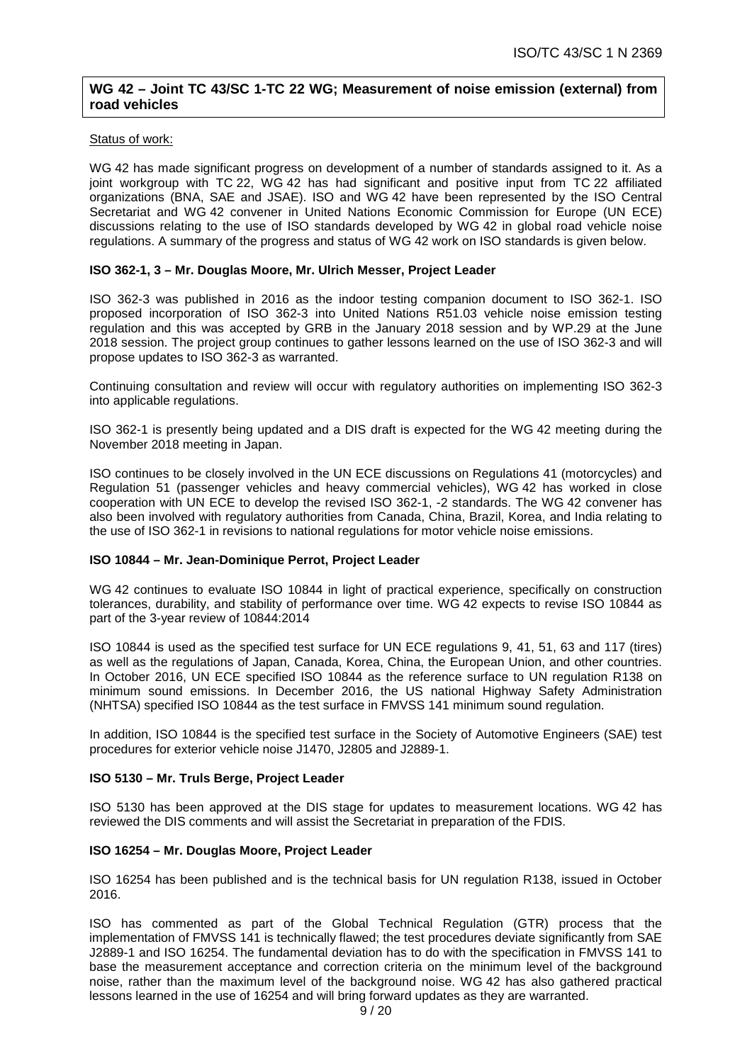## WG 42 – Joint TC 43/SC 1-TC 22 WG; Measurement of noise emission (external) from road vehicles

Status of work:

WG 42 has made significant progress on development of a number of standards assigned to it. As a joint workgroup with TC 22, WG 42 has had significant and positive input from TC 22 affiliated organizations (BNA, SAE and JSAE). ISO and WG 42 have been represented by the ISO Central Secretariat and WG 42 convener in United Nations Economic Commission for Europe (UN ECE) discussions relating to the use of ISO standards developed by WG 42 in global road vehicle noise regulations. A summary of the progress and status of WG 42 work on ISO standards is given below.

**ISO 362-1, 3 – Mr. Douglas Moore, Mr. Ulrich Messer, Project Leader**

ISO 362-3 was published in 2016 as the indoor testing companion document to ISO 362-1. ISO proposed incorporation of ISO 362-3 into United Nations R51.03 vehicle noise emission testing regulation and this was accepted by GRB in the January 2018 session and by WP.29 at the June 2018 session. The project group continues to gather lessons learned on the use of ISO 362-3 and will propose updates to ISO 362-3 as warranted.

Continuing consultation and review will occur with regulatory authorities on implementing ISO 362-3 into applicable regulations.

ISO 362-1 is presently being updated and a DIS draft is expected for the WG 42 meeting during the November 2018 meeting in Japan.

ISO continues to be closely involved in the UN ECE discussions on Regulations 41 (motorcycles) and Regulation 51 (passenger vehicles and heavy commercial vehicles), WG 42 has worked in close cooperation with UN ECE to develop the revised ISO 362-1, -2 standards. The WG 42 convener has also been involved with regulatory authorities from Canada, China, Brazil, Korea, and India relating to the use of ISO 362-1 in revisions to national regulations for motor vehicle noise emissions.

**ISO 10844 – Mr. Jean-Dominique Perrot, Project Leader**

WG 42 continues to evaluate ISO 10844 in light of practical experience, specifically on construction tolerances, durability, and stability of performance over time. WG 42 expects to revise ISO 10844 as part of the 3-year review of 10844:2014

ISO 10844 is used as the specified test surface for UN ECE regulations 9, 41, 51, 63 and 117 (tires) as well as the regulations of Japan, Canada, Korea, China, the European Union, and other countries. In October 2016, UN ECE specified ISO 10844 as the reference surface to UN regulation R138 on minimum sound emissions. In December 2016, the US national Highway Safety Administration (NHTSA) specified ISO 10844 as the test surface in FMVSS 141 minimum sound regulation.

In addition, ISO 10844 is the specified test surface in the Society of Automotive Engineers (SAE) test procedures for exterior vehicle noise J1470, J2805 and J2889-1.

**ISO 5130 – Mr. Truls Berge, Project Leader**

ISO 5130 has been approved at the DIS stage for updates to measurement locations. WG 42 has reviewed the DIS comments and will assist the Secretariat in preparation of the FDIS.

**ISO 16254 – Mr. Douglas Moore, Project Leader**

ISO 16254 has been published and is the technical basis for UN regulation R138, issued in October 2016.

ISO has commented as part of the Global Technical Regulation (GTR) process that the implementation of FMVSS 141 is technically flawed; the test procedures deviate significantly from SAE J2889-1 and ISO 16254. The fundamental deviation has to do with the specification in FMVSS 141 to base the measurement acceptance and correction criteria on the minimum level of the background noise, rather than the maximum level of the background noise. WG 42 has also gathered practical lessons learned in the use of 16254 and will bring forward updates as they are warranted.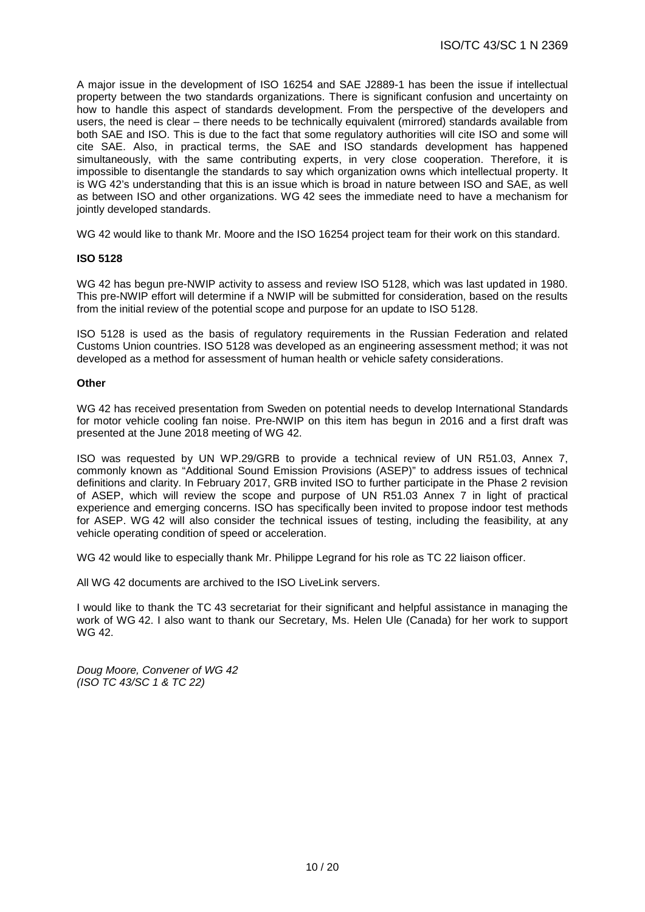A major issue in the development of ISO 16254 and SAE J2889-1 has been the issue if intellectual property between the two standards organizations. There is significant confusion and uncertainty on how to handle this aspect of standards development. From the perspective of the developers and users, the need is clear – there needs to be technically equivalent (mirrored) standards available from both SAE and ISO. This is due to the fact that some regulatory authorities will cite ISO and some will cite SAE. Also, in practical terms, the SAE and ISO standards development has happened simultaneously, with the same contributing experts, in very close cooperation. Therefore, it is impossible to disentangle the standards to say which organization owns which intellectual property. It is WG 42's understanding that this is an issue which is broad in nature between ISO and SAE, as well as between ISO and other organizations. WG 42 sees the immediate need to have a mechanism for jointly developed standards.

WG 42 would like to thank Mr. Moore and the ISO 16254 project team for their work on this standard.

**ISO 5128**

WG 42 has begun pre-NWIP activity to assess and review ISO 5128, which was last updated in 1980. This pre-NWIP effort will determine if a NWIP will be submitted for consideration, based on the results from the initial review of the potential scope and purpose for an update to ISO 5128.

ISO 5128 is used as the basis of regulatory requirements in the Russian Federation and related Customs Union countries. ISO 5128 was developed as an engineering assessment method; it was not developed as a method for assessment of human health or vehicle safety considerations.

**Other**

WG 42 has received presentation from Sweden on potential needs to develop International Standards for motor vehicle cooling fan noise. Pre-NWIP on this item has begun in 2016 and a first draft was presented at the June 2018 meeting of WG 42.

ISO was requested by UN WP.29/GRB to provide a technical review of UN R51.03, Annex 7, commonly known as "Additional Sound Emission Provisions (ASEP)" to address issues of technical definitions and clarity. In February 2017, GRB invited ISO to further participate in the Phase 2 revision of ASEP, which will review the scope and purpose of UN R51.03 Annex 7 in light of practical experience and emerging concerns. ISO has specifically been invited to propose indoor test methods for ASEP. WG 42 will also consider the technical issues of testing, including the feasibility, at any vehicle operating condition of speed or acceleration.

WG 42 would like to especially thank Mr. Philippe Legrand for his role as TC 22 liaison officer.

All WG 42 documents are archived to the ISO LiveLink servers.

I would like to thank the TC 43 secretariat for their significant and helpful assistance in managing the work of WG 42. I also want to thank our Secretary, Ms. Helen Ule (Canada) for her work to support WG 42.

*Doug Moore, Convener of WG 42*
*(ISO TC 43/SC 1 & TC 22)*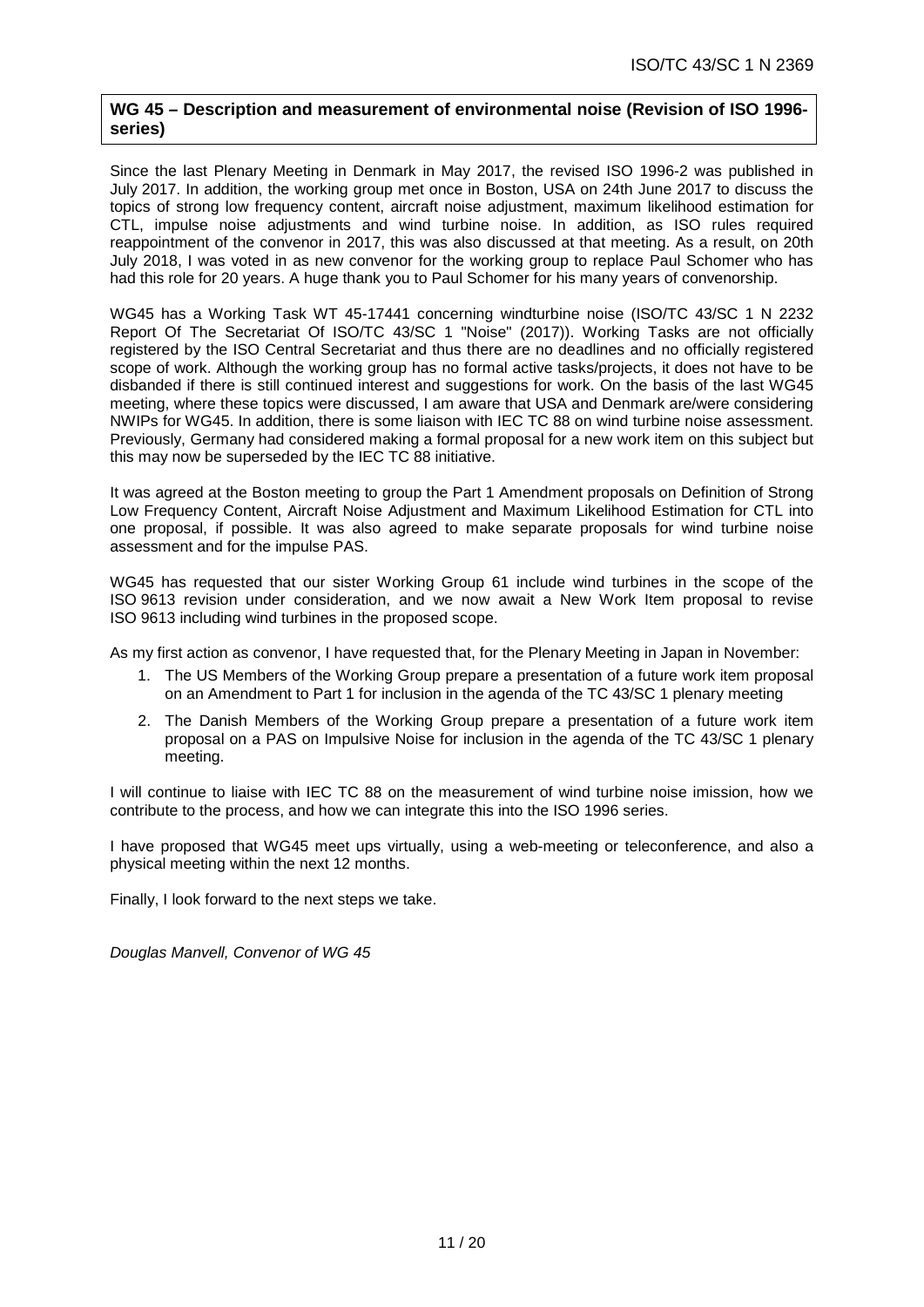## WG 45 – Description and measurement of environmental noise (Revision of ISO 1996-series)

Since the last Plenary Meeting in Denmark in May 2017, the revised ISO 1996-2 was published in July 2017. In addition, the working group met once in Boston, USA on 24th June 2017 to discuss the topics of strong low frequency content, aircraft noise adjustment, maximum likelihood estimation for CTL, impulse noise adjustments and wind turbine noise. In addition, as ISO rules required reappointment of the convenor in 2017, this was also discussed at that meeting. As a result, on 20th July 2018, I was voted in as new convenor for the working group to replace Paul Schomer who has had this role for 20 years. A huge thank you to Paul Schomer for his many years of convenorship.

WG45 has a Working Task WT 45-17441 concerning windturbine noise (ISO/TC 43/SC 1 N 2232 Report Of The Secretariat Of ISO/TC 43/SC 1 "Noise" (2017)). Working Tasks are not officially registered by the ISO Central Secretariat and thus there are no deadlines and no officially registered scope of work. Although the working group has no formal active tasks/projects, it does not have to be disbanded if there is still continued interest and suggestions for work. On the basis of the last WG45 meeting, where these topics were discussed, I am aware that USA and Denmark are/were considering NWIPs for WG45. In addition, there is some liaison with IEC TC 88 on wind turbine noise assessment. Previously, Germany had considered making a formal proposal for a new work item on this subject but this may now be superseded by the IEC TC 88 initiative.

It was agreed at the Boston meeting to group the Part 1 Amendment proposals on Definition of Strong Low Frequency Content, Aircraft Noise Adjustment and Maximum Likelihood Estimation for CTL into one proposal, if possible. It was also agreed to make separate proposals for wind turbine noise assessment and for the impulse PAS.

WG45 has requested that our sister Working Group 61 include wind turbines in the scope of the ISO 9613 revision under consideration, and we now await a New Work Item proposal to revise ISO 9613 including wind turbines in the proposed scope.

As my first action as convenor, I have requested that, for the Plenary Meeting in Japan in November:

1. The US Members of the Working Group prepare a presentation of a future work item proposal on an Amendment to Part 1 for inclusion in the agenda of the TC 43/SC 1 plenary meeting
2. The Danish Members of the Working Group prepare a presentation of a future work item proposal on a PAS on Impulsive Noise for inclusion in the agenda of the TC 43/SC 1 plenary meeting.

I will continue to liaise with IEC TC 88 on the measurement of wind turbine noise imission, how we contribute to the process, and how we can integrate this into the ISO 1996 series.

I have proposed that WG45 meet ups virtually, using a web-meeting or teleconference, and also a physical meeting within the next 12 months.

Finally, I look forward to the next steps we take.

*Douglas Manvell, Convenor of WG 45*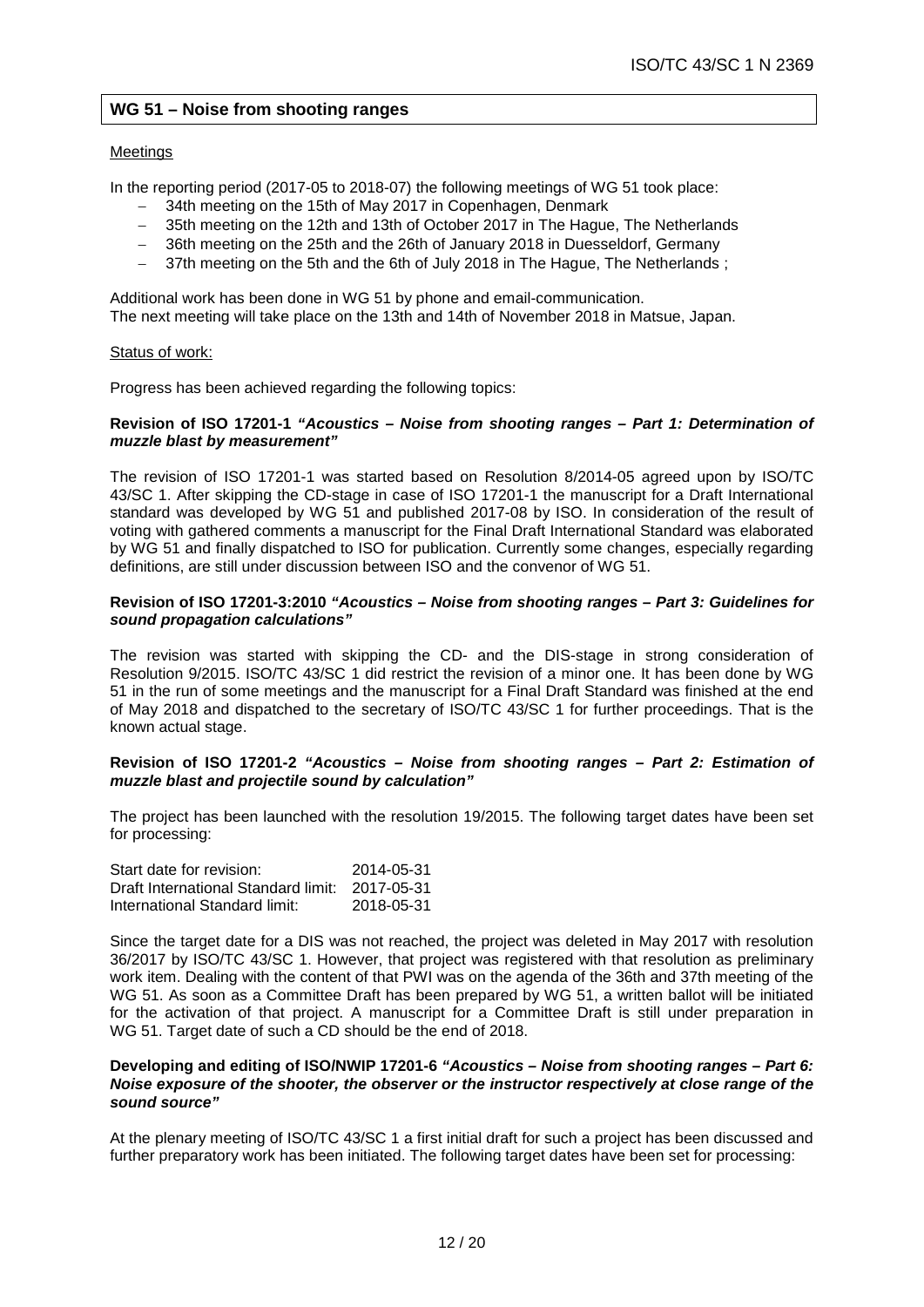## WG 51 – Noise from shooting ranges

Meetings

In the reporting period (2017-05 to 2018-07) the following meetings of WG 51 took place:

- 34th meeting on the 15th of May 2017 in Copenhagen, Denmark
- 35th meeting on the 12th and 13th of October 2017 in The Hague, The Netherlands
- 36th meeting on the 25th and the 26th of January 2018 in Duesseldorf, Germany
- 37th meeting on the 5th and the 6th of July 2018 in The Hague, The Netherlands ;

Additional work has been done in WG 51 by phone and email-communication.
The next meeting will take place on the 13th and 14th of November 2018 in Matsue, Japan.

Status of work:

Progress has been achieved regarding the following topics:

**Revision of ISO 17201-1 *"Acoustics – Noise from shooting ranges – Part 1: Determination of muzzle blast by measurement"***

The revision of ISO 17201-1 was started based on Resolution 8/2014-05 agreed upon by ISO/TC 43/SC 1. After skipping the CD-stage in case of ISO 17201-1 the manuscript for a Draft International standard was developed by WG 51 and published 2017-08 by ISO. In consideration of the result of voting with gathered comments a manuscript for the Final Draft International Standard was elaborated by WG 51 and finally dispatched to ISO for publication. Currently some changes, especially regarding definitions, are still under discussion between ISO and the convenor of WG 51.

**Revision of ISO 17201-3:2010 *"Acoustics – Noise from shooting ranges – Part 3: Guidelines for sound propagation calculations"***

The revision was started with skipping the CD- and the DIS-stage in strong consideration of Resolution 9/2015. ISO/TC 43/SC 1 did restrict the revision of a minor one. It has been done by WG 51 in the run of some meetings and the manuscript for a Final Draft Standard was finished at the end of May 2018 and dispatched to the secretary of ISO/TC 43/SC 1 for further proceedings. That is the known actual stage.

**Revision of ISO 17201-2 *"Acoustics – Noise from shooting ranges – Part 2: Estimation of muzzle blast and projectile sound by calculation"***

The project has been launched with the resolution 19/2015. The following target dates have been set for processing:

| | |
|---|---|
| Start date for revision: | 2014-05-31 |
| Draft International Standard limit: | 2017-05-31 |
| International Standard limit: | 2018-05-31 |

Since the target date for a DIS was not reached, the project was deleted in May 2017 with resolution 36/2017 by ISO/TC 43/SC 1. However, that project was registered with that resolution as preliminary work item. Dealing with the content of that PWI was on the agenda of the 36th and 37th meeting of the WG 51. As soon as a Committee Draft has been prepared by WG 51, a written ballot will be initiated for the activation of that project. A manuscript for a Committee Draft is still under preparation in WG 51. Target date of such a CD should be the end of 2018.

**Developing and editing of ISO/NWIP 17201-6 *"Acoustics – Noise from shooting ranges – Part 6: Noise exposure of the shooter, the observer or the instructor respectively at close range of the sound source"***

At the plenary meeting of ISO/TC 43/SC 1 a first initial draft for such a project has been discussed and further preparatory work has been initiated. The following target dates have been set for processing: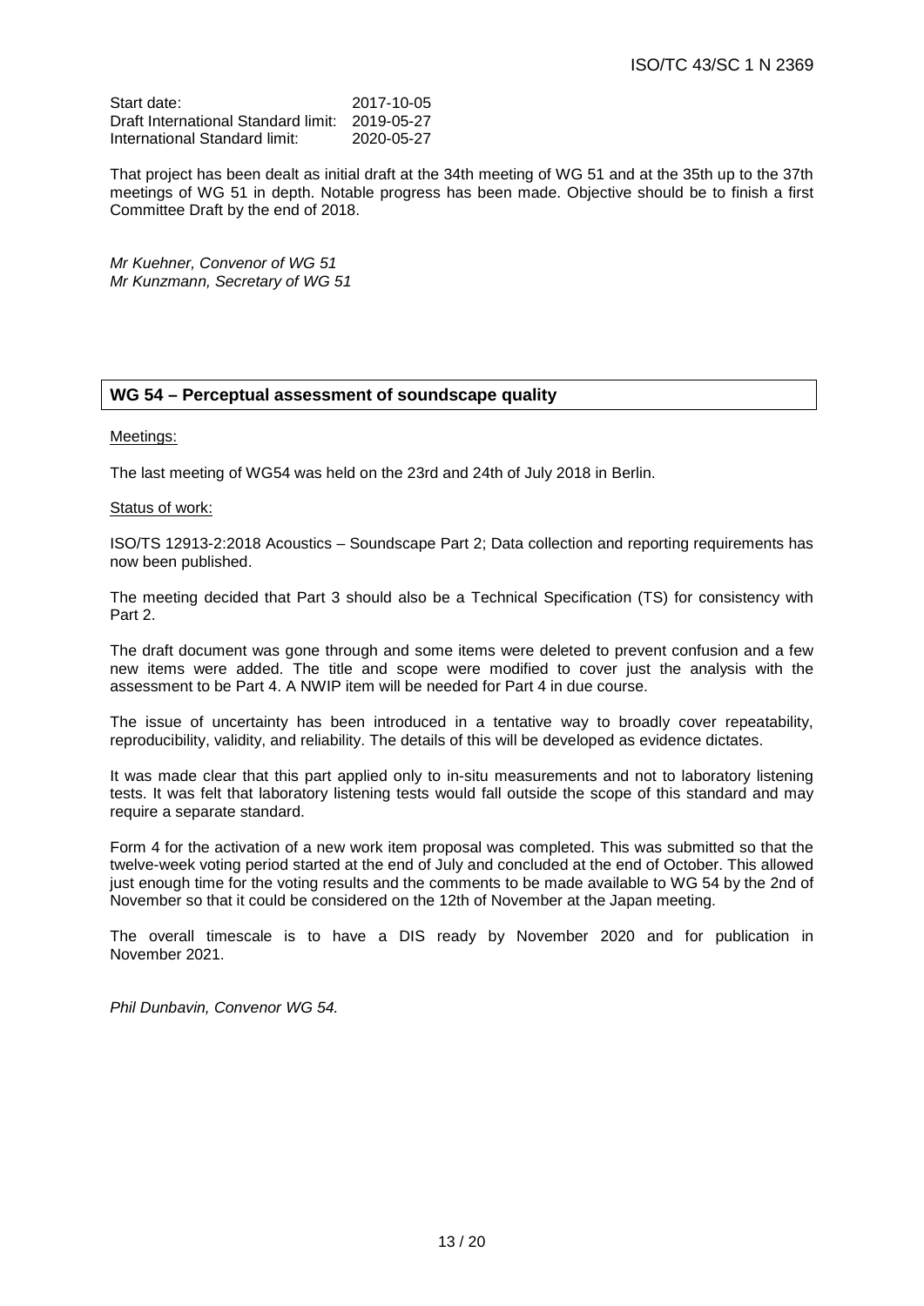| Start date: | 2017-10-05 |
| --- | --- |
| Draft International Standard limit: | 2019-05-27 |
| International Standard limit: | 2020-05-27 |

That project has been dealt as initial draft at the 34th meeting of WG 51 and at the 35th up to the 37th meetings of WG 51 in depth. Notable progress has been made. Objective should be to finish a first Committee Draft by the end of 2018.

*Mr Kuehner, Convenor of WG 51*
*Mr Kunzmann, Secretary of WG 51*

## WG 54 – Perceptual assessment of soundscape quality

Meetings:

The last meeting of WG54 was held on the 23rd and 24th of July 2018 in Berlin.

Status of work:

ISO/TS 12913-2:2018 Acoustics – Soundscape Part 2; Data collection and reporting requirements has now been published.

The meeting decided that Part 3 should also be a Technical Specification (TS) for consistency with Part 2.

The draft document was gone through and some items were deleted to prevent confusion and a few new items were added. The title and scope were modified to cover just the analysis with the assessment to be Part 4. A NWIP item will be needed for Part 4 in due course.

The issue of uncertainty has been introduced in a tentative way to broadly cover repeatability, reproducibility, validity, and reliability. The details of this will be developed as evidence dictates.

It was made clear that this part applied only to in-situ measurements and not to laboratory listening tests. It was felt that laboratory listening tests would fall outside the scope of this standard and may require a separate standard.

Form 4 for the activation of a new work item proposal was completed. This was submitted so that the twelve-week voting period started at the end of July and concluded at the end of October. This allowed just enough time for the voting results and the comments to be made available to WG 54 by the 2nd of November so that it could be considered on the 12th of November at the Japan meeting.

The overall timescale is to have a DIS ready by November 2020 and for publication in November 2021.

*Phil Dunbavin, Convenor WG 54.*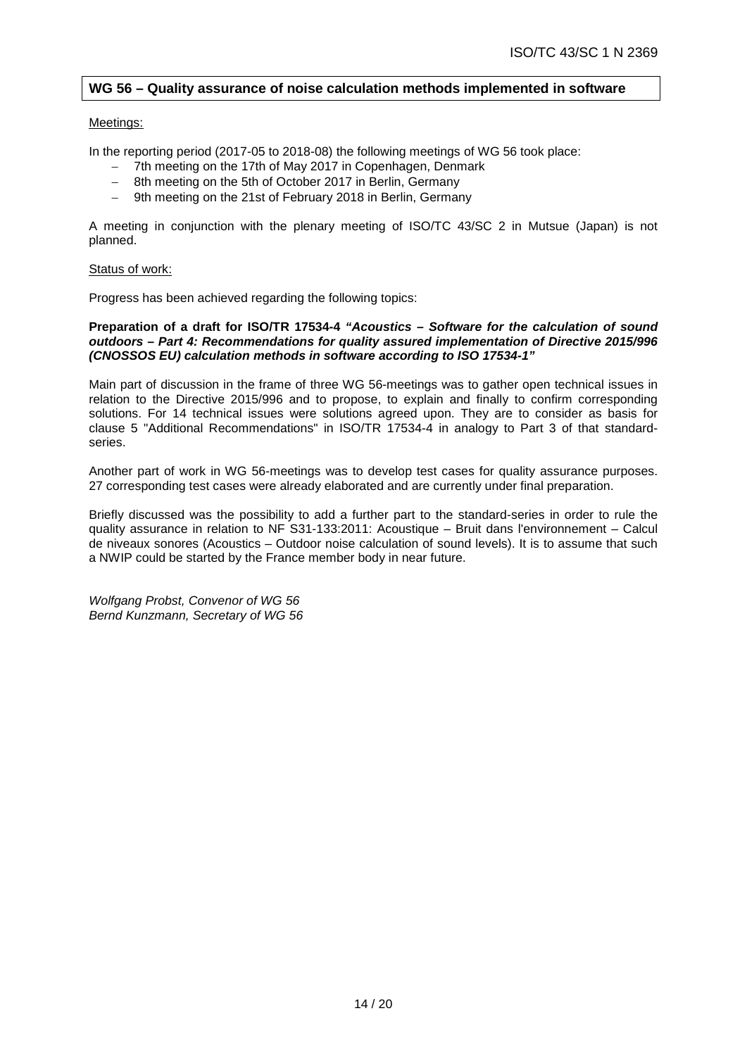## WG 56 – Quality assurance of noise calculation methods implemented in software

Meetings:

In the reporting period (2017-05 to 2018-08) the following meetings of WG 56 took place:

- 7th meeting on the 17th of May 2017 in Copenhagen, Denmark
- 8th meeting on the 5th of October 2017 in Berlin, Germany
- 9th meeting on the 21st of February 2018 in Berlin, Germany

A meeting in conjunction with the plenary meeting of ISO/TC 43/SC 2 in Mutsue (Japan) is not planned.

Status of work:

Progress has been achieved regarding the following topics:

**Preparation of a draft for ISO/TR 17534-4 *"Acoustics – Software for the calculation of sound outdoors – Part 4: Recommendations for quality assured implementation of Directive 2015/996 (CNOSSOS EU) calculation methods in software according to ISO 17534-1"***

Main part of discussion in the frame of three WG 56-meetings was to gather open technical issues in relation to the Directive 2015/996 and to propose, to explain and finally to confirm corresponding solutions. For 14 technical issues were solutions agreed upon. They are to consider as basis for clause 5 "Additional Recommendations" in ISO/TR 17534-4 in analogy to Part 3 of that standard-series.

Another part of work in WG 56-meetings was to develop test cases for quality assurance purposes. 27 corresponding test cases were already elaborated and are currently under final preparation.

Briefly discussed was the possibility to add a further part to the standard-series in order to rule the quality assurance in relation to NF S31-133:2011: Acoustique – Bruit dans l'environnement – Calcul de niveaux sonores (Acoustics – Outdoor noise calculation of sound levels). It is to assume that such a NWIP could be started by the France member body in near future.

*Wolfgang Probst, Convenor of WG 56*
*Bernd Kunzmann, Secretary of WG 56*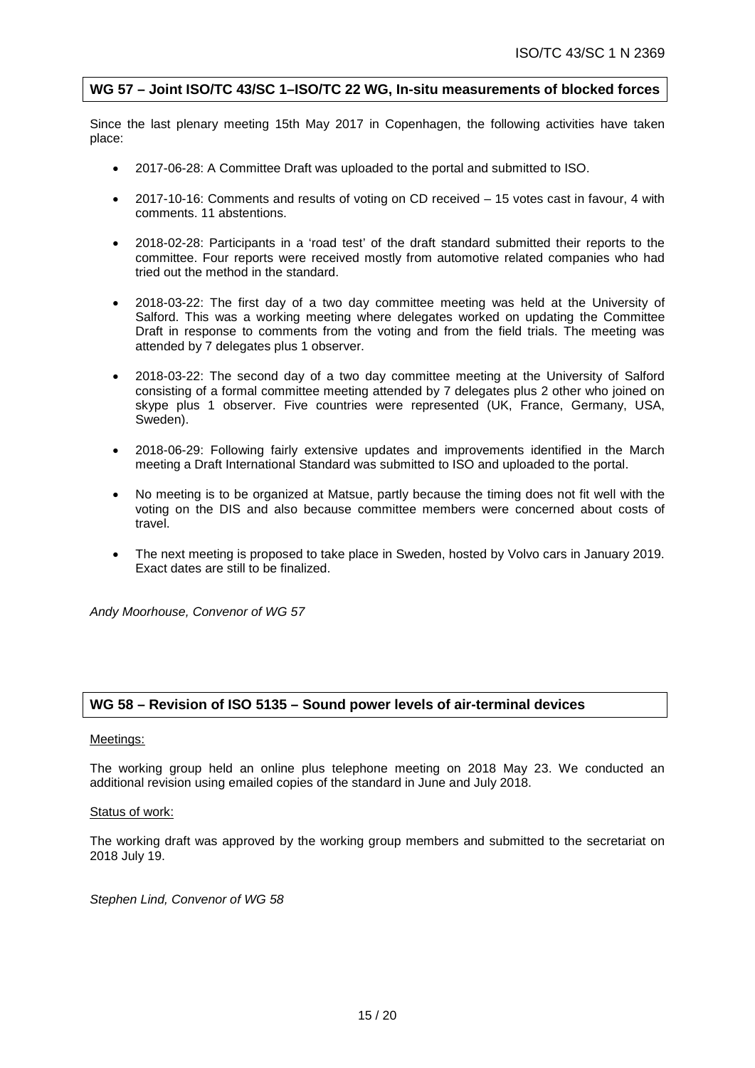**WG 57 – Joint ISO/TC 43/SC 1–ISO/TC 22 WG, In-situ measurements of blocked forces**

Since the last plenary meeting 15th May 2017 in Copenhagen, the following activities have taken place:

- 2017-06-28: A Committee Draft was uploaded to the portal and submitted to ISO.
- 2017-10-16: Comments and results of voting on CD received – 15 votes cast in favour, 4 with comments. 11 abstentions.
- 2018-02-28: Participants in a 'road test' of the draft standard submitted their reports to the committee. Four reports were received mostly from automotive related companies who had tried out the method in the standard.
- 2018-03-22: The first day of a two day committee meeting was held at the University of Salford. This was a working meeting where delegates worked on updating the Committee Draft in response to comments from the voting and from the field trials. The meeting was attended by 7 delegates plus 1 observer.
- 2018-03-22: The second day of a two day committee meeting at the University of Salford consisting of a formal committee meeting attended by 7 delegates plus 2 other who joined on skype plus 1 observer. Five countries were represented (UK, France, Germany, USA, Sweden).
- 2018-06-29: Following fairly extensive updates and improvements identified in the March meeting a Draft International Standard was submitted to ISO and uploaded to the portal.
- No meeting is to be organized at Matsue, partly because the timing does not fit well with the voting on the DIS and also because committee members were concerned about costs of travel.
- The next meeting is proposed to take place in Sweden, hosted by Volvo cars in January 2019. Exact dates are still to be finalized.

*Andy Moorhouse, Convenor of WG 57*

**WG 58 – Revision of ISO 5135 – Sound power levels of air-terminal devices**

Meetings:

The working group held an online plus telephone meeting on 2018 May 23. We conducted an additional revision using emailed copies of the standard in June and July 2018.

Status of work:

The working draft was approved by the working group members and submitted to the secretariat on 2018 July 19.

*Stephen Lind, Convenor of WG 58*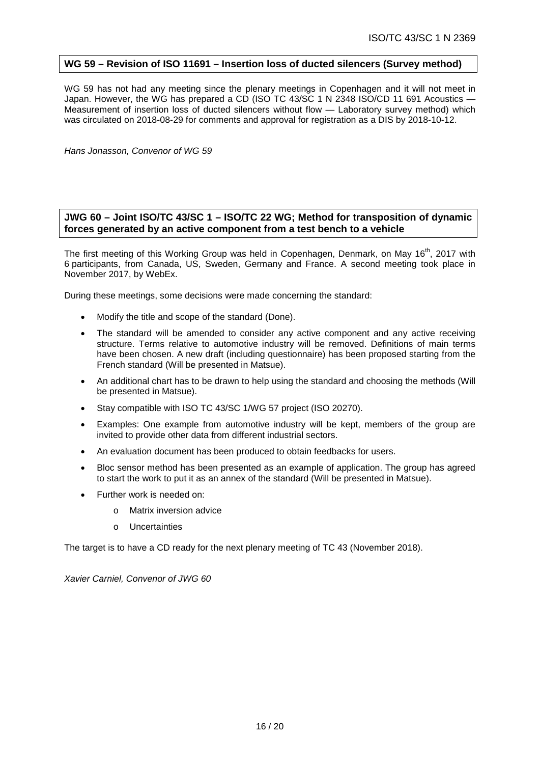**WG 59 – Revision of ISO 11691 – Insertion loss of ducted silencers (Survey method)**

WG 59 has not had any meeting since the plenary meetings in Copenhagen and it will not meet in Japan. However, the WG has prepared a CD (ISO TC 43/SC 1 N 2348 ISO/CD 11 691 Acoustics — Measurement of insertion loss of ducted silencers without flow — Laboratory survey method) which was circulated on 2018-08-29 for comments and approval for registration as a DIS by 2018-10-12.

*Hans Jonasson, Convenor of WG 59*

**JWG 60 – Joint ISO/TC 43/SC 1 – ISO/TC 22 WG; Method for transposition of dynamic forces generated by an active component from a test bench to a vehicle**

The first meeting of this Working Group was held in Copenhagen, Denmark, on May 16th, 2017 with 6 participants, from Canada, US, Sweden, Germany and France. A second meeting took place in November 2017, by WebEx.

During these meetings, some decisions were made concerning the standard:

- Modify the title and scope of the standard (Done).
- The standard will be amended to consider any active component and any active receiving structure. Terms relative to automotive industry will be removed. Definitions of main terms have been chosen. A new draft (including questionnaire) has been proposed starting from the French standard (Will be presented in Matsue).
- An additional chart has to be drawn to help using the standard and choosing the methods (Will be presented in Matsue).
- Stay compatible with ISO TC 43/SC 1/WG 57 project (ISO 20270).
- Examples: One example from automotive industry will be kept, members of the group are invited to provide other data from different industrial sectors.
- An evaluation document has been produced to obtain feedbacks for users.
- Bloc sensor method has been presented as an example of application. The group has agreed to start the work to put it as an annex of the standard (Will be presented in Matsue).
- Further work is needed on:
  - Matrix inversion advice
  - Uncertainties

The target is to have a CD ready for the next plenary meeting of TC 43 (November 2018).

*Xavier Carniel, Convenor of JWG 60*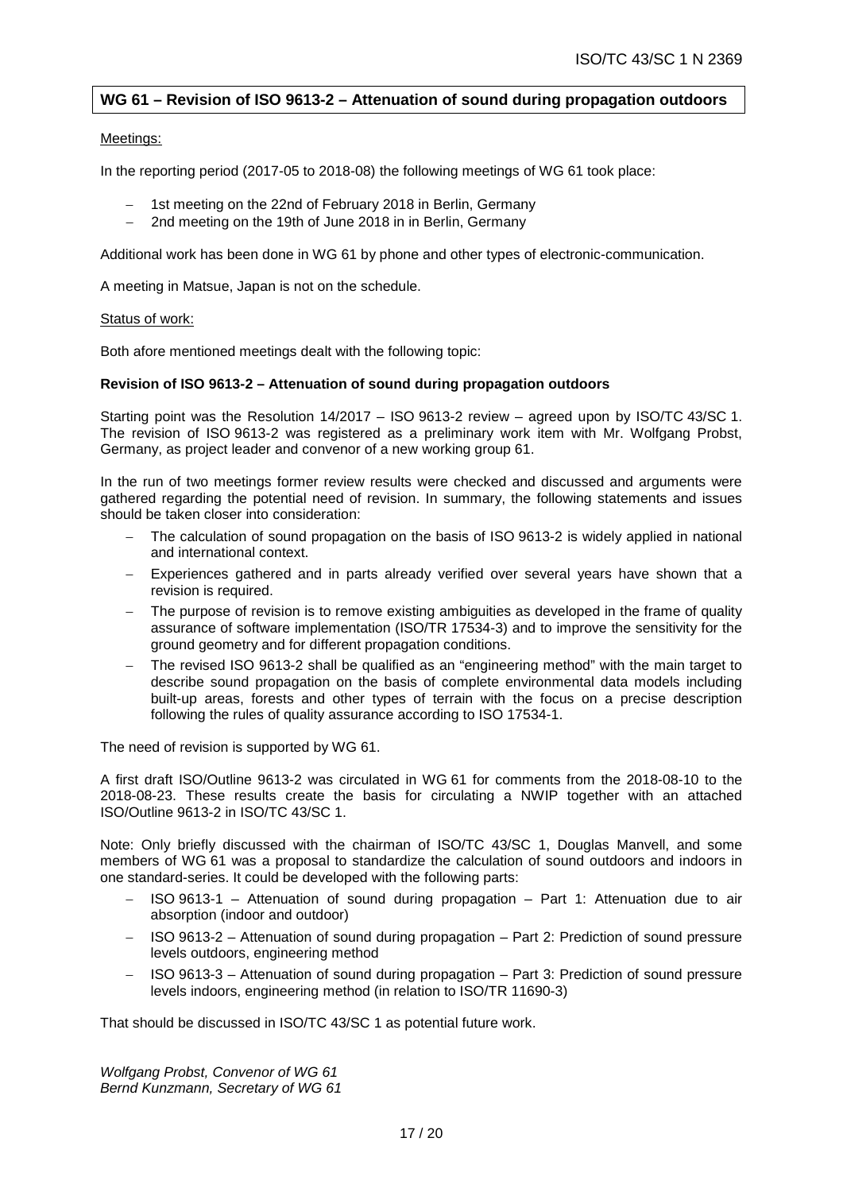## WG 61 – Revision of ISO 9613-2 – Attenuation of sound during propagation outdoors

Meetings:

In the reporting period (2017-05 to 2018-08) the following meetings of WG 61 took place:

- 1st meeting on the 22nd of February 2018 in Berlin, Germany
- 2nd meeting on the 19th of June 2018 in in Berlin, Germany

Additional work has been done in WG 61 by phone and other types of electronic-communication.

A meeting in Matsue, Japan is not on the schedule.

Status of work:

Both afore mentioned meetings dealt with the following topic:

**Revision of ISO 9613-2 – Attenuation of sound during propagation outdoors**

Starting point was the Resolution 14/2017 – ISO 9613-2 review – agreed upon by ISO/TC 43/SC 1. The revision of ISO 9613-2 was registered as a preliminary work item with Mr. Wolfgang Probst, Germany, as project leader and convenor of a new working group 61.

In the run of two meetings former review results were checked and discussed and arguments were gathered regarding the potential need of revision. In summary, the following statements and issues should be taken closer into consideration:

- The calculation of sound propagation on the basis of ISO 9613-2 is widely applied in national and international context.
- Experiences gathered and in parts already verified over several years have shown that a revision is required.
- The purpose of revision is to remove existing ambiguities as developed in the frame of quality assurance of software implementation (ISO/TR 17534-3) and to improve the sensitivity for the ground geometry and for different propagation conditions.
- The revised ISO 9613-2 shall be qualified as an "engineering method" with the main target to describe sound propagation on the basis of complete environmental data models including built-up areas, forests and other types of terrain with the focus on a precise description following the rules of quality assurance according to ISO 17534-1.

The need of revision is supported by WG 61.

A first draft ISO/Outline 9613-2 was circulated in WG 61 for comments from the 2018-08-10 to the 2018-08-23. These results create the basis for circulating a NWIP together with an attached ISO/Outline 9613-2 in ISO/TC 43/SC 1.

Note: Only briefly discussed with the chairman of ISO/TC 43/SC 1, Douglas Manvell, and some members of WG 61 was a proposal to standardize the calculation of sound outdoors and indoors in one standard-series. It could be developed with the following parts:

- ISO 9613-1 – Attenuation of sound during propagation – Part 1: Attenuation due to air absorption (indoor and outdoor)
- ISO 9613-2 – Attenuation of sound during propagation – Part 2: Prediction of sound pressure levels outdoors, engineering method
- ISO 9613-3 – Attenuation of sound during propagation – Part 3: Prediction of sound pressure levels indoors, engineering method (in relation to ISO/TR 11690-3)

That should be discussed in ISO/TC 43/SC 1 as potential future work.

*Wolfgang Probst, Convenor of WG 61*
*Bernd Kunzmann, Secretary of WG 61*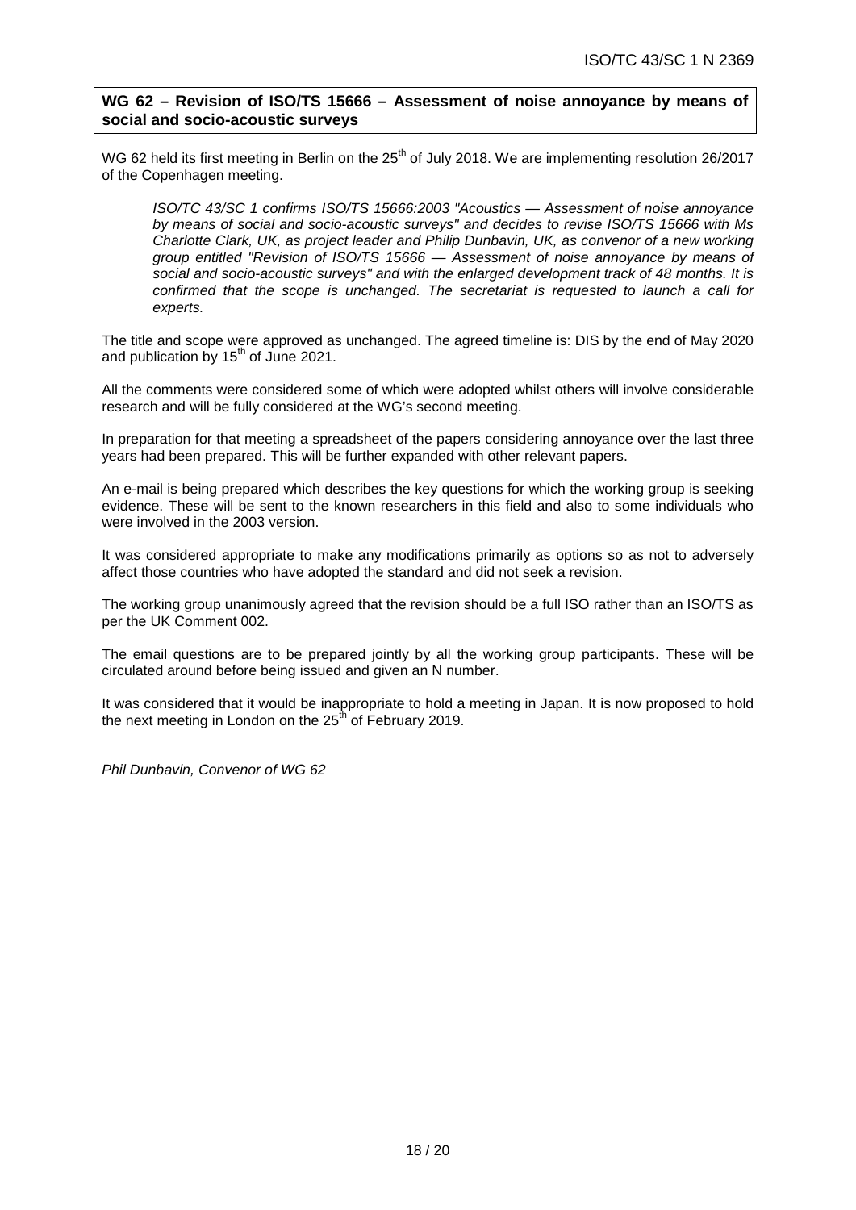**WG 62 – Revision of ISO/TS 15666 – Assessment of noise annoyance by means of social and socio-acoustic surveys**

WG 62 held its first meeting in Berlin on the 25th of July 2018. We are implementing resolution 26/2017 of the Copenhagen meeting.

> *ISO/TC 43/SC 1 confirms ISO/TS 15666:2003 "Acoustics — Assessment of noise annoyance by means of social and socio-acoustic surveys" and decides to revise ISO/TS 15666 with Ms Charlotte Clark, UK, as project leader and Philip Dunbavin, UK, as convenor of a new working group entitled "Revision of ISO/TS 15666 — Assessment of noise annoyance by means of social and socio-acoustic surveys" and with the enlarged development track of 48 months. It is confirmed that the scope is unchanged. The secretariat is requested to launch a call for experts.*

The title and scope were approved as unchanged. The agreed timeline is: DIS by the end of May 2020 and publication by 15th of June 2021.

All the comments were considered some of which were adopted whilst others will involve considerable research and will be fully considered at the WG's second meeting.

In preparation for that meeting a spreadsheet of the papers considering annoyance over the last three years had been prepared. This will be further expanded with other relevant papers.

An e-mail is being prepared which describes the key questions for which the working group is seeking evidence. These will be sent to the known researchers in this field and also to some individuals who were involved in the 2003 version.

It was considered appropriate to make any modifications primarily as options so as not to adversely affect those countries who have adopted the standard and did not seek a revision.

The working group unanimously agreed that the revision should be a full ISO rather than an ISO/TS as per the UK Comment 002.

The email questions are to be prepared jointly by all the working group participants. These will be circulated around before being issued and given an N number.

It was considered that it would be inappropriate to hold a meeting in Japan. It is now proposed to hold the next meeting in London on the 25th of February 2019.

*Phil Dunbavin, Convenor of WG 62*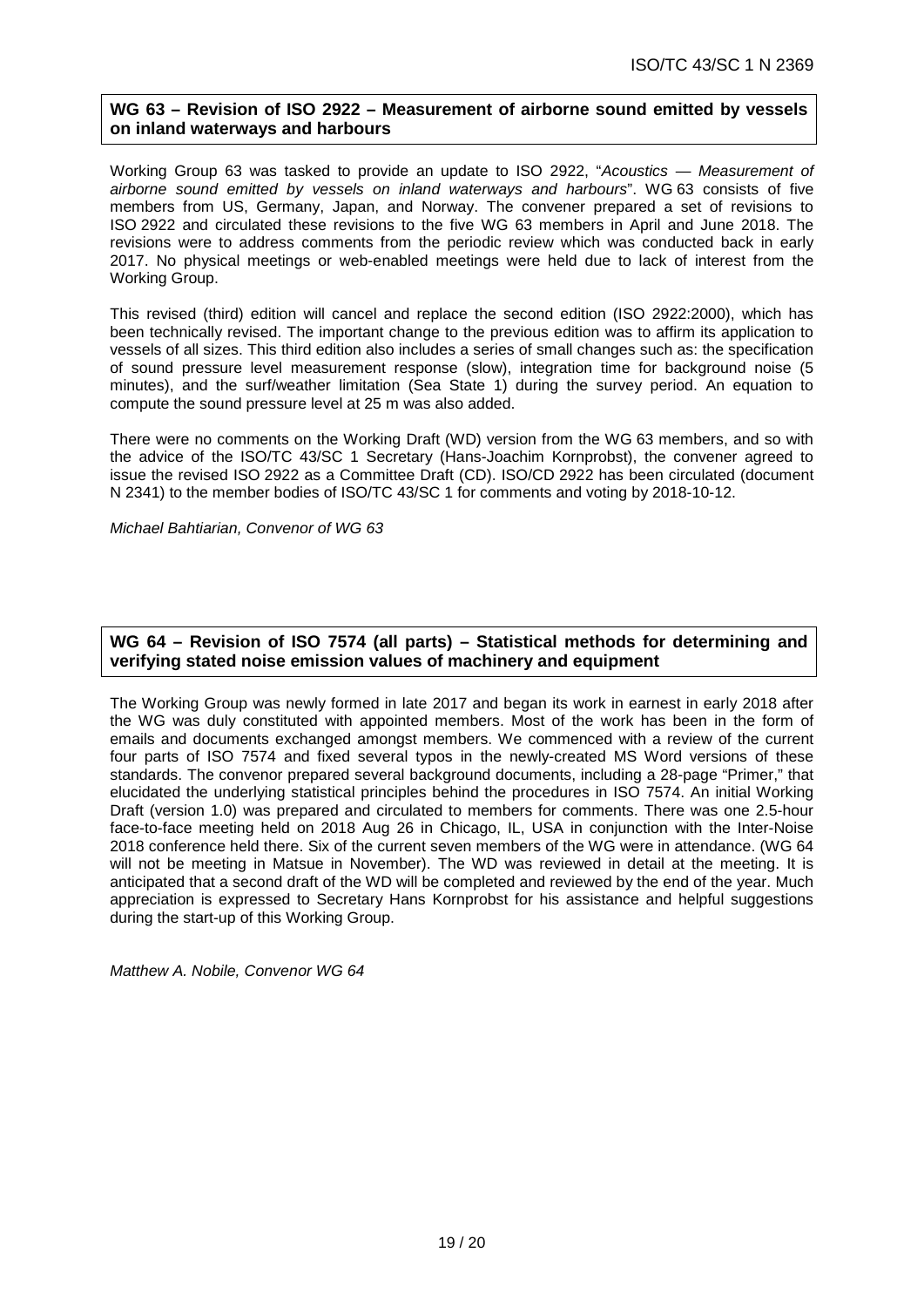## WG 63 – Revision of ISO 2922 – Measurement of airborne sound emitted by vessels on inland waterways and harbours

Working Group 63 was tasked to provide an update to ISO 2922, "*Acoustics — Measurement of airborne sound emitted by vessels on inland waterways and harbours*". WG 63 consists of five members from US, Germany, Japan, and Norway. The convener prepared a set of revisions to ISO 2922 and circulated these revisions to the five WG 63 members in April and June 2018. The revisions were to address comments from the periodic review which was conducted back in early 2017. No physical meetings or web-enabled meetings were held due to lack of interest from the Working Group.

This revised (third) edition will cancel and replace the second edition (ISO 2922:2000), which has been technically revised. The important change to the previous edition was to affirm its application to vessels of all sizes. This third edition also includes a series of small changes such as: the specification of sound pressure level measurement response (slow), integration time for background noise (5 minutes), and the surf/weather limitation (Sea State 1) during the survey period. An equation to compute the sound pressure level at 25 m was also added.

There were no comments on the Working Draft (WD) version from the WG 63 members, and so with the advice of the ISO/TC 43/SC 1 Secretary (Hans-Joachim Kornprobst), the convener agreed to issue the revised ISO 2922 as a Committee Draft (CD). ISO/CD 2922 has been circulated (document N 2341) to the member bodies of ISO/TC 43/SC 1 for comments and voting by 2018-10-12.

*Michael Bahtiarian, Convenor of WG 63*

## WG 64 – Revision of ISO 7574 (all parts) – Statistical methods for determining and verifying stated noise emission values of machinery and equipment

The Working Group was newly formed in late 2017 and began its work in earnest in early 2018 after the WG was duly constituted with appointed members. Most of the work has been in the form of emails and documents exchanged amongst members. We commenced with a review of the current four parts of ISO 7574 and fixed several typos in the newly-created MS Word versions of these standards. The convenor prepared several background documents, including a 28-page "Primer," that elucidated the underlying statistical principles behind the procedures in ISO 7574. An initial Working Draft (version 1.0) was prepared and circulated to members for comments. There was one 2.5-hour face-to-face meeting held on 2018 Aug 26 in Chicago, IL, USA in conjunction with the Inter-Noise 2018 conference held there. Six of the current seven members of the WG were in attendance. (WG 64 will not be meeting in Matsue in November). The WD was reviewed in detail at the meeting. It is anticipated that a second draft of the WD will be completed and reviewed by the end of the year. Much appreciation is expressed to Secretary Hans Kornprobst for his assistance and helpful suggestions during the start-up of this Working Group.

*Matthew A. Nobile, Convenor WG 64*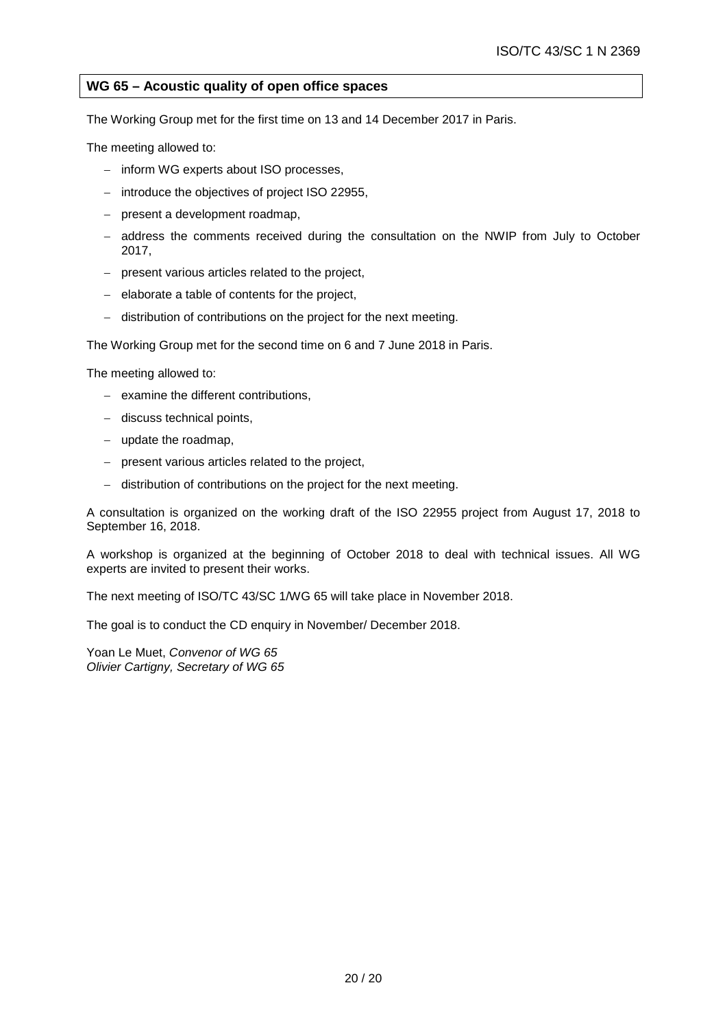## WG 65 – Acoustic quality of open office spaces

The Working Group met for the first time on 13 and 14 December 2017 in Paris.

The meeting allowed to:

- inform WG experts about ISO processes,
- introduce the objectives of project ISO 22955,
- present a development roadmap,
- address the comments received during the consultation on the NWIP from July to October 2017,
- present various articles related to the project,
- elaborate a table of contents for the project,
- distribution of contributions on the project for the next meeting.

The Working Group met for the second time on 6 and 7 June 2018 in Paris.

The meeting allowed to:

- examine the different contributions,
- discuss technical points,
- update the roadmap,
- present various articles related to the project,
- distribution of contributions on the project for the next meeting.

A consultation is organized on the working draft of the ISO 22955 project from August 17, 2018 to September 16, 2018.

A workshop is organized at the beginning of October 2018 to deal with technical issues. All WG experts are invited to present their works.

The next meeting of ISO/TC 43/SC 1/WG 65 will take place in November 2018.

The goal is to conduct the CD enquiry in November/ December 2018.

Yoan Le Muet, *Convenor of WG 65*
*Olivier Cartigny, Secretary of WG 65*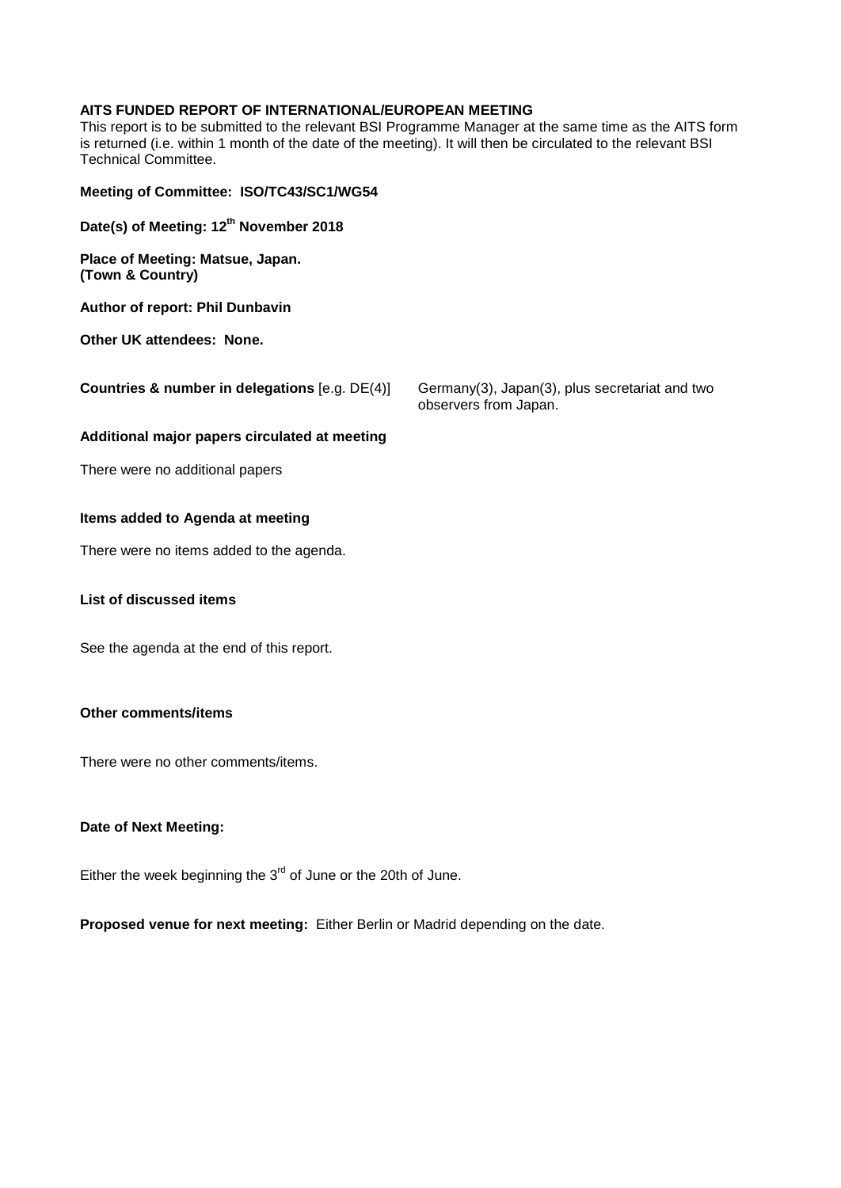**AITS FUNDED REPORT OF INTERNATIONAL/EUROPEAN MEETING**

This report is to be submitted to the relevant BSI Programme Manager at the same time as the AITS form is returned (i.e. within 1 month of the date of the meeting). It will then be circulated to the relevant BSI Technical Committee.

**Meeting of Committee: ISO/TC43/SC1/WG54**

**Date(s) of Meeting: 12th November 2018**

**Place of Meeting: Matsue, Japan.**
**(Town & Country)**

**Author of report: Phil Dunbavin**

**Other UK attendees: None.**

**Countries & number in delegations** [e.g. DE(4)] Germany(3), Japan(3), plus secretariat and two observers from Japan.

**Additional major papers circulated at meeting**

There were no additional papers

**Items added to Agenda at meeting**

There were no items added to the agenda.

**List of discussed items**

See the agenda at the end of this report.

**Other comments/items**

There were no other comments/items.

**Date of Next Meeting:**

Either the week beginning the 3rd of June or the 20th of June.

**Proposed venue for next meeting:** Either Berlin or Madrid depending on the date.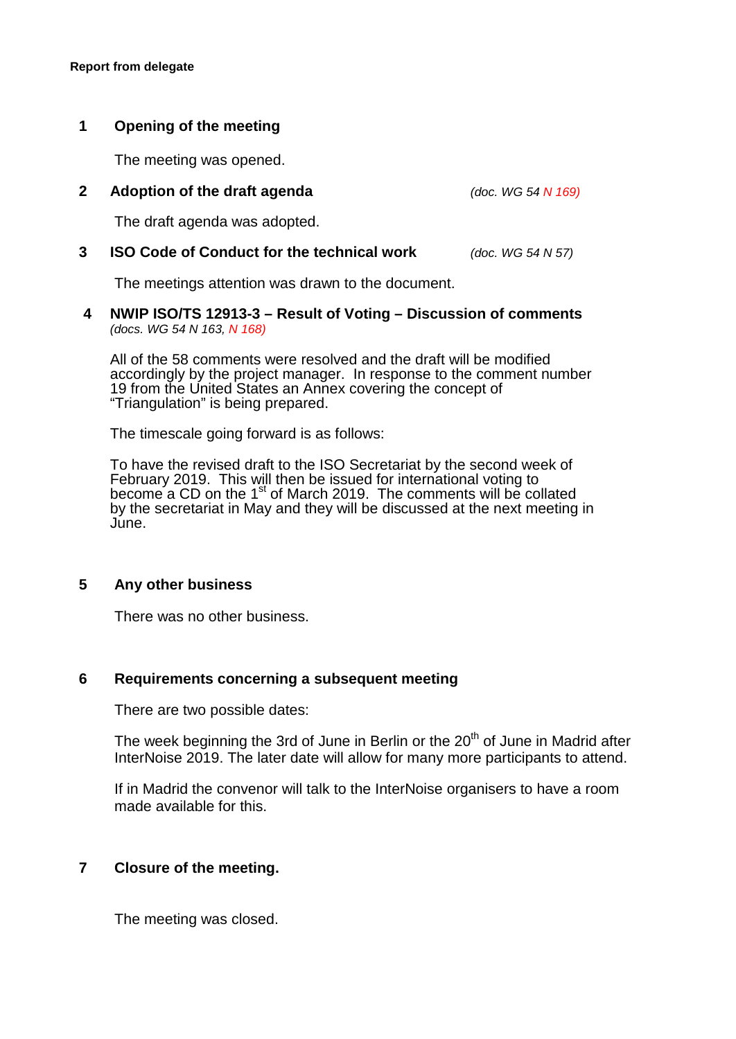**Report from delegate**

## 1 Opening of the meeting

The meeting was opened.

## 2 Adoption of the draft agenda

*(doc. WG 54 N 169)*

The draft agenda was adopted.

## 3 ISO Code of Conduct for the technical work

*(doc. WG 54 N 57)*

The meetings attention was drawn to the document.

## 4 NWIP ISO/TS 12913-3 – Result of Voting – Discussion of comments

*(docs. WG 54 N 163, N 168)*

All of the 58 comments were resolved and the draft will be modified accordingly by the project manager. In response to the comment number 19 from the United States an Annex covering the concept of "Triangulation" is being prepared.

The timescale going forward is as follows:

To have the revised draft to the ISO Secretariat by the second week of February 2019. This will then be issued for international voting to become a CD on the 1st of March 2019. The comments will be collated by the secretariat in May and they will be discussed at the next meeting in June.

## 5 Any other business

There was no other business.

## 6 Requirements concerning a subsequent meeting

There are two possible dates:

The week beginning the 3rd of June in Berlin or the 20th of June in Madrid after InterNoise 2019. The later date will allow for many more participants to attend.

If in Madrid the convenor will talk to the InterNoise organisers to have a room made available for this.

## 7 Closure of the meeting.

The meeting was closed.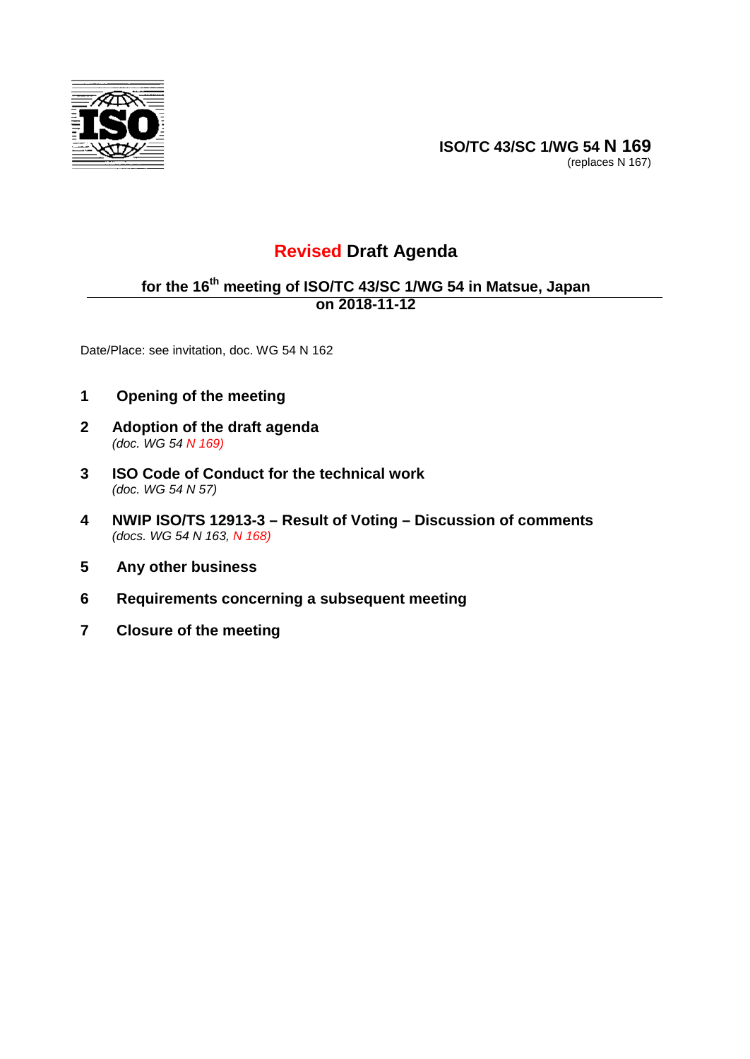**ISO/TC 43/SC 1/WG 54 N 169**
(replaces N 167)

# Revised Draft Agenda

## for the 16th meeting of ISO/TC 43/SC 1/WG 54 in Matsue, Japan on 2018-11-12

Date/Place: see invitation, doc. WG 54 N 162

**1 Opening of the meeting**

**2 Adoption of the draft agenda**
*(doc. WG 54 N 169)*

**3 ISO Code of Conduct for the technical work**
*(doc. WG 54 N 57)*

**4 NWIP ISO/TS 12913-3 – Result of Voting – Discussion of comments**
*(docs. WG 54 N 163, N 168)*

**5 Any other business**

**6 Requirements concerning a subsequent meeting**

**7 Closure of the meeting**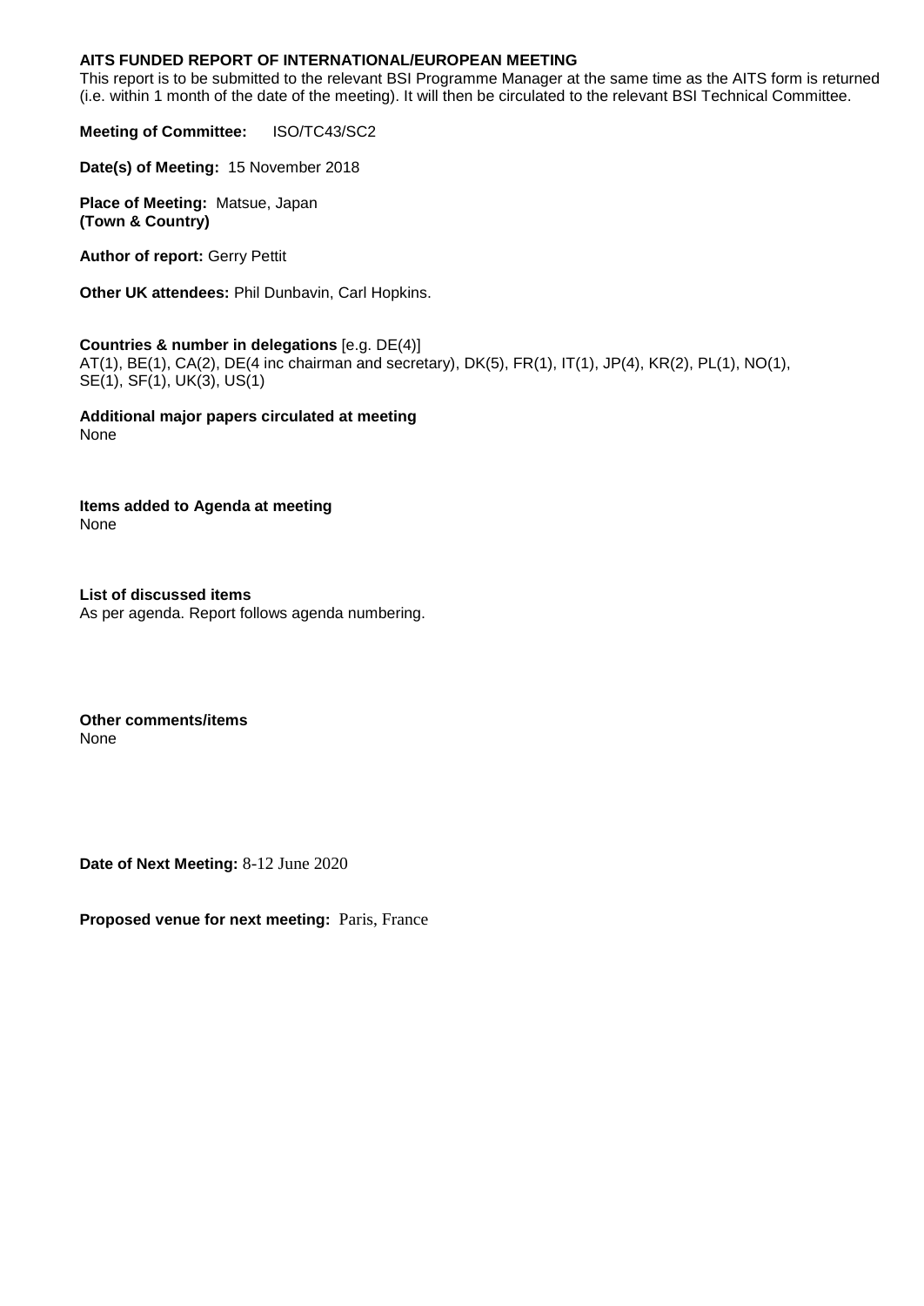**AITS FUNDED REPORT OF INTERNATIONAL/EUROPEAN MEETING**

This report is to be submitted to the relevant BSI Programme Manager at the same time as the AITS form is returned (i.e. within 1 month of the date of the meeting). It will then be circulated to the relevant BSI Technical Committee.

**Meeting of Committee:** ISO/TC43/SC2

**Date(s) of Meeting:** 15 November 2018

**Place of Meeting:** Matsue, Japan
**(Town & Country)**

**Author of report:** Gerry Pettit

**Other UK attendees:** Phil Dunbavin, Carl Hopkins.

**Countries & number in delegations** [e.g. DE(4)]
AT(1), BE(1), CA(2), DE(4 inc chairman and secretary), DK(5), FR(1), IT(1), JP(4), KR(2), PL(1), NO(1), SE(1), SF(1), UK(3), US(1)

**Additional major papers circulated at meeting**
None

**Items added to Agenda at meeting**
None

**List of discussed items**
As per agenda. Report follows agenda numbering.

**Other comments/items**
None

**Date of Next Meeting:** 8-12 June 2020

**Proposed venue for next meeting:** Paris, France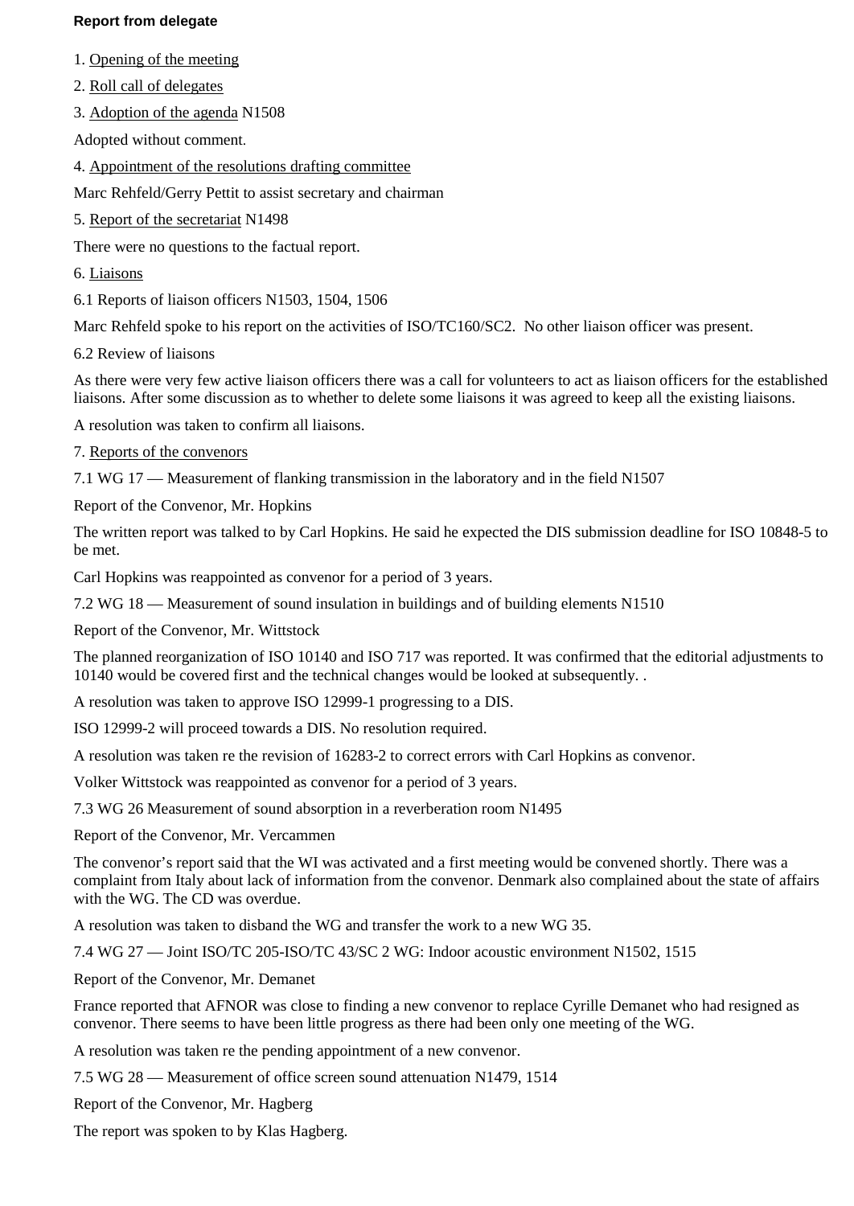**Report from delegate**

1. Opening of the meeting

2. Roll call of delegates

3. Adoption of the agenda N1508

Adopted without comment.

4. Appointment of the resolutions drafting committee

Marc Rehfeld/Gerry Pettit to assist secretary and chairman

5. Report of the secretariat N1498

There were no questions to the factual report.

6. Liaisons

6.1 Reports of liaison officers N1503, 1504, 1506

Marc Rehfeld spoke to his report on the activities of ISO/TC160/SC2. No other liaison officer was present.

6.2 Review of liaisons

As there were very few active liaison officers there was a call for volunteers to act as liaison officers for the established liaisons. After some discussion as to whether to delete some liaisons it was agreed to keep all the existing liaisons.

A resolution was taken to confirm all liaisons.

7. Reports of the convenors

7.1 WG 17 — Measurement of flanking transmission in the laboratory and in the field N1507

Report of the Convenor, Mr. Hopkins

The written report was talked to by Carl Hopkins. He said he expected the DIS submission deadline for ISO 10848-5 to be met.

Carl Hopkins was reappointed as convenor for a period of 3 years.

7.2 WG 18 — Measurement of sound insulation in buildings and of building elements N1510

Report of the Convenor, Mr. Wittstock

The planned reorganization of ISO 10140 and ISO 717 was reported. It was confirmed that the editorial adjustments to 10140 would be covered first and the technical changes would be looked at subsequently. .

A resolution was taken to approve ISO 12999-1 progressing to a DIS.

ISO 12999-2 will proceed towards a DIS. No resolution required.

A resolution was taken re the revision of 16283-2 to correct errors with Carl Hopkins as convenor.

Volker Wittstock was reappointed as convenor for a period of 3 years.

7.3 WG 26 Measurement of sound absorption in a reverberation room N1495

Report of the Convenor, Mr. Vercammen

The convenor's report said that the WI was activated and a first meeting would be convened shortly. There was a complaint from Italy about lack of information from the convenor. Denmark also complained about the state of affairs with the WG. The CD was overdue.

A resolution was taken to disband the WG and transfer the work to a new WG 35.

7.4 WG 27 — Joint ISO/TC 205-ISO/TC 43/SC 2 WG: Indoor acoustic environment N1502, 1515

Report of the Convenor, Mr. Demanet

France reported that AFNOR was close to finding a new convenor to replace Cyrille Demanet who had resigned as convenor. There seems to have been little progress as there had been only one meeting of the WG.

A resolution was taken re the pending appointment of a new convenor.

7.5 WG 28 — Measurement of office screen sound attenuation N1479, 1514

Report of the Convenor, Mr. Hagberg

The report was spoken to by Klas Hagberg.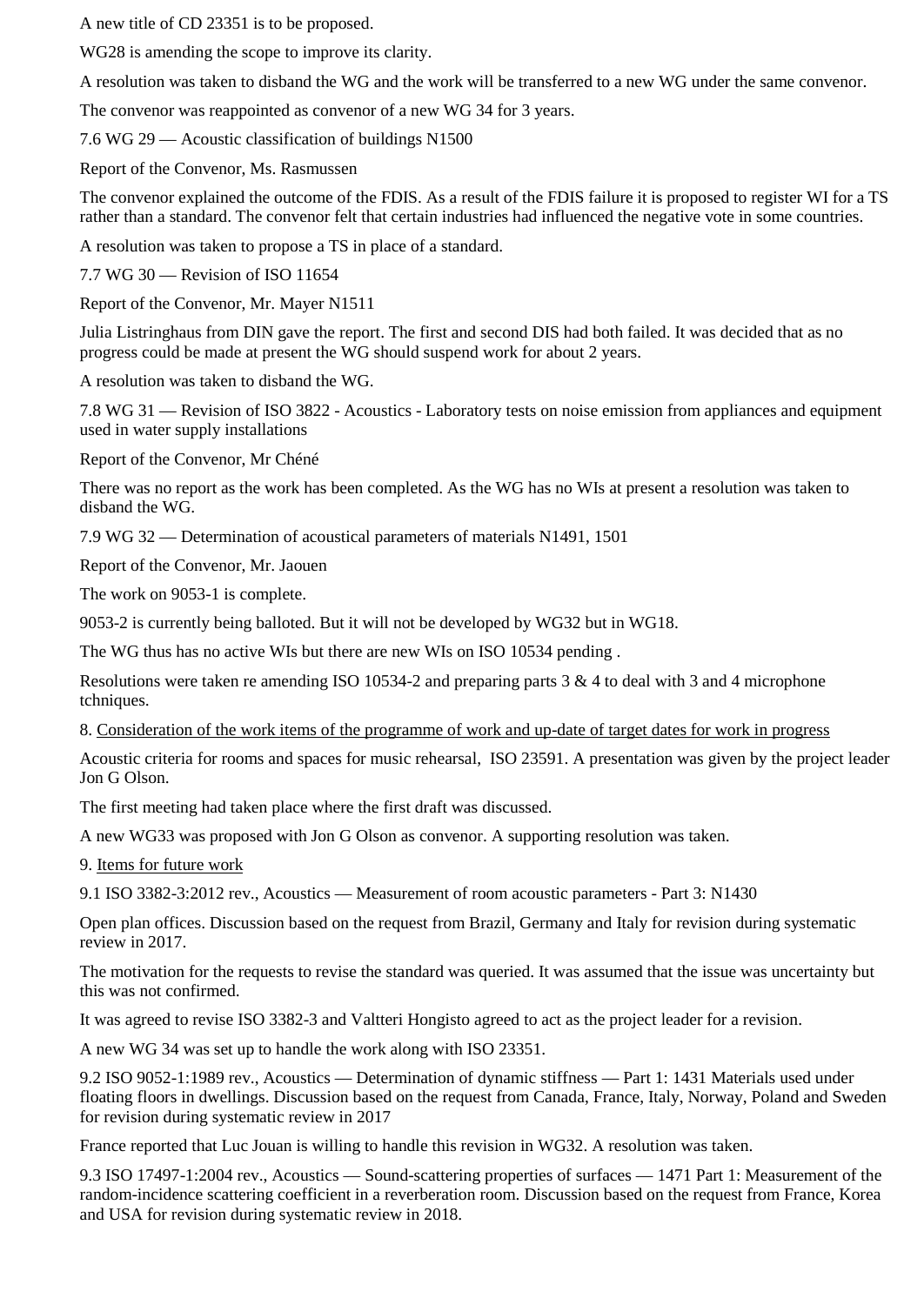A new title of CD 23351 is to be proposed.

WG28 is amending the scope to improve its clarity.

A resolution was taken to disband the WG and the work will be transferred to a new WG under the same convenor.

The convenor was reappointed as convenor of a new WG 34 for 3 years.

7.6 WG 29 — Acoustic classification of buildings N1500

Report of the Convenor, Ms. Rasmussen

The convenor explained the outcome of the FDIS. As a result of the FDIS failure it is proposed to register WI for a TS rather than a standard. The convenor felt that certain industries had influenced the negative vote in some countries.

A resolution was taken to propose a TS in place of a standard.

7.7 WG 30 — Revision of ISO 11654

Report of the Convenor, Mr. Mayer N1511

Julia Listringhaus from DIN gave the report. The first and second DIS had both failed. It was decided that as no progress could be made at present the WG should suspend work for about 2 years.

A resolution was taken to disband the WG.

7.8 WG 31 — Revision of ISO 3822 - Acoustics - Laboratory tests on noise emission from appliances and equipment used in water supply installations

Report of the Convenor, Mr Chéné

There was no report as the work has been completed. As the WG has no WIs at present a resolution was taken to disband the WG.

7.9 WG 32 — Determination of acoustical parameters of materials N1491, 1501

Report of the Convenor, Mr. Jaouen

The work on 9053-1 is complete.

9053-2 is currently being balloted. But it will not be developed by WG32 but in WG18.

The WG thus has no active WIs but there are new WIs on ISO 10534 pending .

Resolutions were taken re amending ISO 10534-2 and preparing parts 3 & 4 to deal with 3 and 4 microphone tchniques.

8. Consideration of the work items of the programme of work and up-date of target dates for work in progress

Acoustic criteria for rooms and spaces for music rehearsal, ISO 23591. A presentation was given by the project leader Jon G Olson.

The first meeting had taken place where the first draft was discussed.

A new WG33 was proposed with Jon G Olson as convenor. A supporting resolution was taken.

9. Items for future work

9.1 ISO 3382-3:2012 rev., Acoustics — Measurement of room acoustic parameters - Part 3: N1430

Open plan offices. Discussion based on the request from Brazil, Germany and Italy for revision during systematic review in 2017.

The motivation for the requests to revise the standard was queried. It was assumed that the issue was uncertainty but this was not confirmed.

It was agreed to revise ISO 3382-3 and Valtteri Hongisto agreed to act as the project leader for a revision.

A new WG 34 was set up to handle the work along with ISO 23351.

9.2 ISO 9052-1:1989 rev., Acoustics — Determination of dynamic stiffness — Part 1: 1431 Materials used under floating floors in dwellings. Discussion based on the request from Canada, France, Italy, Norway, Poland and Sweden for revision during systematic review in 2017

France reported that Luc Jouan is willing to handle this revision in WG32. A resolution was taken.

9.3 ISO 17497-1:2004 rev., Acoustics — Sound-scattering properties of surfaces — 1471 Part 1: Measurement of the random-incidence scattering coefficient in a reverberation room. Discussion based on the request from France, Korea and USA for revision during systematic review in 2018.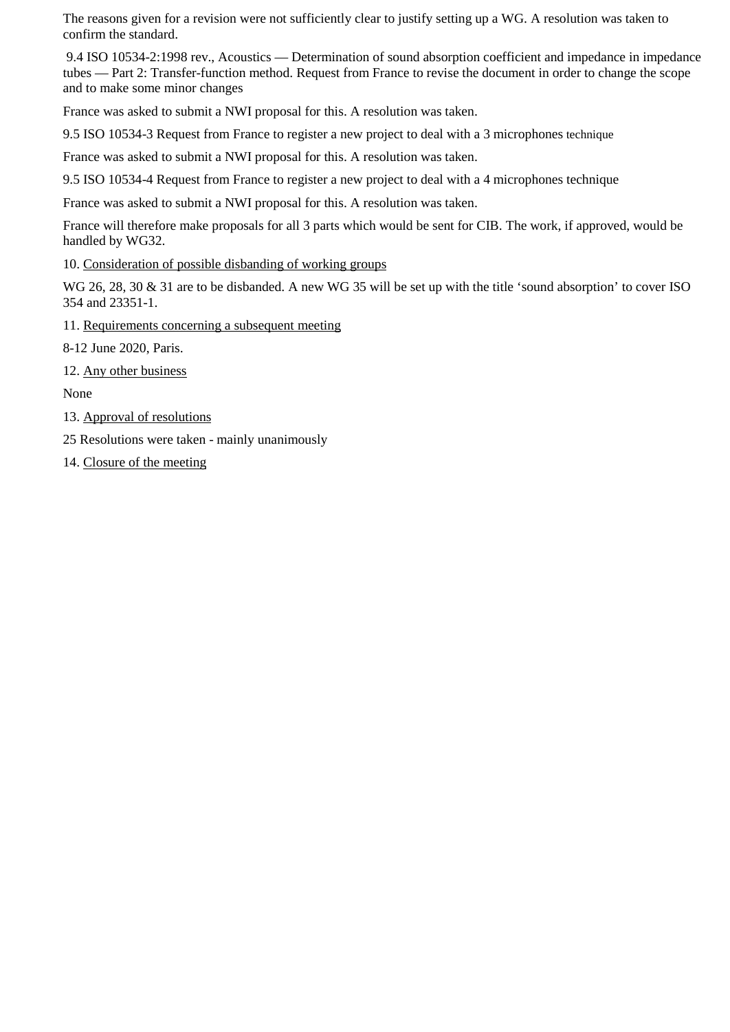The reasons given for a revision were not sufficiently clear to justify setting up a WG. A resolution was taken to confirm the standard.

9.4 ISO 10534-2:1998 rev., Acoustics — Determination of sound absorption coefficient and impedance in impedance tubes — Part 2: Transfer-function method. Request from France to revise the document in order to change the scope and to make some minor changes

France was asked to submit a NWI proposal for this. A resolution was taken.

9.5 ISO 10534-3 Request from France to register a new project to deal with a 3 microphones technique

France was asked to submit a NWI proposal for this. A resolution was taken.

9.5 ISO 10534-4 Request from France to register a new project to deal with a 4 microphones technique

France was asked to submit a NWI proposal for this. A resolution was taken.

France will therefore make proposals for all 3 parts which would be sent for CIB. The work, if approved, would be handled by WG32.

10. Consideration of possible disbanding of working groups

WG 26, 28, 30 & 31 are to be disbanded. A new WG 35 will be set up with the title 'sound absorption' to cover ISO 354 and 23351-1.

11. Requirements concerning a subsequent meeting

8-12 June 2020, Paris.

12. Any other business

None

13. Approval of resolutions

25 Resolutions were taken - mainly unanimously

14. Closure of the meeting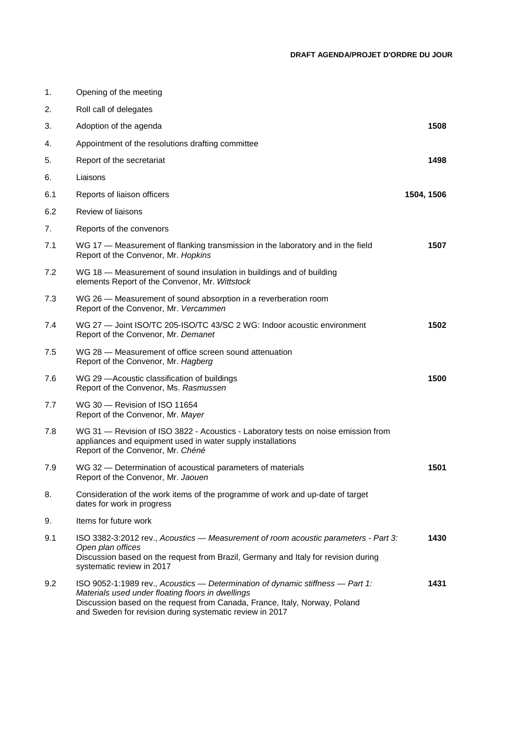**DRAFT AGENDA/PROJET D'ORDRE DU JOUR**

| | | |
|---|---|---|
| 1. | Opening of the meeting | |
| 2. | Roll call of delegates | |
| 3. | Adoption of the agenda | **1508** |
| 4. | Appointment of the resolutions drafting committee | |
| 5. | Report of the secretariat | **1498** |
| 6. | Liaisons | |
| 6.1 | Reports of liaison officers | **1504, 1506** |
| 6.2 | Review of liaisons | |
| 7. | Reports of the convenors | |
| 7.1 | WG 17 — Measurement of flanking transmission in the laboratory and in the field<br>Report of the Convenor, Mr. *Hopkins* | **1507** |
| 7.2 | WG 18 — Measurement of sound insulation in buildings and of building elements Report of the Convenor, Mr. *Wittstock* | |
| 7.3 | WG 26 — Measurement of sound absorption in a reverberation room<br>Report of the Convenor, Mr. *Vercammen* | |
| 7.4 | WG 27 — Joint ISO/TC 205-ISO/TC 43/SC 2 WG: Indoor acoustic environment<br>Report of the Convenor, Mr. *Demanet* | **1502** |
| 7.5 | WG 28 — Measurement of office screen sound attenuation<br>Report of the Convenor, Mr. *Hagberg* | |
| 7.6 | WG 29 —Acoustic classification of buildings<br>Report of the Convenor, Ms. *Rasmussen* | **1500** |
| 7.7 | WG 30 — Revision of ISO 11654<br>Report of the Convenor, Mr. *Mayer* | |
| 7.8 | WG 31 — Revision of ISO 3822 - Acoustics - Laboratory tests on noise emission from appliances and equipment used in water supply installations<br>Report of the Convenor, Mr. *Chéné* | |
| 7.9 | WG 32 — Determination of acoustical parameters of materials<br>Report of the Convenor, Mr. *Jaouen* | **1501** |
| 8. | Consideration of the work items of the programme of work and up-date of target dates for work in progress | |
| 9. | Items for future work | |
| 9.1 | ISO 3382-3:2012 rev., *Acoustics — Measurement of room acoustic parameters - Part 3: Open plan offices*<br>Discussion based on the request from Brazil, Germany and Italy for revision during systematic review in 2017 | **1430** |
| 9.2 | ISO 9052-1:1989 rev., *Acoustics — Determination of dynamic stiffness — Part 1: Materials used under floating floors in dwellings*<br>Discussion based on the request from Canada, France, Italy, Norway, Poland and Sweden for revision during systematic review in 2017 | **1431** |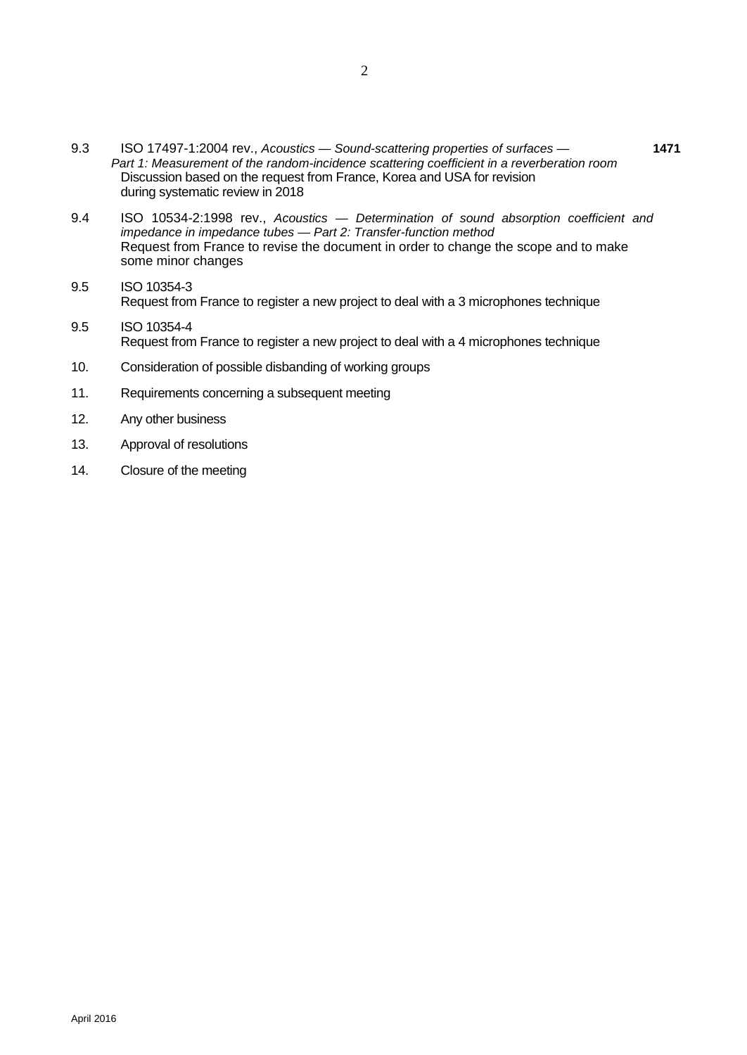9.3 ISO 17497-1:2004 rev., *Acoustics — Sound-scattering properties of surfaces — Part 1: Measurement of the random-incidence scattering coefficient in a reverberation room* **1471**
Discussion based on the request from France, Korea and USA for revision during systematic review in 2018

9.4 ISO 10534-2:1998 rev., *Acoustics — Determination of sound absorption coefficient and impedance in impedance tubes — Part 2: Transfer-function method*
Request from France to revise the document in order to change the scope and to make some minor changes

9.5 ISO 10354-3
Request from France to register a new project to deal with a 3 microphones technique

9.5 ISO 10354-4
Request from France to register a new project to deal with a 4 microphones technique

10. Consideration of possible disbanding of working groups

11. Requirements concerning a subsequent meeting

12. Any other business

13. Approval of resolutions

14. Closure of the meeting

April 2016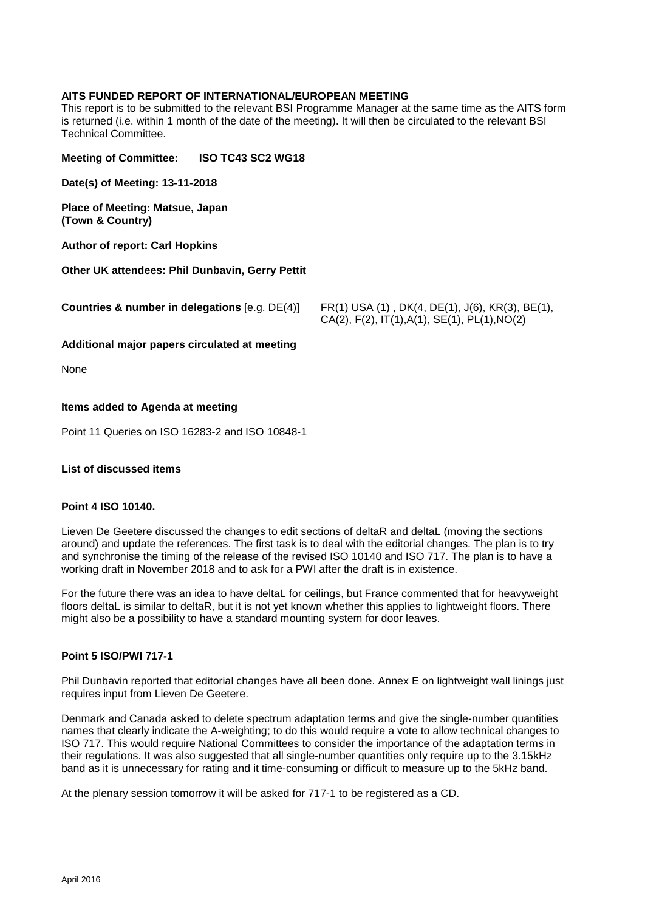**AITS FUNDED REPORT OF INTERNATIONAL/EUROPEAN MEETING**

This report is to be submitted to the relevant BSI Programme Manager at the same time as the AITS form is returned (i.e. within 1 month of the date of the meeting). It will then be circulated to the relevant BSI Technical Committee.

**Meeting of Committee: ISO TC43 SC2 WG18**

**Date(s) of Meeting: 13-11-2018**

**Place of Meeting: Matsue, Japan**
**(Town & Country)**

**Author of report: Carl Hopkins**

**Other UK attendees: Phil Dunbavin, Gerry Pettit**

**Countries & number in delegations** [e.g. DE(4)] FR(1) USA (1) , DK(4, DE(1), J(6), KR(3), BE(1), CA(2), F(2), IT(1),A(1), SE(1), PL(1),NO(2)

**Additional major papers circulated at meeting**

None

**Items added to Agenda at meeting**

Point 11 Queries on ISO 16283-2 and ISO 10848-1

**List of discussed items**

**Point 4 ISO 10140.**

Lieven De Geetere discussed the changes to edit sections of deltaR and deltaL (moving the sections around) and update the references. The first task is to deal with the editorial changes. The plan is to try and synchronise the timing of the release of the revised ISO 10140 and ISO 717. The plan is to have a working draft in November 2018 and to ask for a PWI after the draft is in existence.

For the future there was an idea to have deltaL for ceilings, but France commented that for heavyweight floors deltaL is similar to deltaR, but it is not yet known whether this applies to lightweight floors. There might also be a possibility to have a standard mounting system for door leaves.

**Point 5 ISO/PWI 717-1**

Phil Dunbavin reported that editorial changes have all been done. Annex E on lightweight wall linings just requires input from Lieven De Geetere.

Denmark and Canada asked to delete spectrum adaptation terms and give the single-number quantities names that clearly indicate the A-weighting; to do this would require a vote to allow technical changes to ISO 717. This would require National Committees to consider the importance of the adaptation terms in their regulations. It was also suggested that all single-number quantities only require up to the 3.15kHz band as it is unnecessary for rating and it time-consuming or difficult to measure up to the 5kHz band.

At the plenary session tomorrow it will be asked for 717-1 to be registered as a CD.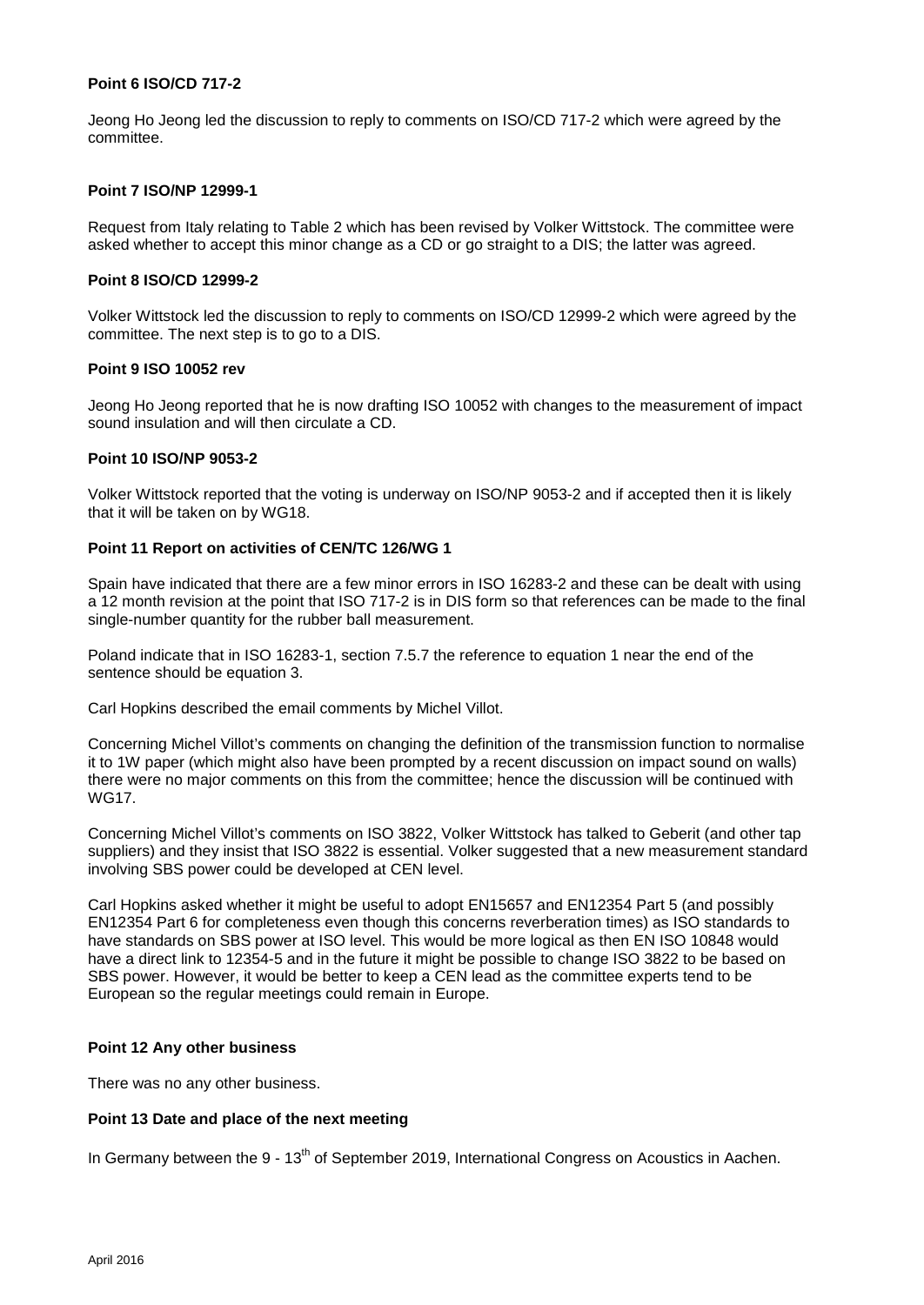**Point 6 ISO/CD 717-2**

Jeong Ho Jeong led the discussion to reply to comments on ISO/CD 717-2 which were agreed by the committee.

**Point 7 ISO/NP 12999-1**

Request from Italy relating to Table 2 which has been revised by Volker Wittstock. The committee were asked whether to accept this minor change as a CD or go straight to a DIS; the latter was agreed.

**Point 8 ISO/CD 12999-2**

Volker Wittstock led the discussion to reply to comments on ISO/CD 12999-2 which were agreed by the committee. The next step is to go to a DIS.

**Point 9 ISO 10052 rev**

Jeong Ho Jeong reported that he is now drafting ISO 10052 with changes to the measurement of impact sound insulation and will then circulate a CD.

**Point 10 ISO/NP 9053-2**

Volker Wittstock reported that the voting is underway on ISO/NP 9053-2 and if accepted then it is likely that it will be taken on by WG18.

**Point 11 Report on activities of CEN/TC 126/WG 1**

Spain have indicated that there are a few minor errors in ISO 16283-2 and these can be dealt with using a 12 month revision at the point that ISO 717-2 is in DIS form so that references can be made to the final single-number quantity for the rubber ball measurement.

Poland indicate that in ISO 16283-1, section 7.5.7 the reference to equation 1 near the end of the sentence should be equation 3.

Carl Hopkins described the email comments by Michel Villot.

Concerning Michel Villot's comments on changing the definition of the transmission function to normalise it to 1W paper (which might also have been prompted by a recent discussion on impact sound on walls) there were no major comments on this from the committee; hence the discussion will be continued with WG17.

Concerning Michel Villot's comments on ISO 3822, Volker Wittstock has talked to Geberit (and other tap suppliers) and they insist that ISO 3822 is essential. Volker suggested that a new measurement standard involving SBS power could be developed at CEN level.

Carl Hopkins asked whether it might be useful to adopt EN15657 and EN12354 Part 5 (and possibly EN12354 Part 6 for completeness even though this concerns reverberation times) as ISO standards to have standards on SBS power at ISO level. This would be more logical as then EN ISO 10848 would have a direct link to 12354-5 and in the future it might be possible to change ISO 3822 to be based on SBS power. However, it would be better to keep a CEN lead as the committee experts tend to be European so the regular meetings could remain in Europe.

**Point 12 Any other business**

There was no any other business.

**Point 13 Date and place of the next meeting**

In Germany between the 9 - 13th of September 2019, International Congress on Acoustics in Aachen.

April 2016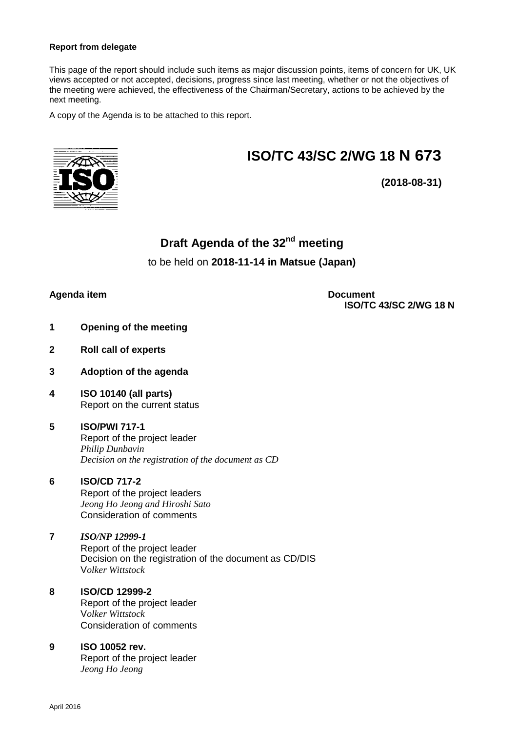**Report from delegate**

This page of the report should include such items as major discussion points, items of concern for UK, UK views accepted or not accepted, decisions, progress since last meeting, whether or not the objectives of the meeting were achieved, the effectiveness of the Chairman/Secretary, actions to be achieved by the next meeting.

A copy of the Agenda is to be attached to this report.

# ISO/TC 43/SC 2/WG 18 N 673

**(2018-08-31)**

## Draft Agenda of the 32nd meeting

to be held on **2018-11-14 in Matsue (Japan)**

**Agenda item** — **Document ISO/TC 43/SC 2/WG 18 N**

**1 Opening of the meeting**

**2 Roll call of experts**

**3 Adoption of the agenda**

**4 ISO 10140 (all parts)**
Report on the current status

**5 ISO/PWI 717-1**
Report of the project leader
*Philip Dunbavin*
*Decision on the registration of the document as CD*

**6 ISO/CD 717-2**
Report of the project leaders
*Jeong Ho Jeong and Hiroshi Sato*
Consideration of comments

**7 *ISO/NP 12999-1***
Report of the project leader
Decision on the registration of the document as CD/DIS
V*olker Wittstock*

**8 ISO/CD 12999-2**
Report of the project leader
V*olker Wittstock*
Consideration of comments

**9 ISO 10052 rev.**
Report of the project leader
*Jeong Ho Jeong*

April 2016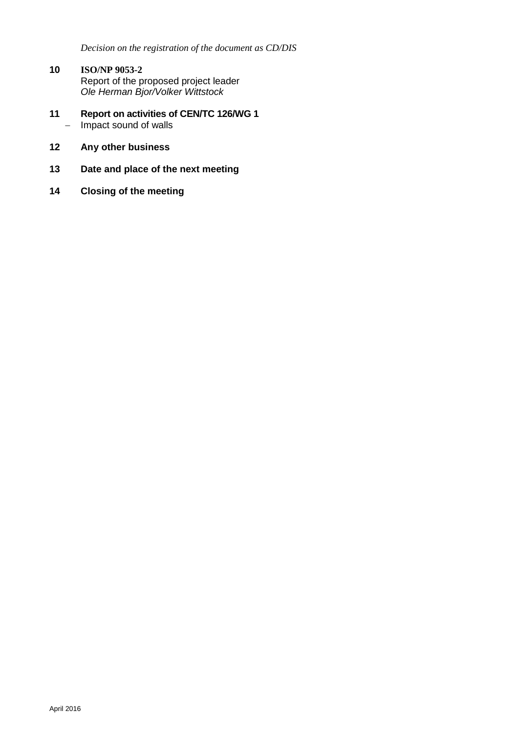*Decision on the registration of the document as CD/DIS*

**10 ISO/NP 9053-2**
Report of the proposed project leader
*Ole Herman Bjor/Volker Wittstock*

**11 Report on activities of CEN/TC 126/WG 1**
– Impact sound of walls

**12 Any other business**

**13 Date and place of the next meeting**

**14 Closing of the meeting**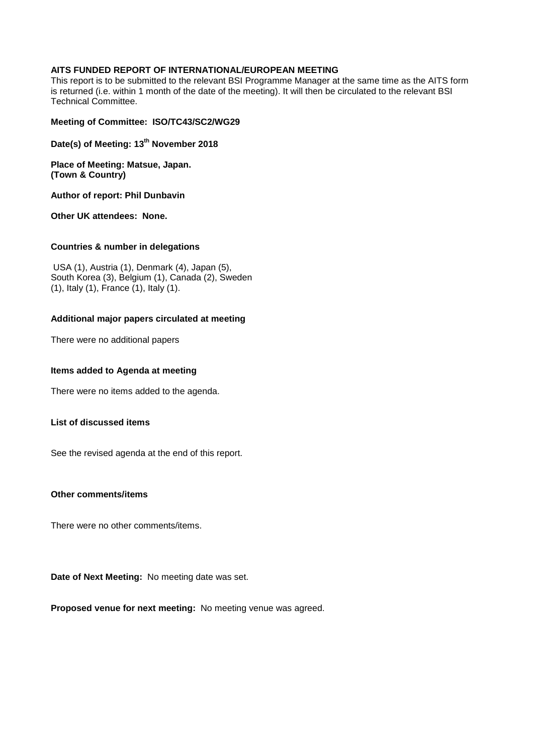**AITS FUNDED REPORT OF INTERNATIONAL/EUROPEAN MEETING**

This report is to be submitted to the relevant BSI Programme Manager at the same time as the AITS form is returned (i.e. within 1 month of the date of the meeting). It will then be circulated to the relevant BSI Technical Committee.

**Meeting of Committee: ISO/TC43/SC2/WG29**

**Date(s) of Meeting: 13th November 2018**

**Place of Meeting: Matsue, Japan.**
**(Town & Country)**

**Author of report: Phil Dunbavin**

**Other UK attendees: None.**

**Countries & number in delegations**

USA (1), Austria (1), Denmark (4), Japan (5), South Korea (3), Belgium (1), Canada (2), Sweden (1), Italy (1), France (1), Italy (1).

**Additional major papers circulated at meeting**

There were no additional papers

**Items added to Agenda at meeting**

There were no items added to the agenda.

**List of discussed items**

See the revised agenda at the end of this report.

**Other comments/items**

There were no other comments/items.

**Date of Next Meeting:** No meeting date was set.

**Proposed venue for next meeting:** No meeting venue was agreed.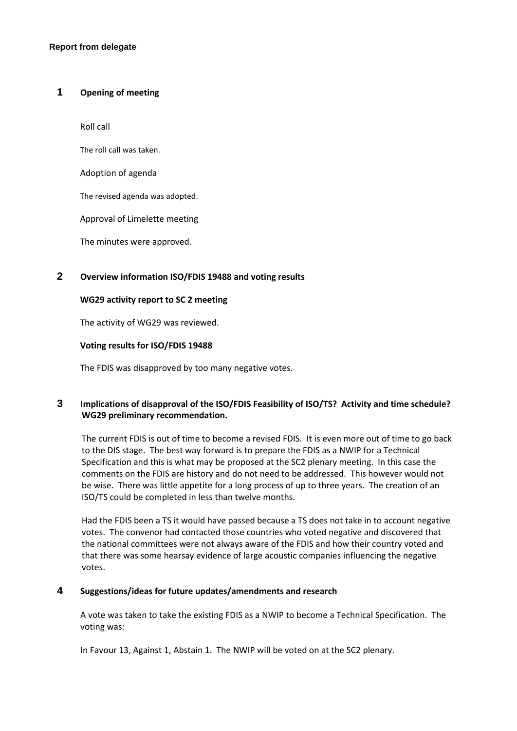**Report from delegate**

## 1 Opening of meeting

Roll call

The roll call was taken.

Adoption of agenda

The revised agenda was adopted.

Approval of Limelette meeting

The minutes were approved.

## 2 Overview information ISO/FDIS 19488 and voting results

**WG29 activity report to SC 2 meeting**

The activity of WG29 was reviewed.

**Voting results for ISO/FDIS 19488**

The FDIS was disapproved by too many negative votes.

## 3 Implications of disapproval of the ISO/FDIS Feasibility of ISO/TS? Activity and time schedule? WG29 preliminary recommendation.

The current FDIS is out of time to become a revised FDIS. It is even more out of time to go back to the DIS stage. The best way forward is to prepare the FDIS as a NWIP for a Technical Specification and this is what may be proposed at the SC2 plenary meeting. In this case the comments on the FDIS are history and do not need to be addressed. This however would not be wise. There was little appetite for a long process of up to three years. The creation of an ISO/TS could be completed in less than twelve months.

Had the FDIS been a TS it would have passed because a TS does not take in to account negative votes. The convenor had contacted those countries who voted negative and discovered that the national committees were not always aware of the FDIS and how their country voted and that there was some hearsay evidence of large acoustic companies influencing the negative votes.

## 4 Suggestions/ideas for future updates/amendments and research

A vote was taken to take the existing FDIS as a NWIP to become a Technical Specification. The voting was:

In Favour 13, Against 1, Abstain 1. The NWIP will be voted on at the SC2 plenary.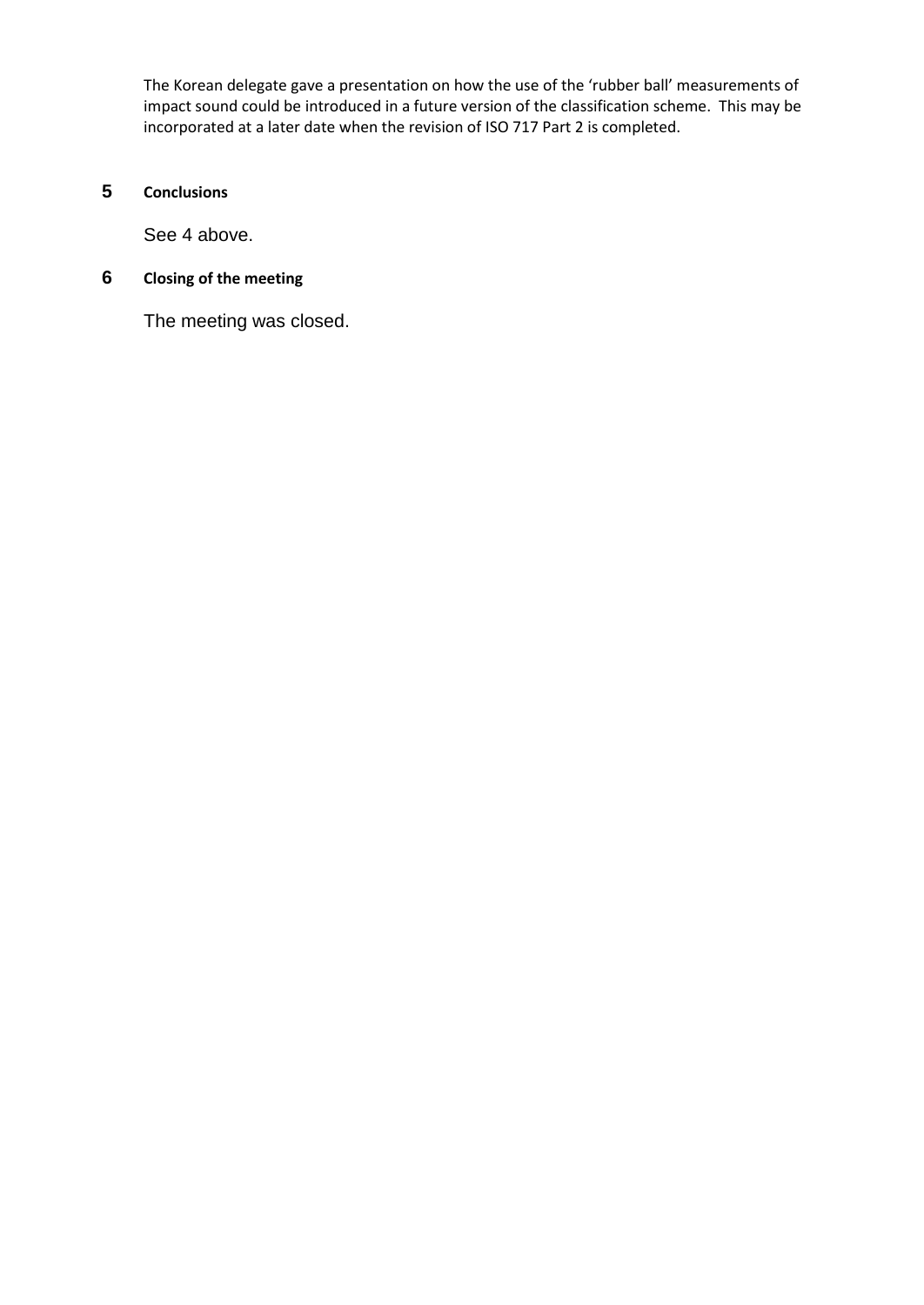The Korean delegate gave a presentation on how the use of the 'rubber ball' measurements of impact sound could be introduced in a future version of the classification scheme. This may be incorporated at a later date when the revision of ISO 717 Part 2 is completed.

## 5 Conclusions

See 4 above.

## 6 Closing of the meeting

The meeting was closed.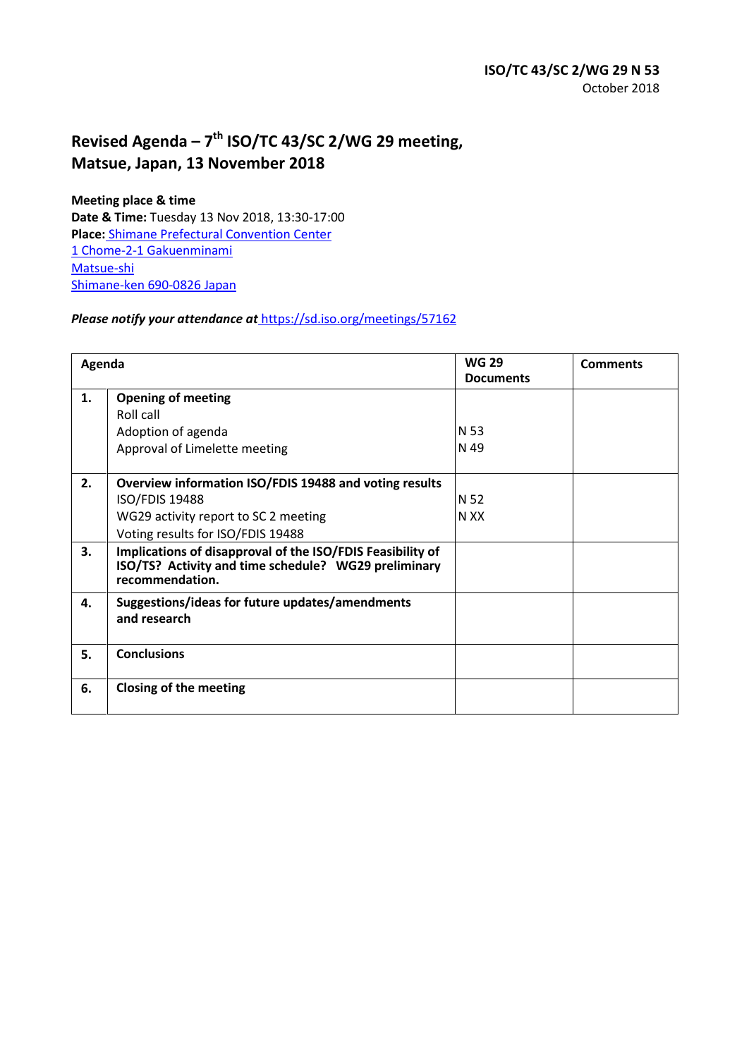**ISO/TC 43/SC 2/WG 29 N 53**
October 2018

# Revised Agenda – 7th ISO/TC 43/SC 2/WG 29 meeting, Matsue, Japan, 13 November 2018

**Meeting place & time**
**Date & Time:** Tuesday 13 Nov 2018, 13:30-17:00
**Place:** Shimane Prefectural Convention Center
1 Chome-2-1 Gakuenminami
Matsue-shi
Shimane-ken 690-0826 Japan

***Please notify your attendance at*** https://sd.iso.org/meetings/57162

| Agenda | | WG 29 Documents | Comments |
|---|---|---|---|
| **1.** | **Opening of meeting**<br>Roll call<br>Adoption of agenda<br>Approval of Limelette meeting | <br><br>N 53<br>N 49 | |
| **2.** | **Overview information ISO/FDIS 19488 and voting results**<br>ISO/FDIS 19488<br>WG29 activity report to SC 2 meeting<br>Voting results for ISO/FDIS 19488 | <br>N 52<br>N XX | |
| **3.** | **Implications of disapproval of the ISO/FDIS Feasibility of ISO/TS? Activity and time schedule? WG29 preliminary recommendation.** | | |
| **4.** | **Suggestions/ideas for future updates/amendments and research** | | |
| **5.** | **Conclusions** | | |
| **6.** | **Closing of the meeting** | | |